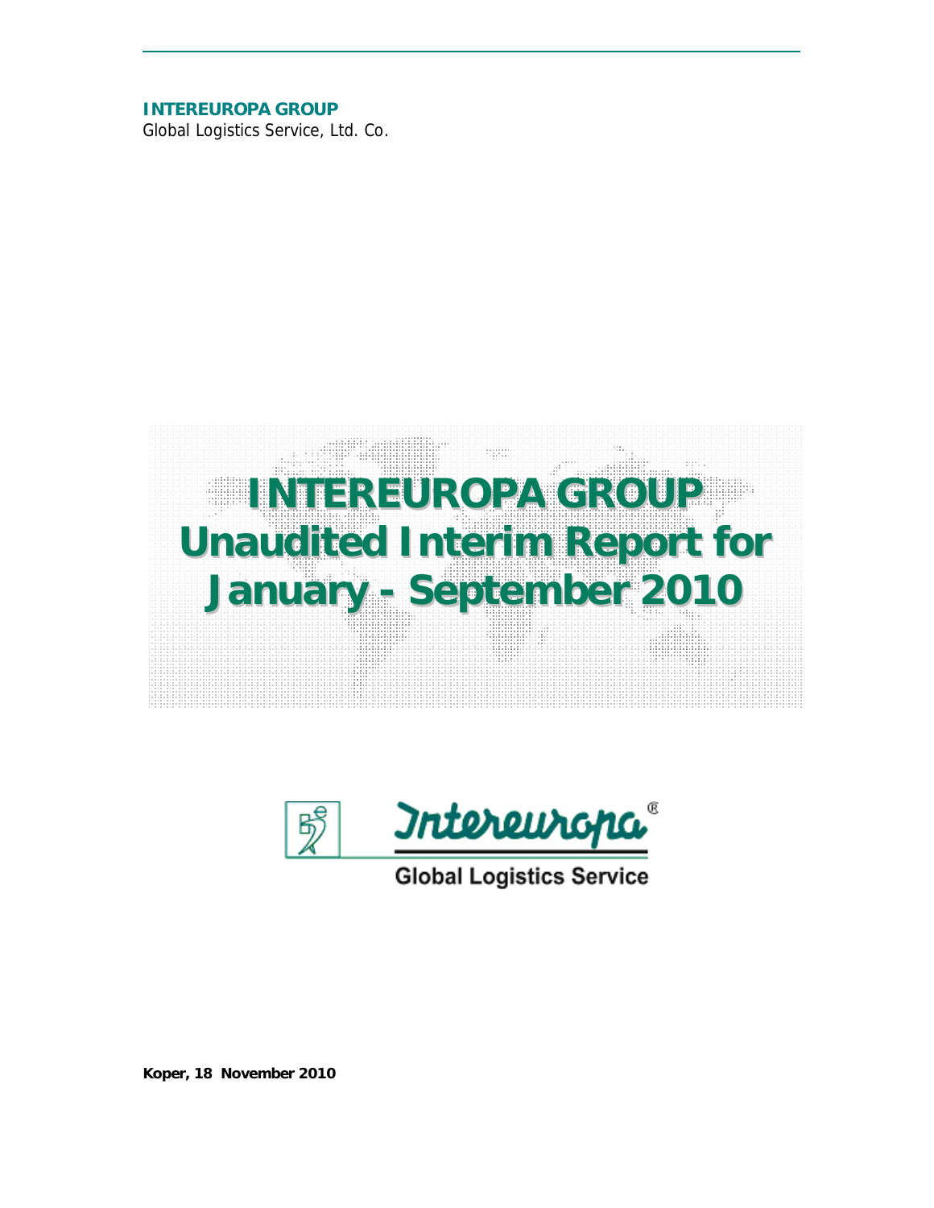**INTEREUROPA GROUP**
Global Logistics Service, Ltd. Co.

# INTEREUROPA GROUP Unaudited Interim Report for January - September 2010

Intereuropa®

Global Logistics Service

**Koper, 18 November 2010**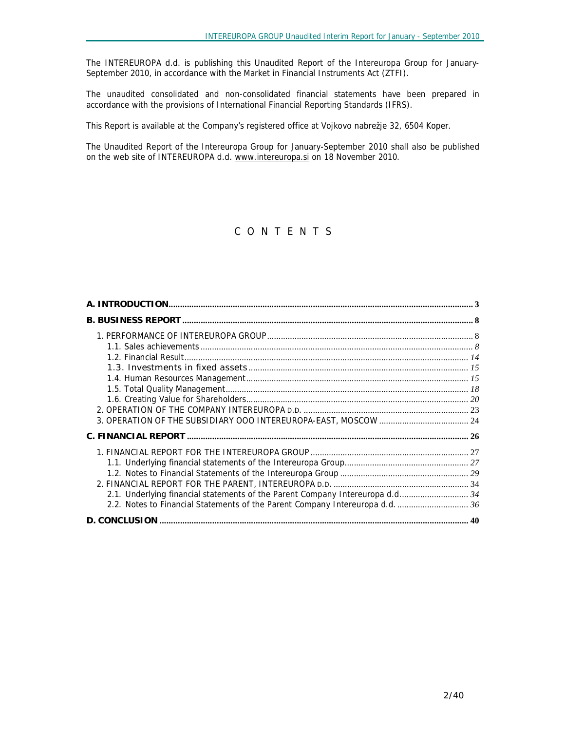The INTEREUROPA d.d. is publishing this Unaudited Report of the Intereuropa Group for January-September 2010, in accordance with the Market in Financial Instruments Act (ZTFI).

The unaudited consolidated and non-consolidated financial statements have been prepared in accordance with the provisions of International Financial Reporting Standards (IFRS).

This Report is available at the Company's registered office at Vojkovo nabrežje 32, 6504 Koper.

The Unaudited Report of the Intereuropa Group for January-September 2010 shall also be published on the web site of INTEREUROPA d.d. www.intereuropa.si on 18 November 2010.

# C O N T E N T S

**A. INTRODUCTION** .......... 3

**B. BUSINESS REPORT** .......... 8

1. PERFORMANCE OF INTEREUROPA GROUP .......... 8
   - 1.1. Sales achievements .......... *8*
   - 1.2. Financial Result .......... *14*
   - 1.3. Investments in fixed assets .......... *15*
   - 1.4. Human Resources Management .......... *15*
   - 1.5. Total Quality Management .......... *18*
   - 1.6. Creating Value for Shareholders .......... *20*
2. OPERATION OF THE COMPANY INTEREUROPA D.D. .......... 23
3. OPERATION OF THE SUBSIDIARY OOO INTEREUROPA-EAST, MOSCOW .......... 24

**C. FINANCIAL REPORT** .......... 26

1. FINANCIAL REPORT FOR THE INTEREUROPA GROUP .......... 27
   - 1.1. Underlying financial statements of the Intereuropa Group .......... *27*
   - 1.2. Notes to Financial Statements of the Intereuropa Group .......... *29*
2. FINANCIAL REPORT FOR THE PARENT, INTEREUROPA D.D. .......... 34
   - 2.1. Underlying financial statements of the Parent Company Intereuropa d.d. .......... *34*
   - 2.2. Notes to Financial Statements of the Parent Company Intereuropa d.d. .......... *36*

**D. CONCLUSION** .......... 40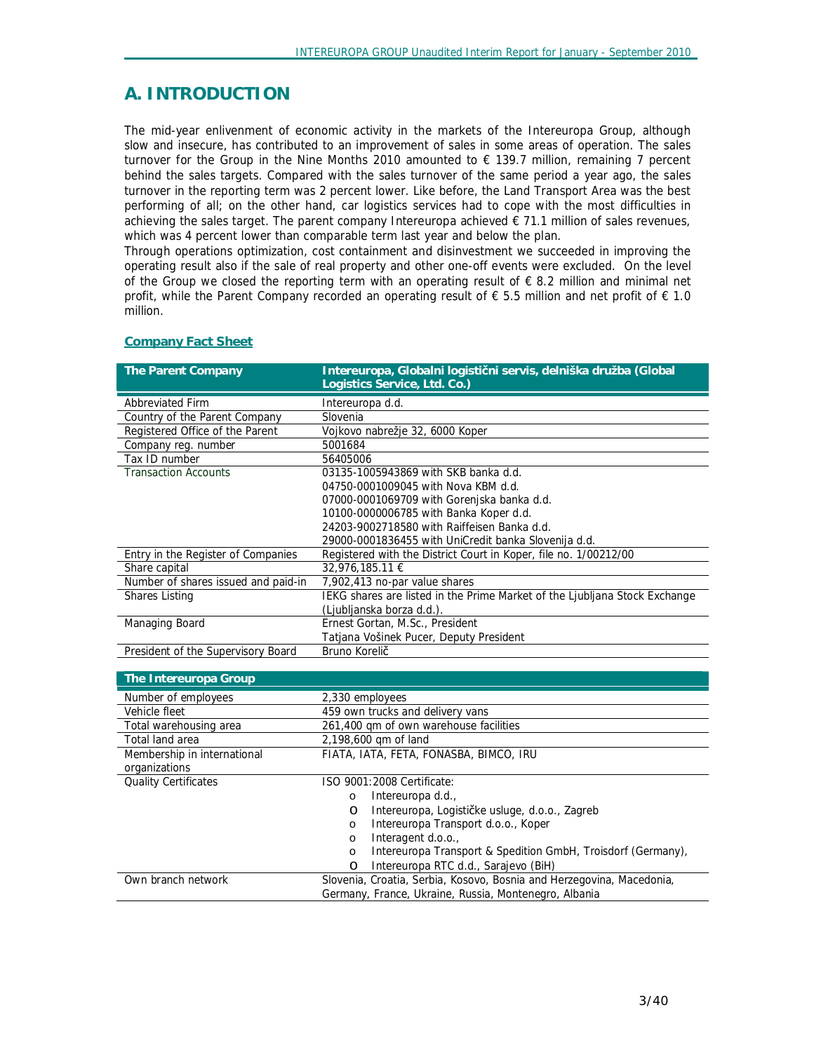# A. INTRODUCTION

The mid-year enlivenment of economic activity in the markets of the Intereuropa Group, although slow and insecure, has contributed to an improvement of sales in some areas of operation. The sales turnover for the Group in the Nine Months 2010 amounted to € 139.7 million, remaining 7 percent behind the sales targets. Compared with the sales turnover of the same period a year ago, the sales turnover in the reporting term was 2 percent lower. Like before, the Land Transport Area was the best performing of all; on the other hand, car logistics services had to cope with the most difficulties in achieving the sales target. The parent company Intereuropa achieved € 71.1 million of sales revenues, which was 4 percent lower than comparable term last year and below the plan.

Through operations optimization, cost containment and disinvestment we succeeded in improving the operating result also if the sale of real property and other one-off events were excluded. On the level of the Group we closed the reporting term with an operating result of € 8.2 million and minimal net profit, while the Parent Company recorded an operating result of € 5.5 million and net profit of € 1.0 million.

## Company Fact Sheet

| The Parent Company | Intereuropa, Globalni logistični servis, delniška družba (Global Logistics Service, Ltd. Co.) |
|---|---|
| Abbreviated Firm | Intereuropa d.d. |
| Country of the Parent Company | Slovenia |
| Registered Office of the Parent | Vojkovo nabrežje 32, 6000 Koper |
| Company reg. number | 5001684 |
| Tax ID number | 56405006 |
| Transaction Accounts | 03135-1005943869 with SKB banka d.d.<br>04750-0001009045 with Nova KBM d.d.<br>07000-0001069709 with Gorenjska banka d.d.<br>10100-0000006785 with Banka Koper d.d.<br>24203-9002718580 with Raiffeisen Banka d.d.<br>29000-0001836455 with UniCredit banka Slovenija d.d. |
| Entry in the Register of Companies | Registered with the District Court in Koper, file no. 1/00212/00 |
| Share capital | 32,976,185.11 € |
| Number of shares issued and paid-in | 7,902,413 no-par value shares |
| Shares Listing | IEKG shares are listed in the Prime Market of the Ljubljana Stock Exchange (Ljubljanska borza d.d.). |
| Managing Board | Ernest Gortan, M.Sc., President<br>Tatjana Vošinek Pucer, Deputy President |
| President of the Supervisory Board | Bruno Korelič |

| The Intereuropa Group | |
|---|---|
| Number of employees | 2,330 employees |
| Vehicle fleet | 459 own trucks and delivery vans |
| Total warehousing area | 261,400 qm of own warehouse facilities |
| Total land area | 2,198,600 qm of land |
| Membership in international organizations | FIATA, IATA, FETA, FONASBA, BIMCO, IRU |
| Quality Certificates | ISO 9001:2008 Certificate:<br>o Intereuropa d.d.,<br>o Intereuropa, Logističke usluge, d.o.o., Zagreb<br>o Intereuropa Transport d.o.o., Koper<br>o Interagent d.o.o.,<br>o Intereuropa Transport & Spedition GmbH, Troisdorf (Germany),<br>o Intereuropa RTC d.d., Sarajevo (BiH) |
| Own branch network | Slovenia, Croatia, Serbia, Kosovo, Bosnia and Herzegovina, Macedonia, Germany, France, Ukraine, Russia, Montenegro, Albania |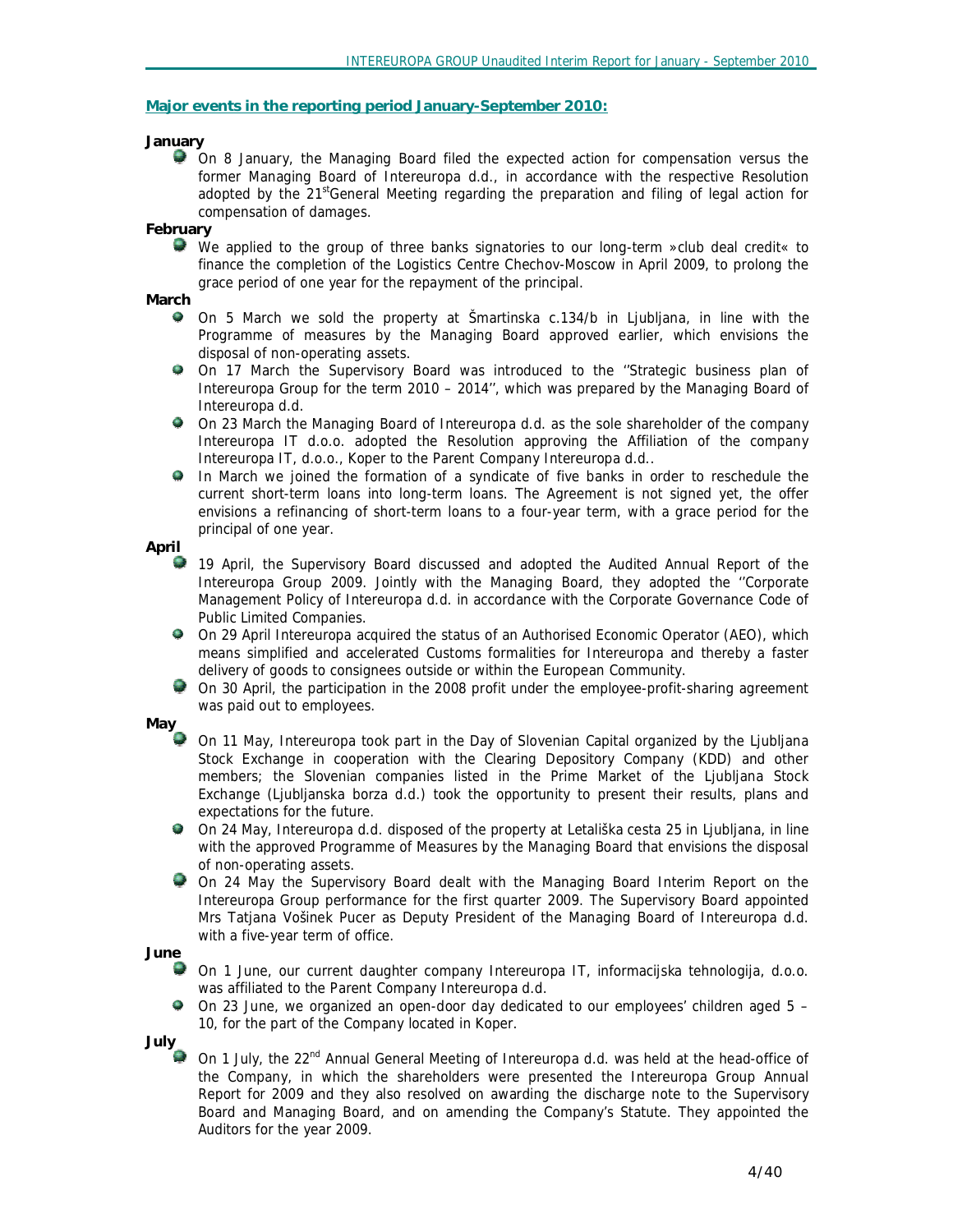## Major events in the reporting period January-September 2010:

**January**

- On 8 January, the Managing Board filed the expected action for compensation versus the former Managing Board of Intereuropa d.d., in accordance with the respective Resolution adopted by the 21st General Meeting regarding the preparation and filing of legal action for compensation of damages.

**February**

- We applied to the group of three banks signatories to our long-term »club deal credit« to finance the completion of the Logistics Centre Chechov-Moscow in April 2009, to prolong the grace period of one year for the repayment of the principal.

**March**

- On 5 March we sold the property at Šmartinska c.134/b in Ljubljana, in line with the Programme of measures by the Managing Board approved earlier, which envisions the disposal of non-operating assets.
- On 17 March the Supervisory Board was introduced to the ''Strategic business plan of Intereuropa Group for the term 2010 – 2014'', which was prepared by the Managing Board of Intereuropa d.d.
- On 23 March the Managing Board of Intereuropa d.d. as the sole shareholder of the company Intereuropa IT d.o.o. adopted the Resolution approving the Affiliation of the company Intereuropa IT, d.o.o., Koper to the Parent Company Intereuropa d.d..
- In March we joined the formation of a syndicate of five banks in order to reschedule the current short-term loans into long-term loans. The Agreement is not signed yet, the offer envisions a refinancing of short-term loans to a four-year term, with a grace period for the principal of one year.

**April**

- 19 April, the Supervisory Board discussed and adopted the Audited Annual Report of the Intereuropa Group 2009. Jointly with the Managing Board, they adopted the ''Corporate Management Policy of Intereuropa d.d. in accordance with the Corporate Governance Code of Public Limited Companies.
- On 29 April Intereuropa acquired the status of an Authorised Economic Operator (AEO), which means simplified and accelerated Customs formalities for Intereuropa and thereby a faster delivery of goods to consignees outside or within the European Community.
- On 30 April, the participation in the 2008 profit under the employee-profit-sharing agreement was paid out to employees.

**May**

- On 11 May, Intereuropa took part in the Day of Slovenian Capital organized by the Ljubljana Stock Exchange in cooperation with the Clearing Depository Company (KDD) and other members; the Slovenian companies listed in the Prime Market of the Ljubljana Stock Exchange (Ljubljanska borza d.d.) took the opportunity to present their results, plans and expectations for the future.
- On 24 May, Intereuropa d.d. disposed of the property at Letališka cesta 25 in Ljubljana, in line with the approved Programme of Measures by the Managing Board that envisions the disposal of non-operating assets.
- On 24 May the Supervisory Board dealt with the Managing Board Interim Report on the Intereuropa Group performance for the first quarter 2009. The Supervisory Board appointed Mrs Tatjana Vošinek Pucer as Deputy President of the Managing Board of Intereuropa d.d. with a five-year term of office.

**June**

- On 1 June, our current daughter company Intereuropa IT, informacijska tehnologija, d.o.o. was affiliated to the Parent Company Intereuropa d.d.
- On 23 June, we organized an open-door day dedicated to our employees' children aged 5 – 10, for the part of the Company located in Koper.

**July**

- On 1 July, the 22nd Annual General Meeting of Intereuropa d.d. was held at the head-office of the Company, in which the shareholders were presented the Intereuropa Group Annual Report for 2009 and they also resolved on awarding the discharge note to the Supervisory Board and Managing Board, and on amending the Company's Statute. They appointed the Auditors for the year 2009.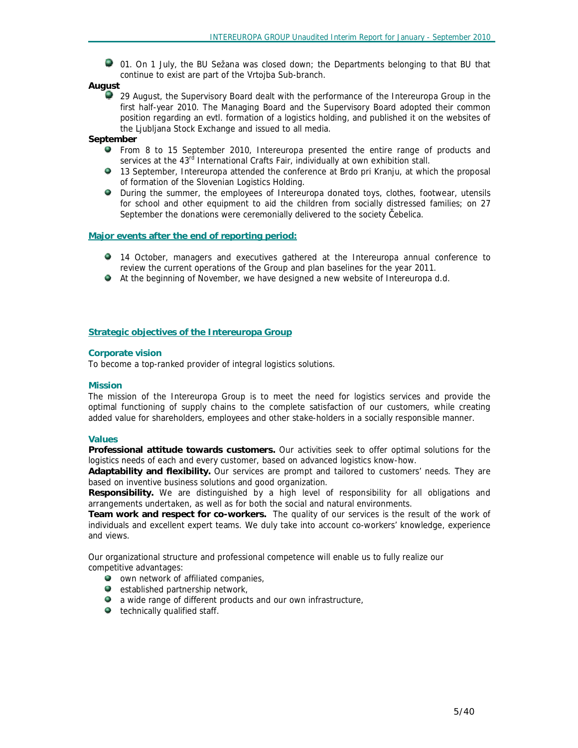- 01. On 1 July, the BU Sežana was closed down; the Departments belonging to that BU that continue to exist are part of the Vrtojba Sub-branch.

**August**

- 29 August, the Supervisory Board dealt with the performance of the Intereuropa Group in the first half-year 2010. The Managing Board and the Supervisory Board adopted their common position regarding an evtl. formation of a logistics holding, and published it on the websites of the Ljubljana Stock Exchange and issued to all media.

**September**

- From 8 to 15 September 2010, Intereuropa presented the entire range of products and services at the 43rd International Crafts Fair, individually at own exhibition stall.
- 13 September, Intereuropa attended the conference at Brdo pri Kranju, at which the proposal of formation of the Slovenian Logistics Holding.
- During the summer, the employees of Intereuropa donated toys, clothes, footwear, utensils for school and other equipment to aid the children from socially distressed families; on 27 September the donations were ceremonially delivered to the society Čebelica.

## Major events after the end of reporting period:

- 14 October, managers and executives gathered at the Intereuropa annual conference to review the current operations of the Group and plan baselines for the year 2011.
- At the beginning of November, we have designed a new website of Intereuropa d.d.

## Strategic objectives of the Intereuropa Group

### Corporate vision

To become a top-ranked provider of integral logistics solutions.

### Mission

The mission of the Intereuropa Group is to meet the need for logistics services and provide the optimal functioning of supply chains to the complete satisfaction of our customers, while creating added value for shareholders, employees and other stake-holders in a socially responsible manner.

### Values

**Professional attitude towards customers.** Our activities seek to offer optimal solutions for the logistics needs of each and every customer, based on advanced logistics know-how.

**Adaptability and flexibility.** Our services are prompt and tailored to customers' needs. They are based on inventive business solutions and good organization.

**Responsibility.** We are distinguished by a high level of responsibility for all obligations and arrangements undertaken, as well as for both the social and natural environments.

**Team work and respect for co-workers.** The quality of our services is the result of the work of individuals and excellent expert teams. We duly take into account co-workers' knowledge, experience and views.

Our organizational structure and professional competence will enable us to fully realize our competitive advantages:

- own network of affiliated companies,
- established partnership network,
- a wide range of different products and our own infrastructure,
- technically qualified staff.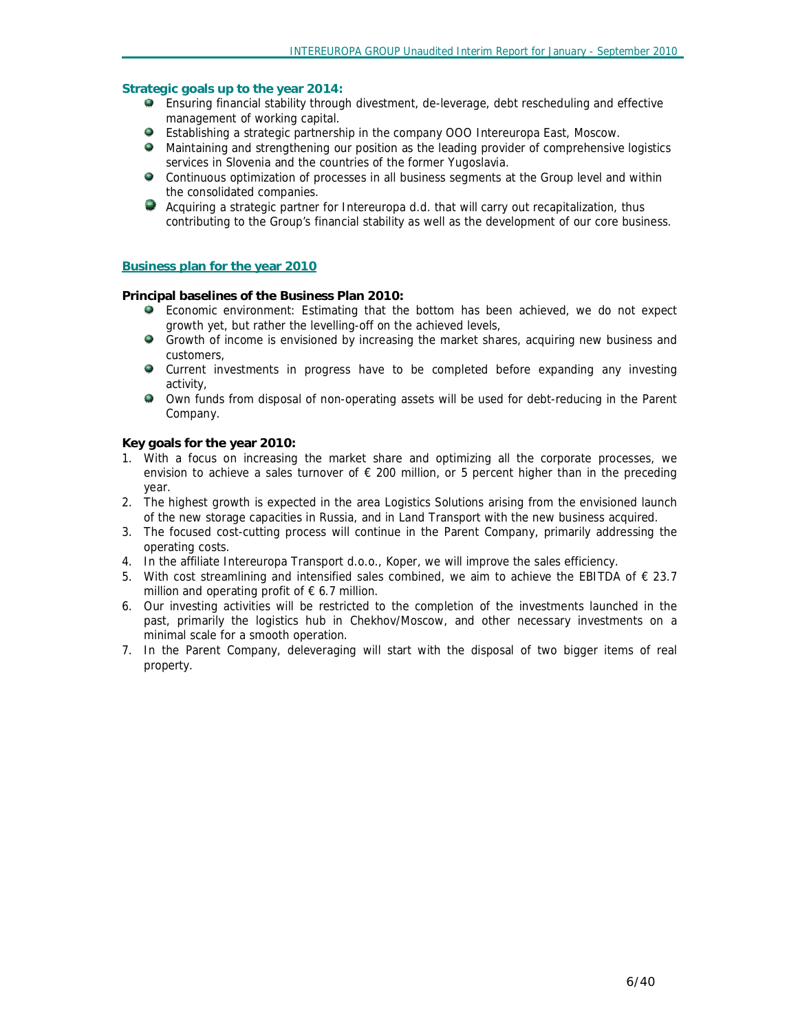## Strategic goals up to the year 2014:

- Ensuring financial stability through divestment, de-leverage, debt rescheduling and effective management of working capital.
- Establishing a strategic partnership in the company OOO Intereuropa East, Moscow.
- Maintaining and strengthening our position as the leading provider of comprehensive logistics services in Slovenia and the countries of the former Yugoslavia.
- Continuous optimization of processes in all business segments at the Group level and within the consolidated companies.
- Acquiring a strategic partner for Intereuropa d.d. that will carry out recapitalization, thus contributing to the Group's financial stability as well as the development of our core business.

## Business plan for the year 2010

**Principal baselines of the Business Plan 2010:**

- Economic environment: Estimating that the bottom has been achieved, we do not expect growth yet, but rather the levelling-off on the achieved levels,
- Growth of income is envisioned by increasing the market shares, acquiring new business and customers,
- Current investments in progress have to be completed before expanding any investing activity,
- Own funds from disposal of non-operating assets will be used for debt-reducing in the Parent Company.

**Key goals for the year 2010:**

1. With a focus on increasing the market share and optimizing all the corporate processes, we envision to achieve a sales turnover of € 200 million, or 5 percent higher than in the preceding year.
2. The highest growth is expected in the area Logistics Solutions arising from the envisioned launch of the new storage capacities in Russia, and in Land Transport with the new business acquired.
3. The focused cost-cutting process will continue in the Parent Company, primarily addressing the operating costs.
4. In the affiliate Intereuropa Transport d.o.o., Koper, we will improve the sales efficiency.
5. With cost streamlining and intensified sales combined, we aim to achieve the EBITDA of € 23.7 million and operating profit of € 6.7 million.
6. Our investing activities will be restricted to the completion of the investments launched in the past, primarily the logistics hub in Chekhov/Moscow, and other necessary investments on a minimal scale for a smooth operation.
7. In the Parent Company, deleveraging will start with the disposal of two bigger items of real property.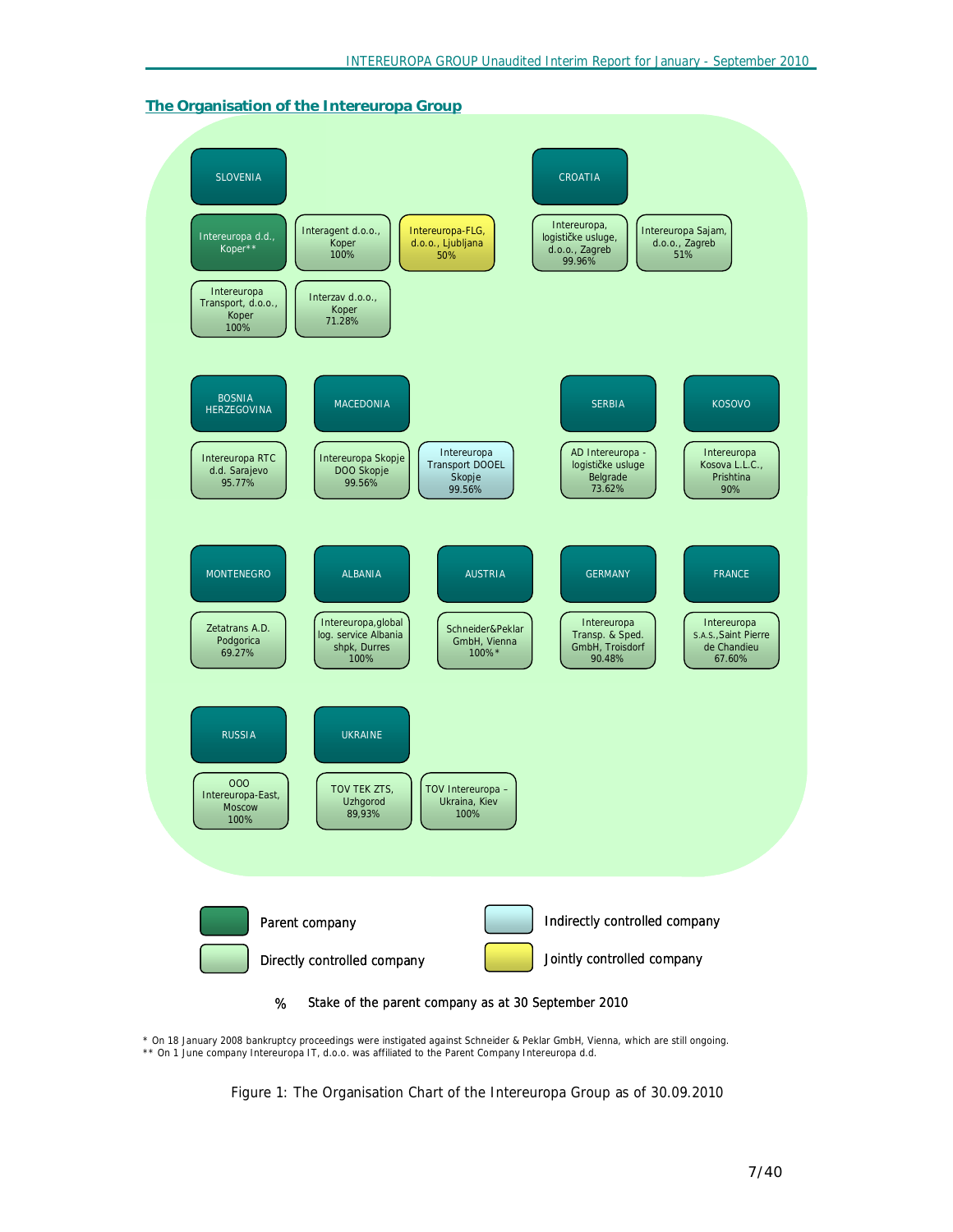## The Organisation of the Intereuropa Group

**SLOVENIA**
- Intereuropa d.d., Koper** (Parent company)
- Interagent d.o.o., Koper 100%
- Intereuropa-FLG, d.o.o., Ljubljana 50% (Jointly controlled company)
- Intereuropa Transport, d.o.o., Koper 100%
- Interzav d.o.o., Koper 71.28%

**CROATIA**
- Intereuropa, logističke usluge, d.o.o., Zagreb 99.96%
- Intereuropa Sajam, d.o.o., Zagreb 51%

**BOSNIA HERZEGOVINA**
- Intereuropa RTC d.d. Sarajevo 95.77%

**MACEDONIA**
- Intereuropa Skopje DOO Skopje 99.56%
- Intereuropa Transport DOOEL Skopje 99.56% (Indirectly controlled company)

**SERBIA**
- AD Intereuropa - logističke usluge Belgrade 73.62%

**KOSOVO**
- Intereuropa Kosova L.L.C., Prishtina 90%

**MONTENEGRO**
- Zetatrans A.D. Podgorica 69.27%

**ALBANIA**
- Intereuropa,global log. service Albania shpk, Durres 100%

**AUSTRIA**
- Schneider&Peklar GmbH, Vienna 100%*

**GERMANY**
- Intereuropa Transp. & Sped. GmbH, Troisdorf 90.48%

**FRANCE**
- Intereuropa S.A.S.,Saint Pierre de Chandieu 67.60%

**RUSSIA**
- OOO Intereuropa-East, Moscow 100%

**UKRAINE**
- TOV TEK ZTS, Uzhgorod 89,93%
- TOV Intereuropa – Ukraina, Kiev 100%

Legend: Parent company; Directly controlled company; Indirectly controlled company; Jointly controlled company

% Stake of the parent company as at 30 September 2010

\* On 18 January 2008 bankruptcy proceedings were instigated against Schneider & Peklar GmbH, Vienna, which are still ongoing.
\** On 1 June company Intereuropa IT, d.o.o. was affiliated to the Parent Company Intereuropa d.d.

Figure 1: The Organisation Chart of the Intereuropa Group as of 30.09.2010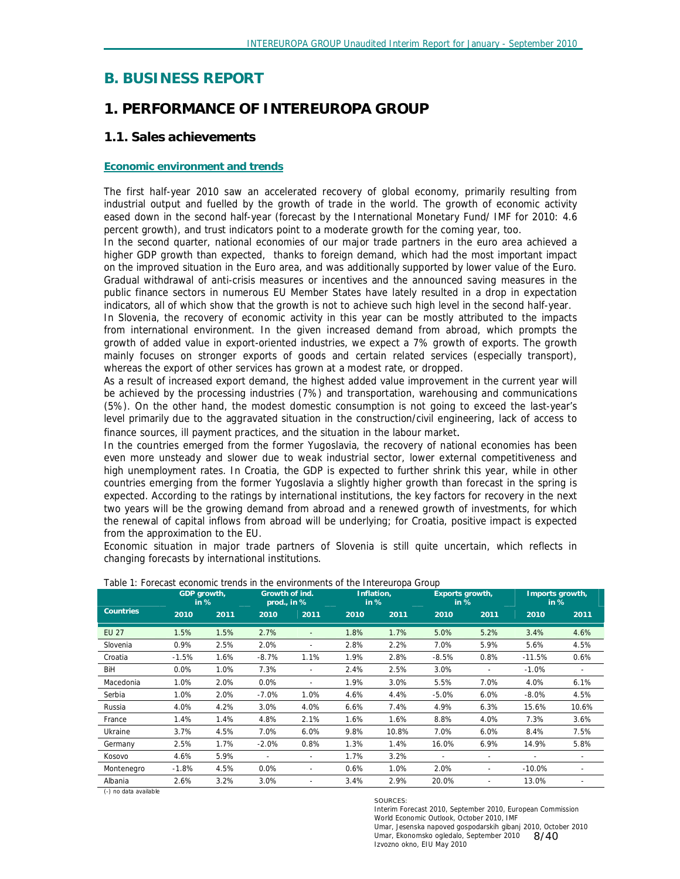# B. BUSINESS REPORT

# 1. PERFORMANCE OF INTEREUROPA GROUP

## 1.1. Sales achievements

### Economic environment and trends

The first half-year 2010 saw an accelerated recovery of global economy, primarily resulting from industrial output and fuelled by the growth of trade in the world. The growth of economic activity eased down in the second half-year (forecast by the International Monetary Fund/ IMF for 2010: 4.6 percent growth), and trust indicators point to a moderate growth for the coming year, too.

In the second quarter, national economies of our major trade partners in the euro area achieved a higher GDP growth than expected, thanks to foreign demand, which had the most important impact on the improved situation in the Euro area, and was additionally supported by lower value of the Euro. Gradual withdrawal of anti-crisis measures or incentives and the announced saving measures in the public finance sectors in numerous EU Member States have lately resulted in a drop in expectation indicators, all of which show that the growth is not to achieve such high level in the second half-year.

In Slovenia, the recovery of economic activity in this year can be mostly attributed to the impacts from international environment. In the given increased demand from abroad, which prompts the growth of added value in export-oriented industries, we expect a 7% growth of exports. The growth mainly focuses on stronger exports of goods and certain related services (especially transport), whereas the export of other services has grown at a modest rate, or dropped.

As a result of increased export demand, the highest added value improvement in the current year will be achieved by the processing industries (7%) and transportation, warehousing and communications (5%). On the other hand, the modest domestic consumption is not going to exceed the last-year's level primarily due to the aggravated situation in the construction/civil engineering, lack of access to finance sources, ill payment practices, and the situation in the labour market.

In the countries emerged from the former Yugoslavia, the recovery of national economies has been even more unsteady and slower due to weak industrial sector, lower external competitiveness and high unemployment rates. In Croatia, the GDP is expected to further shrink this year, while in other countries emerging from the former Yugoslavia a slightly higher growth than forecast in the spring is expected. According to the ratings by international institutions, the key factors for recovery in the next two years will be the growing demand from abroad and a renewed growth of investments, for which the renewal of capital inflows from abroad will be underlying; for Croatia, positive impact is expected from the approximation to the EU.

Economic situation in major trade partners of Slovenia is still quite uncertain, which reflects in changing forecasts by international institutions.

Table 1: Forecast economic trends in the environments of the Intereuropa Group

| Countries | GDP growth, in % | | Growth of ind. prod., in % | | Inflation, in % | | Exports growth, in % | | Imports growth, in % | |
|---|---|---|---|---|---|---|---|---|---|---|
| | 2010 | 2011 | 2010 | 2011 | 2010 | 2011 | 2010 | 2011 | 2010 | 2011 |
| EU 27 | 1.5% | 1.5% | 2.7% | - | 1.8% | 1.7% | 5.0% | 5.2% | 3.4% | 4.6% |
| Slovenia | 0.9% | 2.5% | 2.0% | - | 2.8% | 2.2% | 7.0% | 5.9% | 5.6% | 4.5% |
| Croatia | -1.5% | 1.6% | -8.7% | 1.1% | 1.9% | 2.8% | -8.5% | 0.8% | -11.5% | 0.6% |
| BiH | 0.0% | 1.0% | 7.3% | - | 2.4% | 2.5% | 3.0% | - | -1.0% | - |
| Macedonia | 1.0% | 2.0% | 0.0% | - | 1.9% | 3.0% | 5.5% | 7.0% | 4.0% | 6.1% |
| Serbia | 1.0% | 2.0% | -7.0% | 1.0% | 4.6% | 4.4% | -5.0% | 6.0% | -8.0% | 4.5% |
| Russia | 4.0% | 4.2% | 3.0% | 4.0% | 6.6% | 7.4% | 4.9% | 6.3% | 15.6% | 10.6% |
| France | 1.4% | 1.4% | 4.8% | 2.1% | 1.6% | 1.6% | 8.8% | 4.0% | 7.3% | 3.6% |
| Ukraine | 3.7% | 4.5% | 7.0% | 6.0% | 9.8% | 10.8% | 7.0% | 6.0% | 8.4% | 7.5% |
| Germany | 2.5% | 1.7% | -2.0% | 0.8% | 1.3% | 1.4% | 16.0% | 6.9% | 14.9% | 5.8% |
| Kosovo | 4.6% | 5.9% | - | - | 1.7% | 3.2% | - | - | - | - |
| Montenegro | -1.8% | 4.5% | 0.0% | - | 0.6% | 1.0% | 2.0% | - | -10.0% | - |
| Albania | 2.6% | 3.2% | 3.0% | - | 3.4% | 2.9% | 20.0% | - | 13.0% | - |

(-) no data available

SOURCES:
Interim Forecast 2010, September 2010, European Commission
World Economic Outlook, October 2010, IMF
Umar, Jesenska napoved gospodarskih gibanj 2010, October 2010
Umar, Ekonomsko ogledalo, September 2010
Izvozno okno, EIU May 2010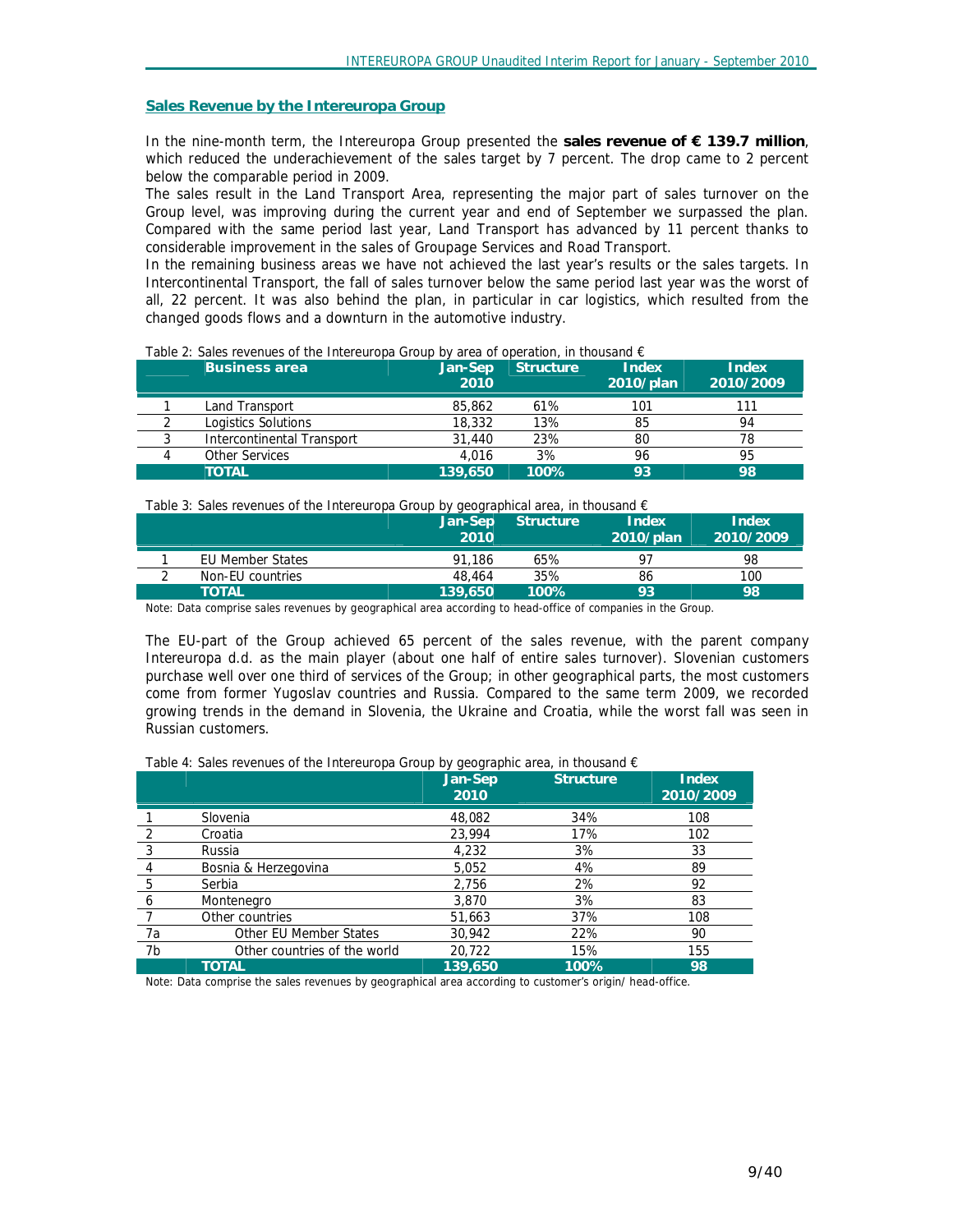## Sales Revenue by the Intereuropa Group

In the nine-month term, the Intereuropa Group presented the **sales revenue of € 139.7 million**, which reduced the underachievement of the sales target by 7 percent. The drop came to 2 percent below the comparable period in 2009.

The sales result in the Land Transport Area, representing the major part of sales turnover on the Group level, was improving during the current year and end of September we surpassed the plan. Compared with the same period last year, Land Transport has advanced by 11 percent thanks to considerable improvement in the sales of Groupage Services and Road Transport.

In the remaining business areas we have not achieved the last year's results or the sales targets. In Intercontinental Transport, the fall of sales turnover below the same period last year was the worst of all, 22 percent. It was also behind the plan, in particular in car logistics, which resulted from the changed goods flows and a downturn in the automotive industry.

Table 2: Sales revenues of the Intereuropa Group by area of operation, in thousand €

| | Business area | Jan-Sep 2010 | Structure | Index 2010/plan | Index 2010/2009 |
|---|---|---|---|---|---|
| 1 | Land Transport | 85,862 | 61% | 101 | 111 |
| 2 | Logistics Solutions | 18,332 | 13% | 85 | 94 |
| 3 | Intercontinental Transport | 31,440 | 23% | 80 | 78 |
| 4 | Other Services | 4,016 | 3% | 96 | 95 |
| | **TOTAL** | **139,650** | **100%** | **93** | **98** |

Table 3: Sales revenues of the Intereuropa Group by geographical area, in thousand €

| | | Jan-Sep 2010 | Structure | Index 2010/plan | Index 2010/2009 |
|---|---|---|---|---|---|
| 1 | EU Member States | 91,186 | 65% | 97 | 98 |
| 2 | Non-EU countries | 48,464 | 35% | 86 | 100 |
| | **TOTAL** | **139,650** | **100%** | **93** | **98** |

Note: Data comprise sales revenues by geographical area according to head-office of companies in the Group.

The EU-part of the Group achieved 65 percent of the sales revenue, with the parent company Intereuropa d.d. as the main player (about one half of entire sales turnover). Slovenian customers purchase well over one third of services of the Group; in other geographical parts, the most customers come from former Yugoslav countries and Russia. Compared to the same term 2009, we recorded growing trends in the demand in Slovenia, the Ukraine and Croatia, while the worst fall was seen in Russian customers.

Table 4: Sales revenues of the Intereuropa Group by geographic area, in thousand €

| | | Jan-Sep 2010 | Structure | Index 2010/2009 |
|---|---|---|---|---|
| 1 | Slovenia | 48,082 | 34% | 108 |
| 2 | Croatia | 23,994 | 17% | 102 |
| 3 | Russia | 4,232 | 3% | 33 |
| 4 | Bosnia & Herzegovina | 5,052 | 4% | 89 |
| 5 | Serbia | 2,756 | 2% | 92 |
| 6 | Montenegro | 3,870 | 3% | 83 |
| 7 | Other countries | 51,663 | 37% | 108 |
| 7a | Other EU Member States | 30,942 | 22% | 90 |
| 7b | Other countries of the world | 20,722 | 15% | 155 |
| | **TOTAL** | **139,650** | **100%** | **98** |

Note: Data comprise the sales revenues by geographical area according to customer's origin/ head-office.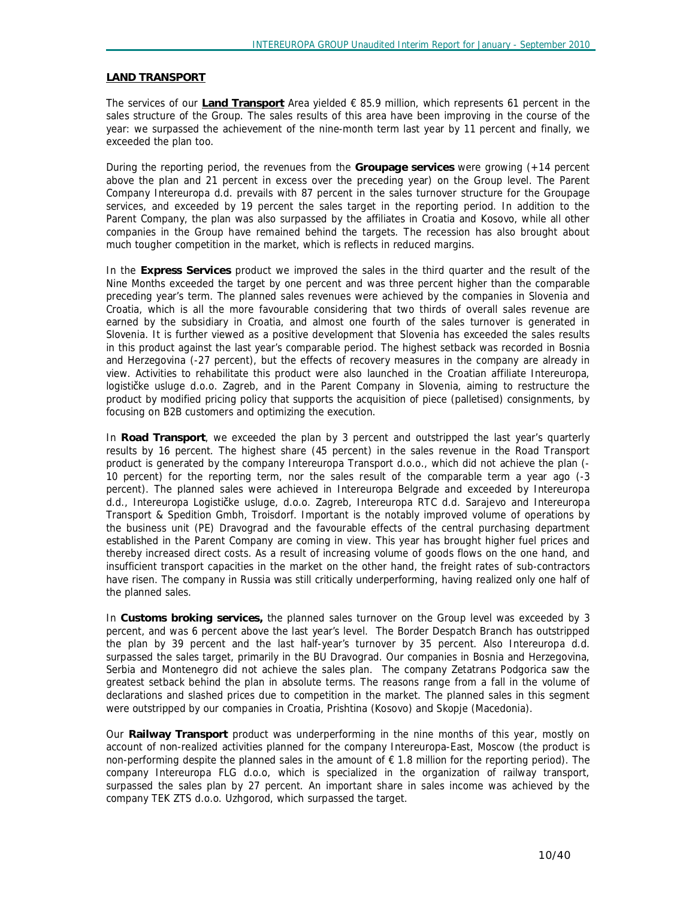## LAND TRANSPORT

The services of our **Land Transport** Area yielded € 85.9 million, which represents 61 percent in the sales structure of the Group. The sales results of this area have been improving in the course of the year: we surpassed the achievement of the nine-month term last year by 11 percent and finally, we exceeded the plan too.

During the reporting period, the revenues from the **Groupage services** were growing (+14 percent above the plan and 21 percent in excess over the preceding year) on the Group level. The Parent Company Intereuropa d.d. prevails with 87 percent in the sales turnover structure for the Groupage services, and exceeded by 19 percent the sales target in the reporting period. In addition to the Parent Company, the plan was also surpassed by the affiliates in Croatia and Kosovo, while all other companies in the Group have remained behind the targets. The recession has also brought about much tougher competition in the market, which is reflects in reduced margins.

In the **Express Services** product we improved the sales in the third quarter and the result of the Nine Months exceeded the target by one percent and was three percent higher than the comparable preceding year's term. The planned sales revenues were achieved by the companies in Slovenia and Croatia, which is all the more favourable considering that two thirds of overall sales revenue are earned by the subsidiary in Croatia, and almost one fourth of the sales turnover is generated in Slovenia. It is further viewed as a positive development that Slovenia has exceeded the sales results in this product against the last year's comparable period. The highest setback was recorded in Bosnia and Herzegovina (-27 percent), but the effects of recovery measures in the company are already in view. Activities to rehabilitate this product were also launched in the Croatian affiliate Intereuropa, logističke usluge d.o.o. Zagreb, and in the Parent Company in Slovenia, aiming to restructure the product by modified pricing policy that supports the acquisition of piece (palletised) consignments, by focusing on B2B customers and optimizing the execution.

In **Road Transport**, we exceeded the plan by 3 percent and outstripped the last year's quarterly results by 16 percent. The highest share (45 percent) in the sales revenue in the Road Transport product is generated by the company Intereuropa Transport d.o.o., which did not achieve the plan (-10 percent) for the reporting term, nor the sales result of the comparable term a year ago (-3 percent). The planned sales were achieved in Intereuropa Belgrade and exceeded by Intereuropa d.d., Intereuropa Logističke usluge, d.o.o. Zagreb, Intereuropa RTC d.d. Sarajevo and Intereuropa Transport & Spedition Gmbh, Troisdorf. Important is the notably improved volume of operations by the business unit (PE) Dravograd and the favourable effects of the central purchasing department established in the Parent Company are coming in view. This year has brought higher fuel prices and thereby increased direct costs. As a result of increasing volume of goods flows on the one hand, and insufficient transport capacities in the market on the other hand, the freight rates of sub-contractors have risen. The company in Russia was still critically underperforming, having realized only one half of the planned sales.

In **Customs broking services,** the planned sales turnover on the Group level was exceeded by 3 percent, and was 6 percent above the last year's level. The Border Despatch Branch has outstripped the plan by 39 percent and the last half-year's turnover by 35 percent. Also Intereuropa d.d. surpassed the sales target, primarily in the BU Dravograd. Our companies in Bosnia and Herzegovina, Serbia and Montenegro did not achieve the sales plan. The company Zetatrans Podgorica saw the greatest setback behind the plan in absolute terms. The reasons range from a fall in the volume of declarations and slashed prices due to competition in the market. The planned sales in this segment were outstripped by our companies in Croatia, Prishtina (Kosovo) and Skopje (Macedonia).

Our **Railway Transport** product was underperforming in the nine months of this year, mostly on account of non-realized activities planned for the company Intereuropa-East, Moscow (the product is non-performing despite the planned sales in the amount of € 1.8 million for the reporting period). The company Intereuropa FLG d.o.o, which is specialized in the organization of railway transport, surpassed the sales plan by 27 percent. An important share in sales income was achieved by the company TEK ZTS d.o.o. Uzhgorod, which surpassed the target.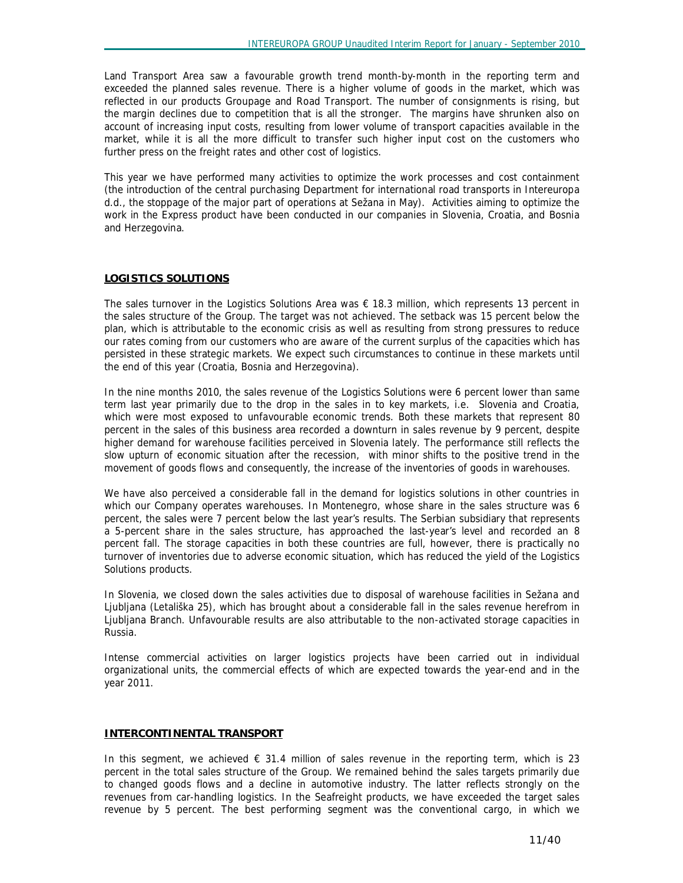Land Transport Area saw a favourable growth trend month-by-month in the reporting term and exceeded the planned sales revenue. There is a higher volume of goods in the market, which was reflected in our products Groupage and Road Transport. The number of consignments is rising, but the margin declines due to competition that is all the stronger. The margins have shrunken also on account of increasing input costs, resulting from lower volume of transport capacities available in the market, while it is all the more difficult to transfer such higher input cost on the customers who further press on the freight rates and other cost of logistics.

This year we have performed many activities to optimize the work processes and cost containment (the introduction of the central purchasing Department for international road transports in Intereuropa d.d., the stoppage of the major part of operations at Sežana in May). Activities aiming to optimize the work in the Express product have been conducted in our companies in Slovenia, Croatia, and Bosnia and Herzegovina.

## LOGISTICS SOLUTIONS

The sales turnover in the Logistics Solutions Area was € 18.3 million, which represents 13 percent in the sales structure of the Group. The target was not achieved. The setback was 15 percent below the plan, which is attributable to the economic crisis as well as resulting from strong pressures to reduce our rates coming from our customers who are aware of the current surplus of the capacities which has persisted in these strategic markets. We expect such circumstances to continue in these markets until the end of this year (Croatia, Bosnia and Herzegovina).

In the nine months 2010, the sales revenue of the Logistics Solutions were 6 percent lower than same term last year primarily due to the drop in the sales in to key markets, i.e. Slovenia and Croatia, which were most exposed to unfavourable economic trends. Both these markets that represent 80 percent in the sales of this business area recorded a downturn in sales revenue by 9 percent, despite higher demand for warehouse facilities perceived in Slovenia lately. The performance still reflects the slow upturn of economic situation after the recession, with minor shifts to the positive trend in the movement of goods flows and consequently, the increase of the inventories of goods in warehouses.

We have also perceived a considerable fall in the demand for logistics solutions in other countries in which our Company operates warehouses. In Montenegro, whose share in the sales structure was 6 percent, the sales were 7 percent below the last year's results. The Serbian subsidiary that represents a 5-percent share in the sales structure, has approached the last-year's level and recorded an 8 percent fall. The storage capacities in both these countries are full, however, there is practically no turnover of inventories due to adverse economic situation, which has reduced the yield of the Logistics Solutions products.

In Slovenia, we closed down the sales activities due to disposal of warehouse facilities in Sežana and Ljubljana (Letališka 25), which has brought about a considerable fall in the sales revenue herefrom in Ljubljana Branch. Unfavourable results are also attributable to the non-activated storage capacities in Russia.

Intense commercial activities on larger logistics projects have been carried out in individual organizational units, the commercial effects of which are expected towards the year-end and in the year 2011.

## INTERCONTINENTAL TRANSPORT

In this segment, we achieved € 31.4 million of sales revenue in the reporting term, which is 23 percent in the total sales structure of the Group. We remained behind the sales targets primarily due to changed goods flows and a decline in automotive industry. The latter reflects strongly on the revenues from car-handling logistics. In the Seafreight products, we have exceeded the target sales revenue by 5 percent. The best performing segment was the conventional cargo, in which we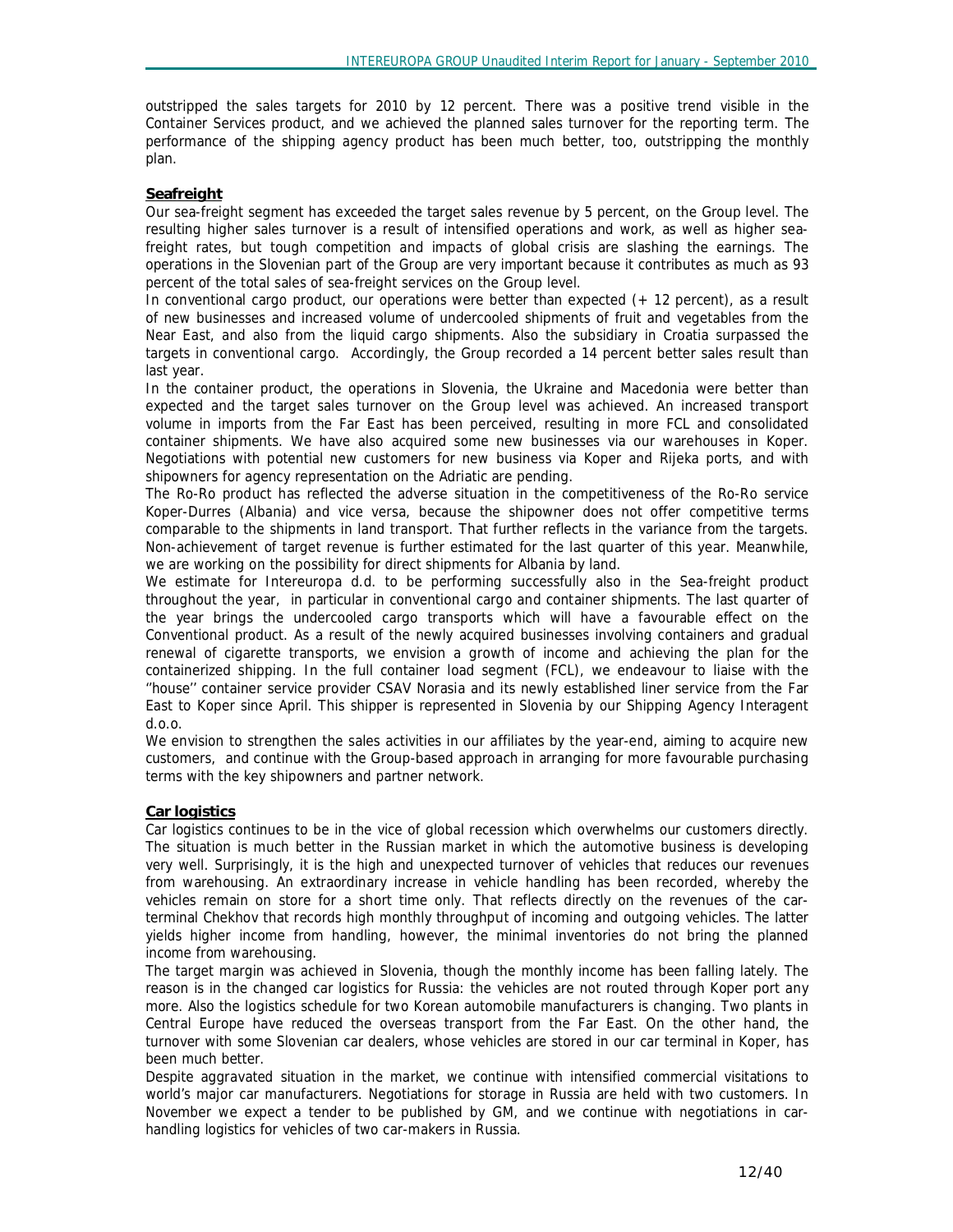outstripped the sales targets for 2010 by 12 percent. There was a positive trend visible in the Container Services product, and we achieved the planned sales turnover for the reporting term. The performance of the shipping agency product has been much better, too, outstripping the monthly plan.

**Seafreight**

Our sea-freight segment has exceeded the target sales revenue by 5 percent, on the Group level. The resulting higher sales turnover is a result of intensified operations and work, as well as higher sea-freight rates, but tough competition and impacts of global crisis are slashing the earnings. The operations in the Slovenian part of the Group are very important because it contributes as much as 93 percent of the total sales of sea-freight services on the Group level.

In conventional cargo product, our operations were better than expected (+ 12 percent), as a result of new businesses and increased volume of undercooled shipments of fruit and vegetables from the Near East, and also from the liquid cargo shipments. Also the subsidiary in Croatia surpassed the targets in conventional cargo. Accordingly, the Group recorded a 14 percent better sales result than last year.

In the container product, the operations in Slovenia, the Ukraine and Macedonia were better than expected and the target sales turnover on the Group level was achieved. An increased transport volume in imports from the Far East has been perceived, resulting in more FCL and consolidated container shipments. We have also acquired some new businesses via our warehouses in Koper. Negotiations with potential new customers for new business via Koper and Rijeka ports, and with shipowners for agency representation on the Adriatic are pending.

The Ro-Ro product has reflected the adverse situation in the competitiveness of the Ro-Ro service Koper-Durres (Albania) and vice versa, because the shipowner does not offer competitive terms comparable to the shipments in land transport. That further reflects in the variance from the targets. Non-achievement of target revenue is further estimated for the last quarter of this year. Meanwhile, we are working on the possibility for direct shipments for Albania by land.

We estimate for Intereuropa d.d. to be performing successfully also in the Sea-freight product throughout the year, in particular in conventional cargo and container shipments. The last quarter of the year brings the undercooled cargo transports which will have a favourable effect on the Conventional product. As a result of the newly acquired businesses involving containers and gradual renewal of cigarette transports, we envision a growth of income and achieving the plan for the containerized shipping. In the full container load segment (FCL), we endeavour to liaise with the ''house'' container service provider CSAV Norasia and its newly established liner service from the Far East to Koper since April. This shipper is represented in Slovenia by our Shipping Agency Interagent d.o.o.

We envision to strengthen the sales activities in our affiliates by the year-end, aiming to acquire new customers, and continue with the Group-based approach in arranging for more favourable purchasing terms with the key shipowners and partner network.

**Car logistics**

Car logistics continues to be in the vice of global recession which overwhelms our customers directly. The situation is much better in the Russian market in which the automotive business is developing very well. Surprisingly, it is the high and unexpected turnover of vehicles that reduces our revenues from warehousing. An extraordinary increase in vehicle handling has been recorded, whereby the vehicles remain on store for a short time only. That reflects directly on the revenues of the car-terminal Chekhov that records high monthly throughput of incoming and outgoing vehicles. The latter yields higher income from handling, however, the minimal inventories do not bring the planned income from warehousing.

The target margin was achieved in Slovenia, though the monthly income has been falling lately. The reason is in the changed car logistics for Russia: the vehicles are not routed through Koper port any more. Also the logistics schedule for two Korean automobile manufacturers is changing. Two plants in Central Europe have reduced the overseas transport from the Far East. On the other hand, the turnover with some Slovenian car dealers, whose vehicles are stored in our car terminal in Koper, has been much better.

Despite aggravated situation in the market, we continue with intensified commercial visitations to world's major car manufacturers. Negotiations for storage in Russia are held with two customers. In November we expect a tender to be published by GM, and we continue with negotiations in car-handling logistics for vehicles of two car-makers in Russia.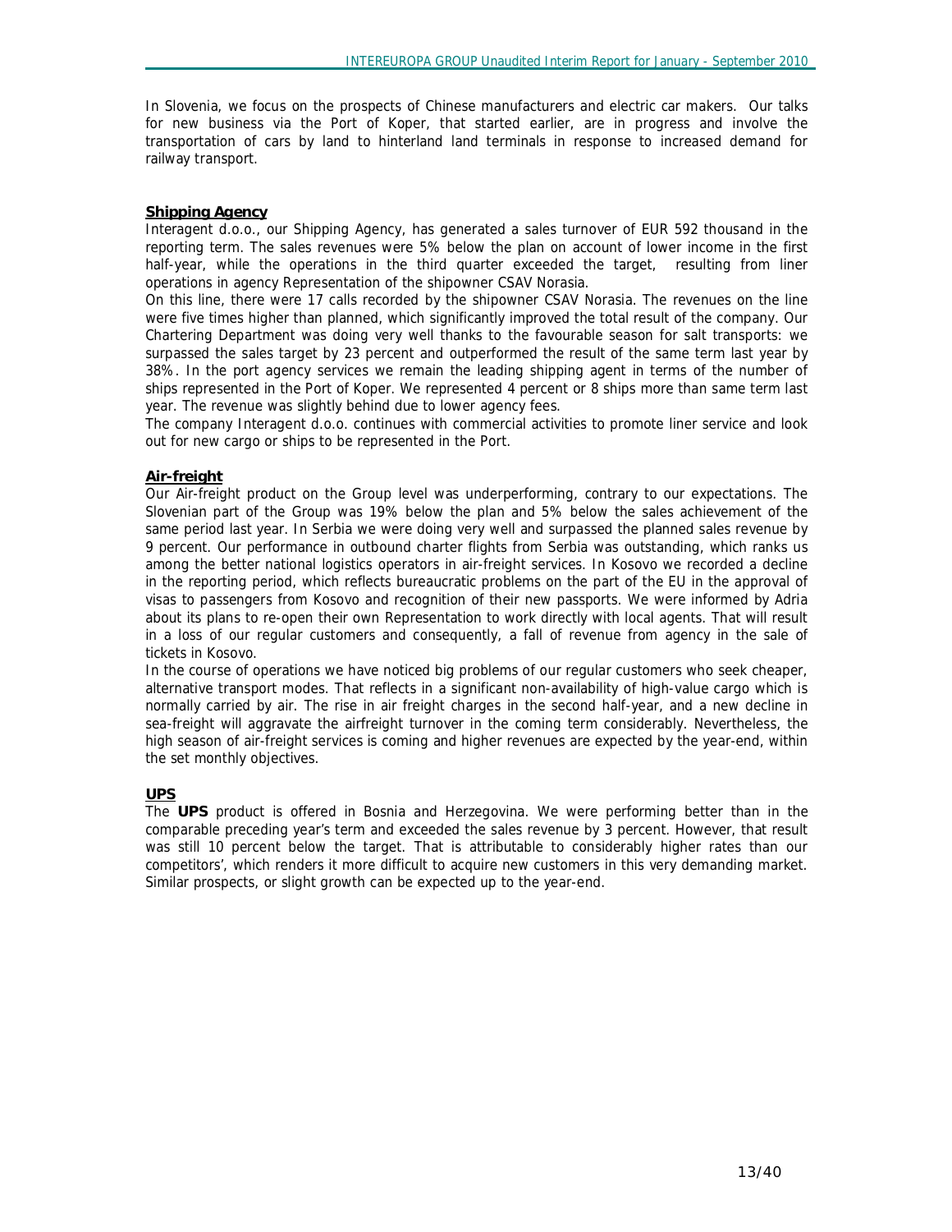In Slovenia, we focus on the prospects of Chinese manufacturers and electric car makers. Our talks for new business via the Port of Koper, that started earlier, are in progress and involve the transportation of cars by land to hinterland land terminals in response to increased demand for railway transport.

## Shipping Agency

Interagent d.o.o., our Shipping Agency, has generated a sales turnover of EUR 592 thousand in the reporting term. The sales revenues were 5% below the plan on account of lower income in the first half-year, while the operations in the third quarter exceeded the target, resulting from liner operations in agency Representation of the shipowner CSAV Norasia.

On this line, there were 17 calls recorded by the shipowner CSAV Norasia. The revenues on the line were five times higher than planned, which significantly improved the total result of the company. Our Chartering Department was doing very well thanks to the favourable season for salt transports: we surpassed the sales target by 23 percent and outperformed the result of the same term last year by 38%. In the port agency services we remain the leading shipping agent in terms of the number of ships represented in the Port of Koper. We represented 4 percent or 8 ships more than same term last year. The revenue was slightly behind due to lower agency fees.

The company Interagent d.o.o. continues with commercial activities to promote liner service and look out for new cargo or ships to be represented in the Port.

## Air-freight

Our Air-freight product on the Group level was underperforming, contrary to our expectations. The Slovenian part of the Group was 19% below the plan and 5% below the sales achievement of the same period last year. In Serbia we were doing very well and surpassed the planned sales revenue by 9 percent. Our performance in outbound charter flights from Serbia was outstanding, which ranks us among the better national logistics operators in air-freight services. In Kosovo we recorded a decline in the reporting period, which reflects bureaucratic problems on the part of the EU in the approval of visas to passengers from Kosovo and recognition of their new passports. We were informed by Adria about its plans to re-open their own Representation to work directly with local agents. That will result in a loss of our regular customers and consequently, a fall of revenue from agency in the sale of tickets in Kosovo.

In the course of operations we have noticed big problems of our regular customers who seek cheaper, alternative transport modes. That reflects in a significant non-availability of high-value cargo which is normally carried by air. The rise in air freight charges in the second half-year, and a new decline in sea-freight will aggravate the airfreight turnover in the coming term considerably. Nevertheless, the high season of air-freight services is coming and higher revenues are expected by the year-end, within the set monthly objectives.

## UPS

The **UPS** product is offered in Bosnia and Herzegovina. We were performing better than in the comparable preceding year's term and exceeded the sales revenue by 3 percent. However, that result was still 10 percent below the target. That is attributable to considerably higher rates than our competitors', which renders it more difficult to acquire new customers in this very demanding market. Similar prospects, or slight growth can be expected up to the year-end.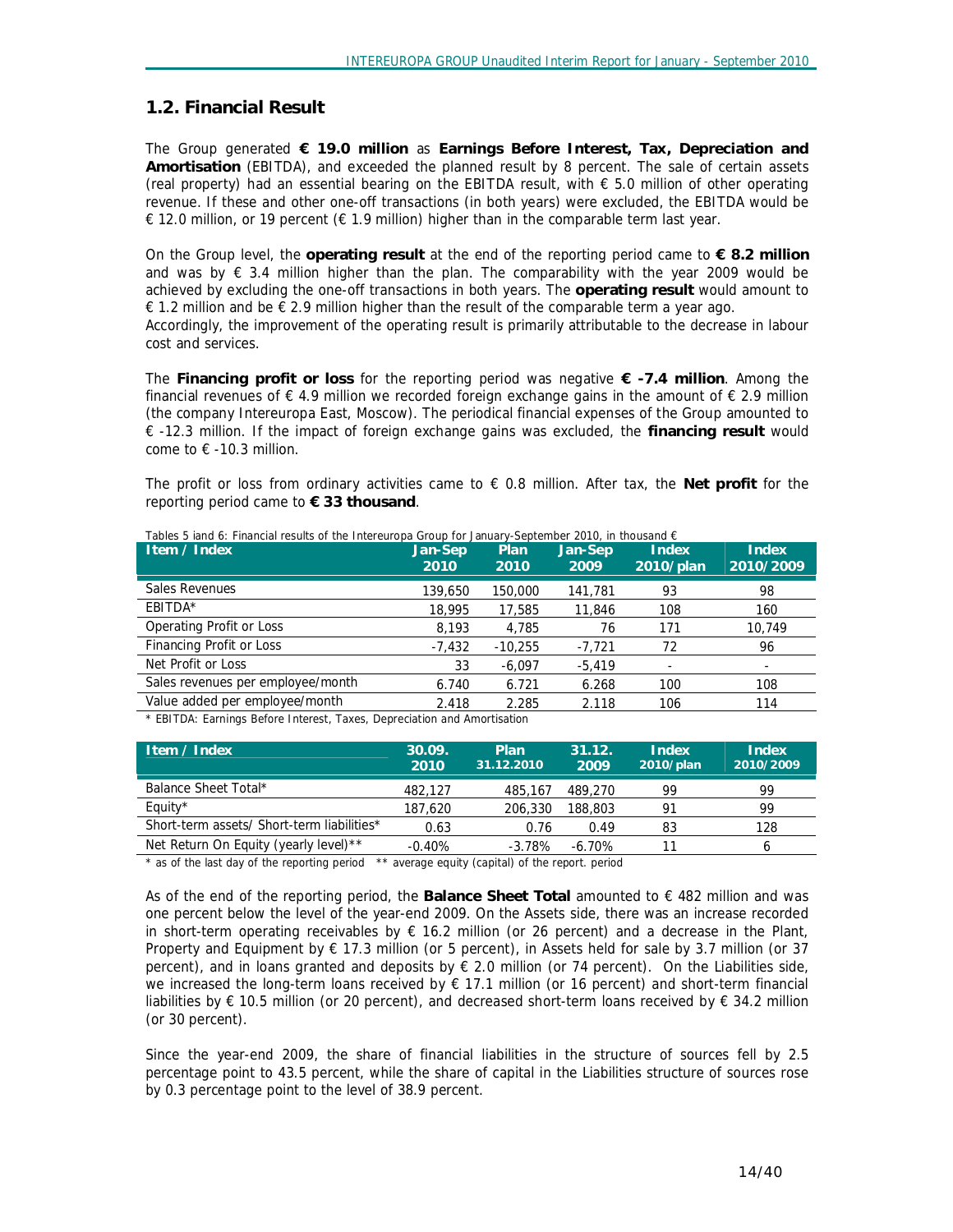## 1.2. Financial Result

The Group generated **€ 19.0 million** as **Earnings Before Interest, Tax, Depreciation and Amortisation** (EBITDA), and exceeded the planned result by 8 percent. The sale of certain assets (real property) had an essential bearing on the EBITDA result, with € 5.0 million of other operating revenue. If these and other one-off transactions (in both years) were excluded, the EBITDA would be € 12.0 million, or 19 percent (€ 1.9 million) higher than in the comparable term last year.

On the Group level, the **operating result** at the end of the reporting period came to **€ 8.2 million** and was by € 3.4 million higher than the plan. The comparability with the year 2009 would be achieved by excluding the one-off transactions in both years. The **operating result** would amount to € 1.2 million and be € 2.9 million higher than the result of the comparable term a year ago.
Accordingly, the improvement of the operating result is primarily attributable to the decrease in labour cost and services.

The **Financing profit or loss** for the reporting period was negative **€ -7.4 million**. Among the financial revenues of € 4.9 million we recorded foreign exchange gains in the amount of € 2.9 million (the company Intereuropa East, Moscow). The periodical financial expenses of the Group amounted to € -12.3 million. If the impact of foreign exchange gains was excluded, the **financing result** would come to € -10.3 million.

The profit or loss from ordinary activities came to € 0.8 million. After tax, the **Net profit** for the reporting period came to **€ 33 thousand**.

Tables 5 iand 6: Financial results of the Intereuropa Group for January-September 2010, in thousand €

| Item / Index | Jan-Sep 2010 | Plan 2010 | Jan-Sep 2009 | Index 2010/plan | Index 2010/2009 |
|---|---|---|---|---|---|
| Sales Revenues | 139,650 | 150,000 | 141,781 | 93 | 98 |
| EBITDA* | 18,995 | 17,585 | 11,846 | 108 | 160 |
| Operating Profit or Loss | 8,193 | 4,785 | 76 | 171 | 10,749 |
| Financing Profit or Loss | -7,432 | -10,255 | -7,721 | 72 | 96 |
| Net Profit or Loss | 33 | -6,097 | -5,419 | - | - |
| Sales revenues per employee/month | 6.740 | 6.721 | 6.268 | 100 | 108 |
| Value added per employee/month | 2.418 | 2.285 | 2.118 | 106 | 114 |

* EBITDA: Earnings Before Interest, Taxes, Depreciation and Amortisation

| Item / Index | 30.09. 2010 | Plan 31.12.2010 | 31.12. 2009 | Index 2010/plan | Index 2010/2009 |
|---|---|---|---|---|---|
| Balance Sheet Total* | 482,127 | 485,167 | 489,270 | 99 | 99 |
| Equity* | 187,620 | 206,330 | 188,803 | 91 | 99 |
| Short-term assets/ Short-term liabilities* | 0.63 | 0.76 | 0.49 | 83 | 128 |
| Net Return On Equity (yearly level)** | -0.40% | -3.78% | -6.70% | 11 | 6 |

* as of the last day of the reporting period ** average equity (capital) of the report. period

As of the end of the reporting period, the **Balance Sheet Total** amounted to € 482 million and was one percent below the level of the year-end 2009. On the Assets side, there was an increase recorded in short-term operating receivables by € 16.2 million (or 26 percent) and a decrease in the Plant, Property and Equipment by € 17.3 million (or 5 percent), in Assets held for sale by 3.7 million (or 37 percent), and in loans granted and deposits by € 2.0 million (or 74 percent). On the Liabilities side, we increased the long-term loans received by € 17.1 million (or 16 percent) and short-term financial liabilities by € 10.5 million (or 20 percent), and decreased short-term loans received by € 34.2 million (or 30 percent).

Since the year-end 2009, the share of financial liabilities in the structure of sources fell by 2.5 percentage point to 43.5 percent, while the share of capital in the Liabilities structure of sources rose by 0.3 percentage point to the level of 38.9 percent.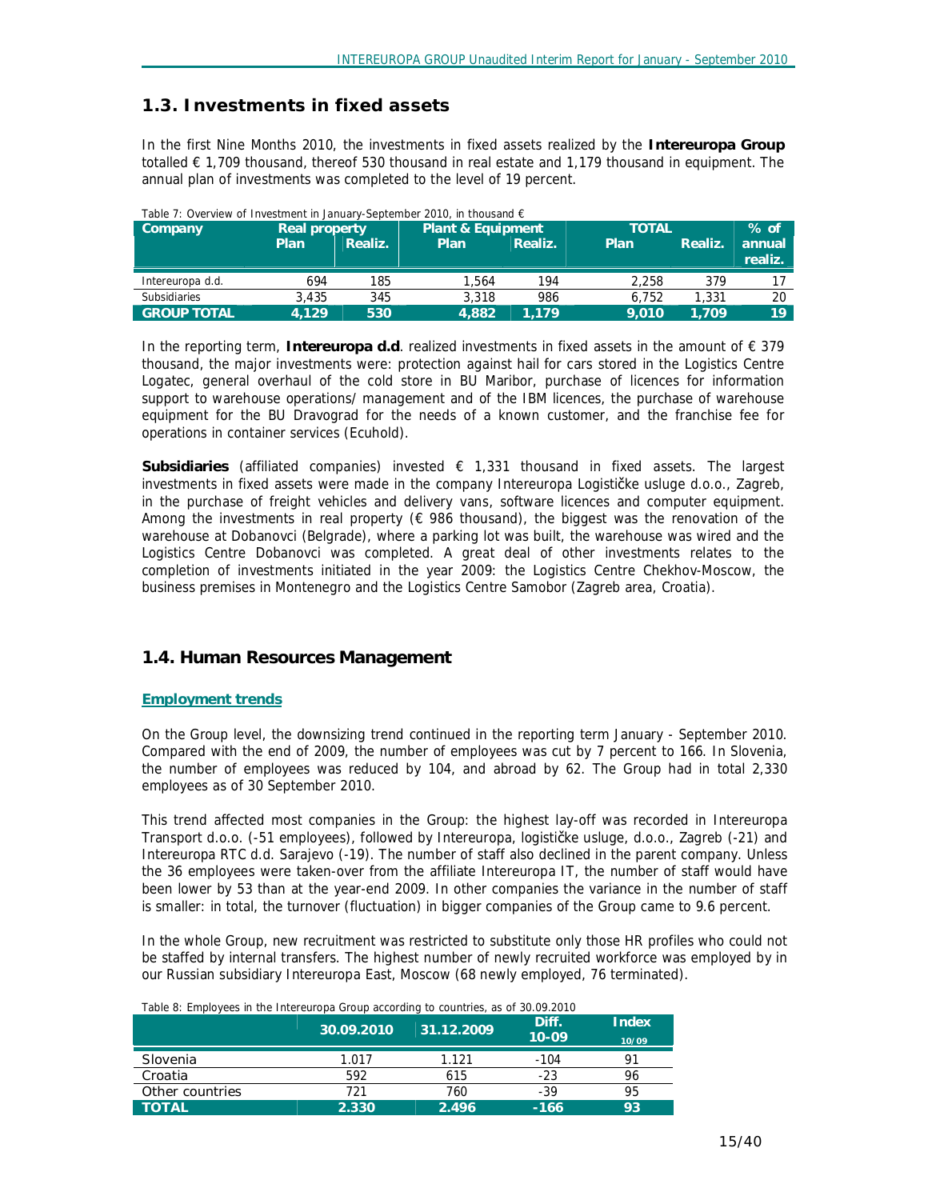## 1.3. Investments in fixed assets

In the first Nine Months 2010, the investments in fixed assets realized by the **Intereuropa Group** totalled € 1,709 thousand, thereof 530 thousand in real estate and 1,179 thousand in equipment. The annual plan of investments was completed to the level of 19 percent.

Table 7: Overview of Investment in January-September 2010, in thousand €

| Company | Real property | | Plant & Equipment | | TOTAL | | % of annual realiz. |
|---|---|---|---|---|---|---|---|
| | Plan | Realiz. | Plan | Realiz. | Plan | Realiz. | |
| Intereuropa d.d. | 694 | 185 | 1,564 | 194 | 2,258 | 379 | 17 |
| Subsidiaries | 3,435 | 345 | 3,318 | 986 | 6,752 | 1,331 | 20 |
| **GROUP TOTAL** | **4,129** | **530** | **4,882** | **1,179** | **9,010** | **1,709** | **19** |

In the reporting term, **Intereuropa d.d**. realized investments in fixed assets in the amount of € 379 thousand, the major investments were: protection against hail for cars stored in the Logistics Centre Logatec, general overhaul of the cold store in BU Maribor, purchase of licences for information support to warehouse operations/ management and of the IBM licences, the purchase of warehouse equipment for the BU Dravograd for the needs of a known customer, and the franchise fee for operations in container services (Ecuhold).

**Subsidiaries** (affiliated companies) invested € 1,331 thousand in fixed assets. The largest investments in fixed assets were made in the company Intereuropa Logističke usluge d.o.o., Zagreb, in the purchase of freight vehicles and delivery vans, software licences and computer equipment. Among the investments in real property (€ 986 thousand), the biggest was the renovation of the warehouse at Dobanovci (Belgrade), where a parking lot was built, the warehouse was wired and the Logistics Centre Dobanovci was completed. A great deal of other investments relates to the completion of investments initiated in the year 2009: the Logistics Centre Chekhov-Moscow, the business premises in Montenegro and the Logistics Centre Samobor (Zagreb area, Croatia).

## 1.4. Human Resources Management

### Employment trends

On the Group level, the downsizing trend continued in the reporting term January - September 2010. Compared with the end of 2009, the number of employees was cut by 7 percent to 166. In Slovenia, the number of employees was reduced by 104, and abroad by 62. The Group had in total 2,330 employees as of 30 September 2010.

This trend affected most companies in the Group: the highest lay-off was recorded in Intereuropa Transport d.o.o. (-51 employees), followed by Intereuropa, logističke usluge, d.o.o., Zagreb (-21) and Intereuropa RTC d.d. Sarajevo (-19). The number of staff also declined in the parent company. Unless the 36 employees were taken-over from the affiliate Intereuropa IT, the number of staff would have been lower by 53 than at the year-end 2009. In other companies the variance in the number of staff is smaller: in total, the turnover (fluctuation) in bigger companies of the Group came to 9.6 percent.

In the whole Group, new recruitment was restricted to substitute only those HR profiles who could not be staffed by internal transfers. The highest number of newly recruited workforce was employed by in our Russian subsidiary Intereuropa East, Moscow (68 newly employed, 76 terminated).

Table 8: Employees in the Intereuropa Group according to countries, as of 30.09.2010

| | 30.09.2010 | 31.12.2009 | Diff. 10-09 | Index 10/09 |
|---|---|---|---|---|
| Slovenia | 1.017 | 1.121 | -104 | 91 |
| Croatia | 592 | 615 | -23 | 96 |
| Other countries | 721 | 760 | -39 | 95 |
| **TOTAL** | **2.330** | **2.496** | **-166** | **93** |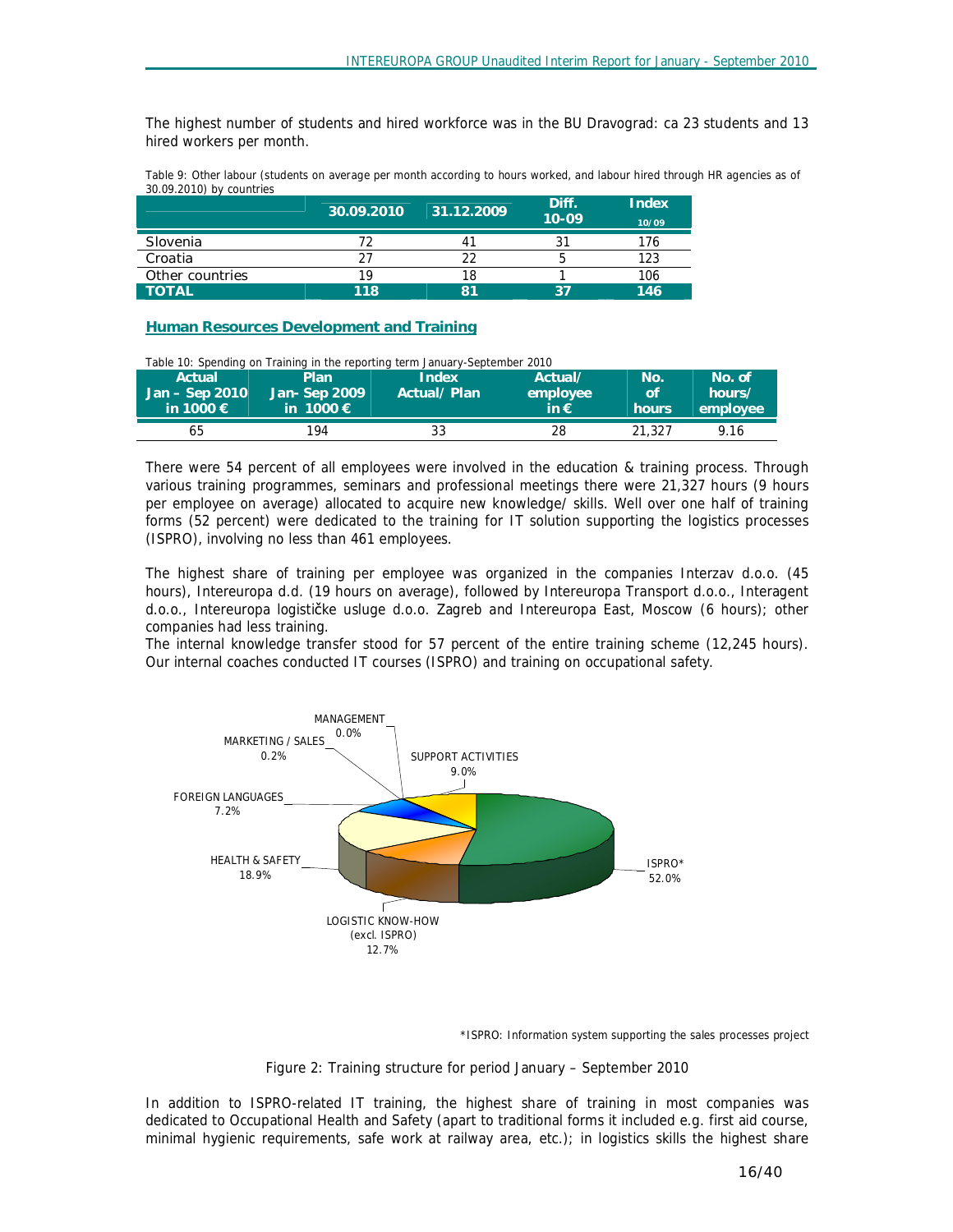The highest number of students and hired workforce was in the BU Dravograd: ca 23 students and 13 hired workers per month.

Table 9: Other labour (students on average per month according to hours worked, and labour hired through HR agencies as of 30.09.2010) by countries

| | 30.09.2010 | 31.12.2009 | Diff. 10-09 | Index 10/09 |
|---|---|---|---|---|
| Slovenia | 72 | 41 | 31 | 176 |
| Croatia | 27 | 22 | 5 | 123 |
| Other countries | 19 | 18 | 1 | 106 |
| **TOTAL** | **118** | **81** | **37** | **146** |

## Human Resources Development and Training

Table 10: Spending on Training in the reporting term January-September 2010

| Actual Jan – Sep 2010 in 1000 € | Plan Jan- Sep 2009 in 1000 € | Index Actual/ Plan | Actual/ employee in € | No. of hours | No. of hours/ employee |
|---|---|---|---|---|---|
| 65 | 194 | 33 | 28 | 21,327 | 9.16 |

There were 54 percent of all employees were involved in the education & training process. Through various training programmes, seminars and professional meetings there were 21,327 hours (9 hours per employee on average) allocated to acquire new knowledge/ skills. Well over one half of training forms (52 percent) were dedicated to the training for IT solution supporting the logistics processes (ISPRO), involving no less than 461 employees.

The highest share of training per employee was organized in the companies Interzav d.o.o. (45 hours), Intereuropa d.d. (19 hours on average), followed by Intereuropa Transport d.o.o., Interagent d.o.o., Intereuropa logističke usluge d.o.o. Zagreb and Intereuropa East, Moscow (6 hours); other companies had less training.

The internal knowledge transfer stood for 57 percent of the entire training scheme (12,245 hours). Our internal coaches conducted IT courses (ISPRO) and training on occupational safety.

| Training area | Share |
|---|---|
| ISPRO* | 52.0% |
| HEALTH & SAFETY | 18.9% |
| LOGISTIC KNOW-HOW (excl. ISPRO) | 12.7% |
| SUPPORT ACTIVITIES | 9.0% |
| FOREIGN LANGUAGES | 7.2% |
| MARKETING / SALES | 0.2% |
| MANAGEMENT | 0.0% |

*ISPRO: Information system supporting the sales processes project

Figure 2: Training structure for period January – September 2010

In addition to ISPRO-related IT training, the highest share of training in most companies was dedicated to Occupational Health and Safety (apart to traditional forms it included e.g. first aid course, minimal hygienic requirements, safe work at railway area, etc.); in logistics skills the highest share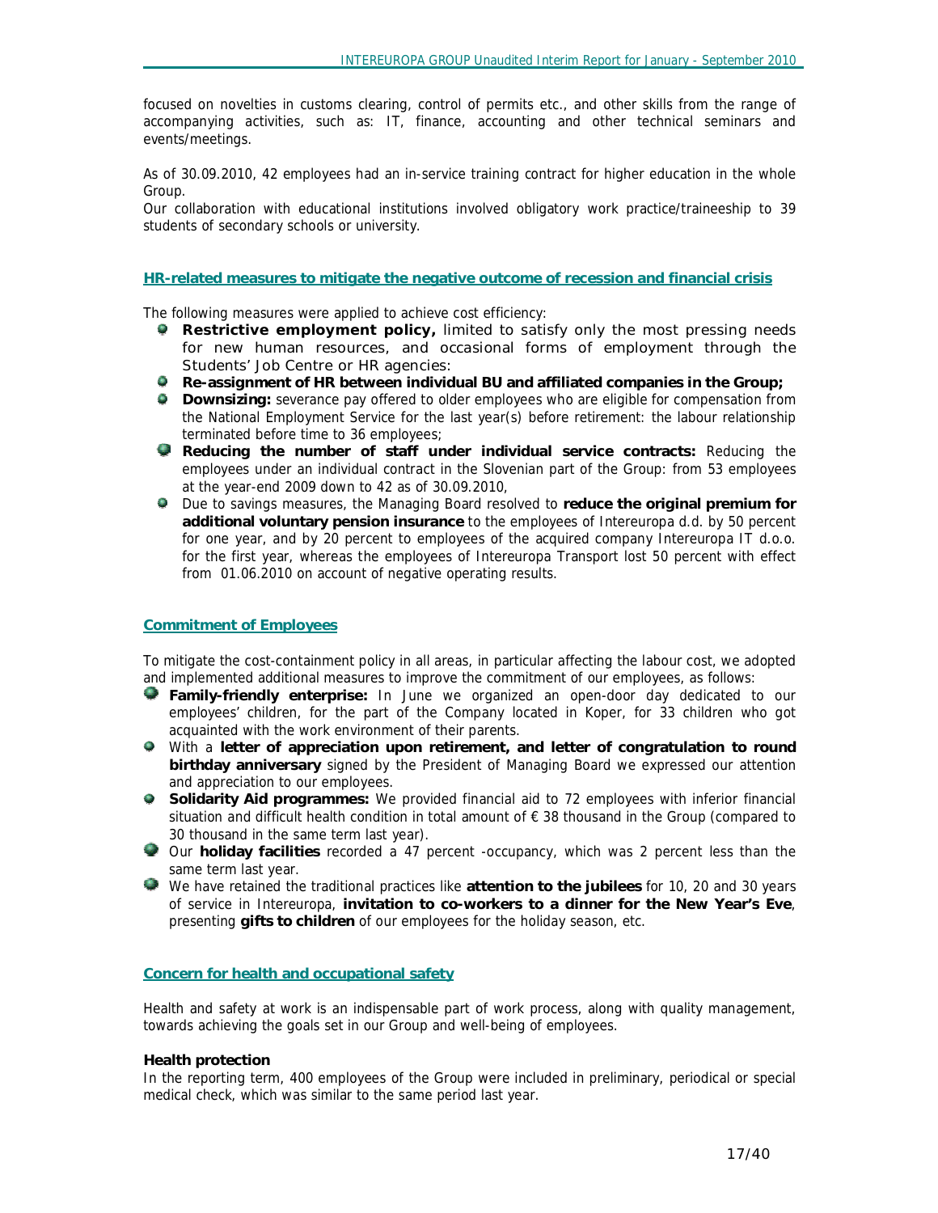focused on novelties in customs clearing, control of permits etc., and other skills from the range of accompanying activities, such as: IT, finance, accounting and other technical seminars and events/meetings.

As of 30.09.2010, 42 employees had an in-service training contract for higher education in the whole Group.
Our collaboration with educational institutions involved obligatory work practice/traineeship to 39 students of secondary schools or university.

## HR-related measures to mitigate the negative outcome of recession and financial crisis

The following measures were applied to achieve cost efficiency:

- **Restrictive employment policy,** limited to satisfy only the most pressing needs for new human resources, and occasional forms of employment through the Students' Job Centre or HR agencies:
- **Re-assignment of HR between individual BU and affiliated companies in the Group;**
- **Downsizing:** severance pay offered to older employees who are eligible for compensation from the National Employment Service for the last year(s) before retirement: the labour relationship terminated before time to 36 employees;
- **Reducing the number of staff under individual service contracts:** Reducing the employees under an individual contract in the Slovenian part of the Group: from 53 employees at the year-end 2009 down to 42 as of 30.09.2010,
- Due to savings measures, the Managing Board resolved to **reduce the original premium for additional voluntary pension insurance** to the employees of Intereuropa d.d. by 50 percent for one year, and by 20 percent to employees of the acquired company Intereuropa IT d.o.o. for the first year, whereas the employees of Intereuropa Transport lost 50 percent with effect from 01.06.2010 on account of negative operating results.

## Commitment of Employees

To mitigate the cost-containment policy in all areas, in particular affecting the labour cost, we adopted and implemented additional measures to improve the commitment of our employees, as follows:

- **Family-friendly enterprise:** In June we organized an open-door day dedicated to our employees' children, for the part of the Company located in Koper, for 33 children who got acquainted with the work environment of their parents.
- With a **letter of appreciation upon retirement, and letter of congratulation to round birthday anniversary** signed by the President of Managing Board we expressed our attention and appreciation to our employees.
- **Solidarity Aid programmes:** We provided financial aid to 72 employees with inferior financial situation and difficult health condition in total amount of € 38 thousand in the Group (compared to 30 thousand in the same term last year).
- Our **holiday facilities** recorded a 47 percent -occupancy, which was 2 percent less than the same term last year.
- We have retained the traditional practices like **attention to the jubilees** for 10, 20 and 30 years of service in Intereuropa, **invitation to co-workers to a dinner for the New Year's Eve**, presenting **gifts to children** of our employees for the holiday season, etc.

## Concern for health and occupational safety

Health and safety at work is an indispensable part of work process, along with quality management, towards achieving the goals set in our Group and well-being of employees.

### Health protection

In the reporting term, 400 employees of the Group were included in preliminary, periodical or special medical check, which was similar to the same period last year.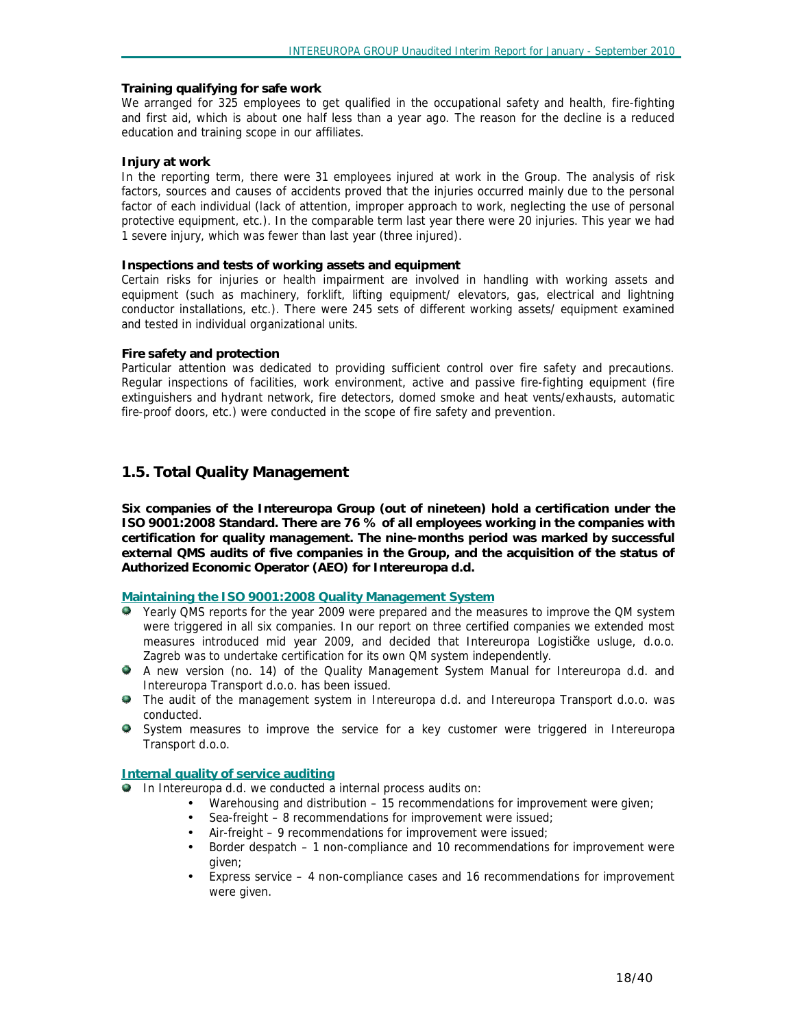**Training qualifying for safe work**

We arranged for 325 employees to get qualified in the occupational safety and health, fire-fighting and first aid, which is about one half less than a year ago. The reason for the decline is a reduced education and training scope in our affiliates.

**Injury at work**

In the reporting term, there were 31 employees injured at work in the Group. The analysis of risk factors, sources and causes of accidents proved that the injuries occurred mainly due to the personal factor of each individual (lack of attention, improper approach to work, neglecting the use of personal protective equipment, etc.). In the comparable term last year there were 20 injuries. This year we had 1 severe injury, which was fewer than last year (three injured).

**Inspections and tests of working assets and equipment**

Certain risks for injuries or health impairment are involved in handling with working assets and equipment (such as machinery, forklift, lifting equipment/ elevators, gas, electrical and lightning conductor installations, etc.). There were 245 sets of different working assets/ equipment examined and tested in individual organizational units.

**Fire safety and protection**

Particular attention was dedicated to providing sufficient control over fire safety and precautions. Regular inspections of facilities, work environment, active and passive fire-fighting equipment (fire extinguishers and hydrant network, fire detectors, domed smoke and heat vents/exhausts, automatic fire-proof doors, etc.) were conducted in the scope of fire safety and prevention.

## 1.5. Total Quality Management

**Six companies of the Intereuropa Group (out of nineteen) hold a certification under the ISO 9001:2008 Standard. There are 76 % of all employees working in the companies with certification for quality management. The nine-months period was marked by successful external QMS audits of five companies in the Group, and the acquisition of the status of Authorized Economic Operator (AEO) for Intereuropa d.d.**

**Maintaining the ISO 9001:2008 Quality Management System**

- Yearly QMS reports for the year 2009 were prepared and the measures to improve the QM system were triggered in all six companies. In our report on three certified companies we extended most measures introduced mid year 2009, and decided that Intereuropa Logističke usluge, d.o.o. Zagreb was to undertake certification for its own QM system independently.
- A new version (no. 14) of the Quality Management System Manual for Intereuropa d.d. and Intereuropa Transport d.o.o. has been issued.
- The audit of the management system in Intereuropa d.d. and Intereuropa Transport d.o.o. was conducted.
- System measures to improve the service for a key customer were triggered in Intereuropa Transport d.o.o.

**Internal quality of service auditing**

- In Intereuropa d.d. we conducted a internal process audits on:
  - Warehousing and distribution – 15 recommendations for improvement were given;
  - Sea-freight – 8 recommendations for improvement were issued;
  - Air-freight – 9 recommendations for improvement were issued;
  - Border despatch – 1 non-compliance and 10 recommendations for improvement were given;
  - Express service – 4 non-compliance cases and 16 recommendations for improvement were given.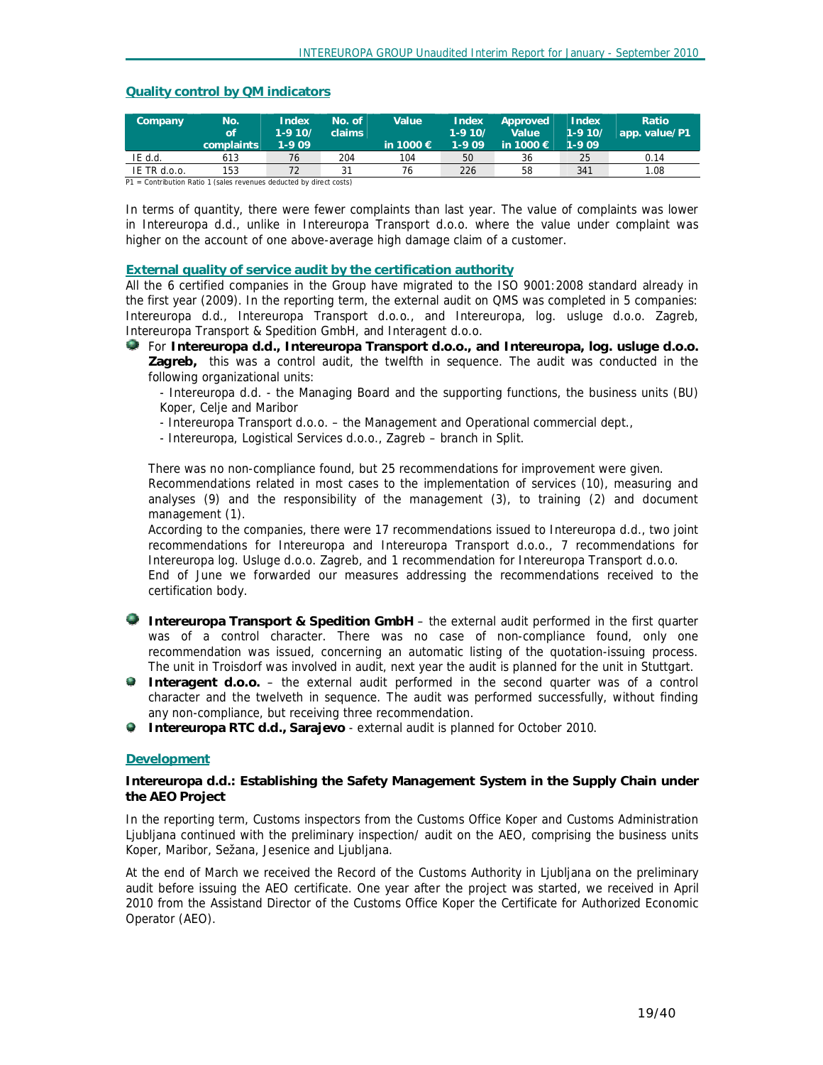## Quality control by QM indicators

| Company | No. of complaints | Index 1-9 10/ 1-9 09 | No. of claims | Value in 1000 € | Index 1-9 10/ 1-9 09 | Approved Value in 1000 € | Index 1-9 10/ 1-9 09 | Ratio app. value/P1 |
|---|---|---|---|---|---|---|---|---|
| IE d.d. | 613 | 76 | 204 | 104 | 50 | 36 | 25 | 0.14 |
| IE TR d.o.o. | 153 | 72 | 31 | 76 | 226 | 58 | 341 | 1.08 |

P1 = Contribution Ratio 1 (sales revenues deducted by direct costs)

In terms of quantity, there were fewer complaints than last year. The value of complaints was lower in Intereuropa d.d., unlike in Intereuropa Transport d.o.o. where the value under complaint was higher on the account of one above-average high damage claim of a customer.

## External quality of service audit by the certification authority

All the 6 certified companies in the Group have migrated to the ISO 9001:2008 standard already in the first year (2009). In the reporting term, the external audit on QMS was completed in 5 companies: Intereuropa d.d., Intereuropa Transport d.o.o., and Intereuropa, log. usluge d.o.o. Zagreb, Intereuropa Transport & Spedition GmbH, and Interagent d.o.o.

- For **Intereuropa d.d., Intereuropa Transport d.o.o., and Intereuropa, log. usluge d.o.o. Zagreb,** this was a control audit, the twelfth in sequence. The audit was conducted in the following organizational units:

  - Intereuropa d.d. - the Managing Board and the supporting functions, the business units (BU) Koper, Celje and Maribor
  - Intereuropa Transport d.o.o. – the Management and Operational commercial dept.,
  - Intereuropa, Logistical Services d.o.o., Zagreb – branch in Split.

  There was no non-compliance found, but 25 recommendations for improvement were given. Recommendations related in most cases to the implementation of services (10), measuring and analyses (9) and the responsibility of the management (3), to training (2) and document management (1).
  According to the companies, there were 17 recommendations issued to Intereuropa d.d., two joint recommendations for Intereuropa and Intereuropa Transport d.o.o., 7 recommendations for Intereuropa log. Usluge d.o.o. Zagreb, and 1 recommendation for Intereuropa Transport d.o.o.
  End of June we forwarded our measures addressing the recommendations received to the certification body.

- **Intereuropa Transport & Spedition GmbH** – the external audit performed in the first quarter was of a control character. There was no case of non-compliance found, only one recommendation was issued, concerning an automatic listing of the quotation-issuing process. The unit in Troisdorf was involved in audit, next year the audit is planned for the unit in Stuttgart.
- **Interagent d.o.o.** – the external audit performed in the second quarter was of a control character and the twelveth in sequence. The audit was performed successfully, without finding any non-compliance, but receiving three recommendation.
- **Intereuropa RTC d.d., Sarajevo** - external audit is planned for October 2010.

## Development

**Intereuropa d.d.: Establishing the Safety Management System in the Supply Chain under the AEO Project**

In the reporting term, Customs inspectors from the Customs Office Koper and Customs Administration Ljubljana continued with the preliminary inspection/ audit on the AEO, comprising the business units Koper, Maribor, Sežana, Jesenice and Ljubljana.

At the end of March we received the Record of the Customs Authority in Ljubljana on the preliminary audit before issuing the AEO certificate. One year after the project was started, we received in April 2010 from the Assistand Director of the Customs Office Koper the Certificate for Authorized Economic Operator (AEO).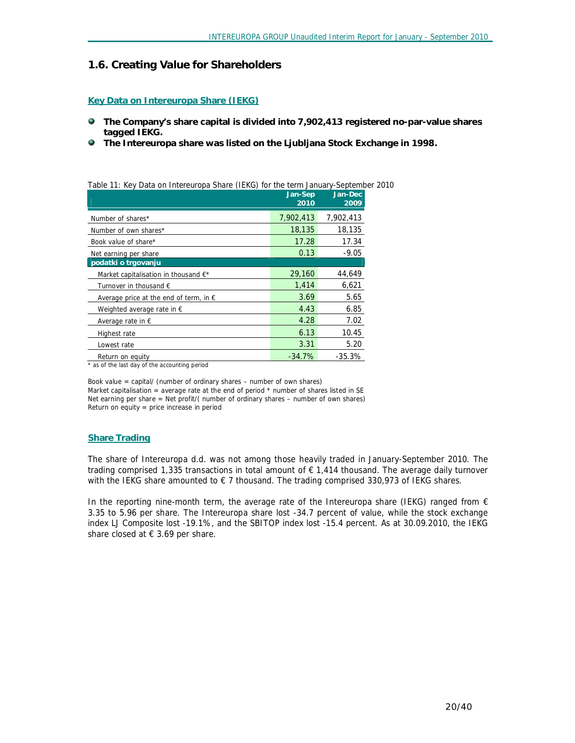## 1.6. Creating Value for Shareholders

### Key Data on Intereuropa Share (IEKG)

- **The Company's share capital is divided into 7,902,413 registered no-par-value shares tagged IEKG.**
- **The Intereuropa share was listed on the Ljubljana Stock Exchange in 1998.**

Table 11: Key Data on Intereuropa Share (IEKG) for the term January-September 2010

| | Jan-Sep 2010 | Jan-Dec 2009 |
|---|---|---|
| Number of shares* | 7,902,413 | 7,902,413 |
| Number of own shares* | 18,135 | 18,135 |
| Book value of share* | 17.28 | 17.34 |
| Net earning per share | 0.13 | -9.05 |
| **podatki o trgovanju** | | |
| Market capitalisation in thousand €* | 29,160 | 44,649 |
| Turnover in thousand € | 1,414 | 6,621 |
| Average price at the end of term, in € | 3.69 | 5.65 |
| Weighted average rate in € | 4.43 | 6.85 |
| Average rate in € | 4.28 | 7.02 |
| Highest rate | 6.13 | 10.45 |
| Lowest rate | 3.31 | 5.20 |
| Return on equity | -34.7% | -35.3% |

* as of the last day of the accounting period

Book value = capital/ (number of ordinary shares – number of own shares)
Market capitalisation = average rate at the end of period * number of shares listed in SE
Net earning per share = Net profit/( number of ordinary shares – number of own shares)
Return on equity = price increase in period

### Share Trading

The share of Intereuropa d.d. was not among those heavily traded in January-September 2010. The trading comprised 1,335 transactions in total amount of € 1,414 thousand. The average daily turnover with the IEKG share amounted to € 7 thousand. The trading comprised 330,973 of IEKG shares.

In the reporting nine-month term, the average rate of the Intereuropa share (IEKG) ranged from € 3.35 to 5.96 per share. The Intereuropa share lost -34.7 percent of value, while the stock exchange index LJ Composite lost -19.1%, and the SBITOP index lost -15.4 percent. As at 30.09.2010, the IEKG share closed at € 3.69 per share.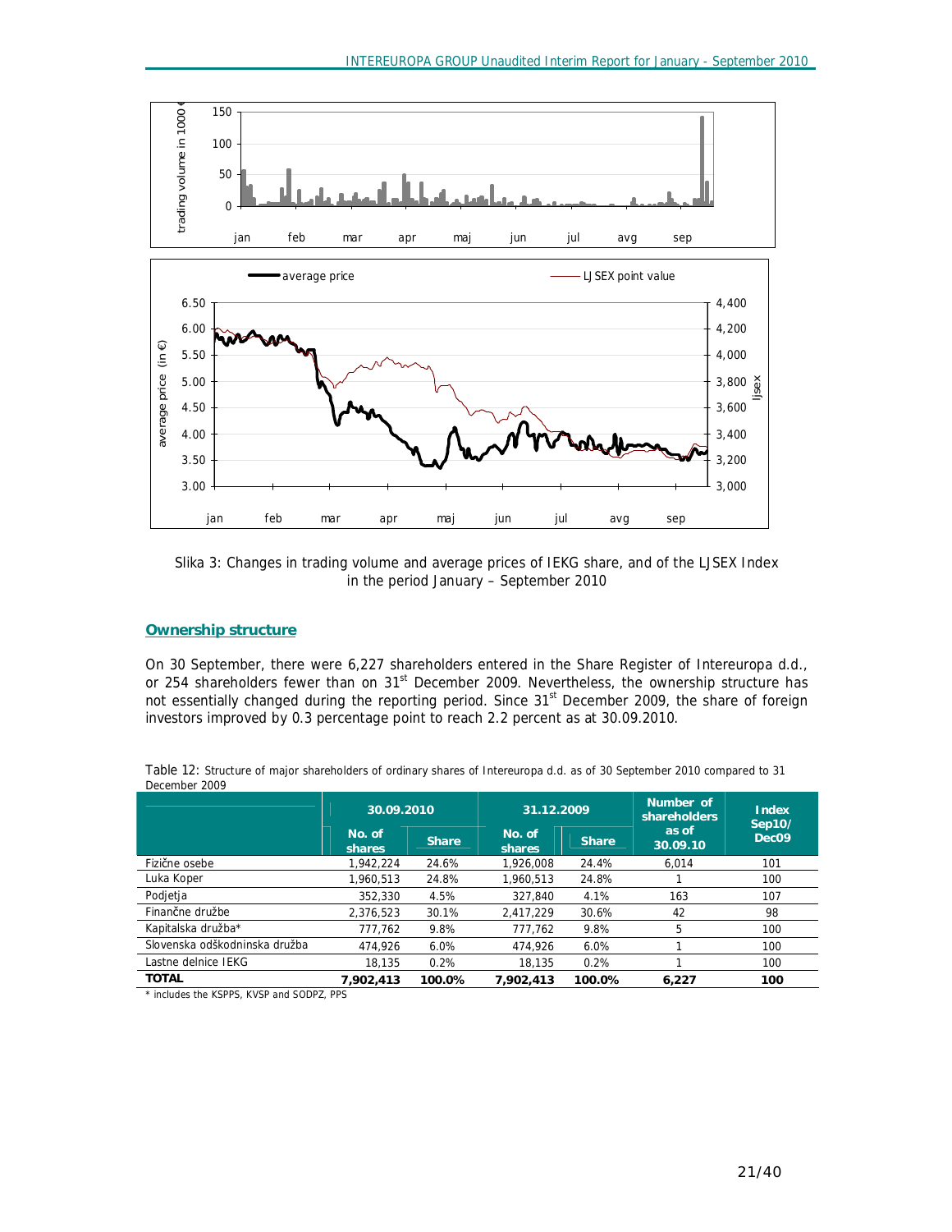Slika 3: Changes in trading volume and average prices of IEKG share, and of the LJSEX Index in the period January – September 2010

## Ownership structure

On 30 September, there were 6,227 shareholders entered in the Share Register of Intereuropa d.d., or 254 shareholders fewer than on 31st December 2009. Nevertheless, the ownership structure has not essentially changed during the reporting period. Since 31st December 2009, the share of foreign investors improved by 0.3 percentage point to reach 2.2 percent as at 30.09.2010.

Table 12: Structure of major shareholders of ordinary shares of Intereuropa d.d. as of 30 September 2010 compared to 31 December 2009

| | 30.09.2010 | | 31.12.2009 | | Number of shareholders as of 30.09.10 | Index Sep10/ Dec09 |
|---|---|---|---|---|---|---|
| | No. of shares | Share | No. of shares | Share | | |
| Fizične osebe | 1,942,224 | 24.6% | 1,926,008 | 24.4% | 6,014 | 101 |
| Luka Koper | 1,960,513 | 24.8% | 1,960,513 | 24.8% | 1 | 100 |
| Podjetja | 352,330 | 4.5% | 327,840 | 4.1% | 163 | 107 |
| Finančne družbe | 2,376,523 | 30.1% | 2,417,229 | 30.6% | 42 | 98 |
| Kapitalska družba* | 777,762 | 9.8% | 777,762 | 9.8% | 5 | 100 |
| Slovenska odškodninska družba | 474,926 | 6.0% | 474,926 | 6.0% | 1 | 100 |
| Lastne delnice IEKG | 18,135 | 0.2% | 18,135 | 0.2% | 1 | 100 |
| **TOTAL** | **7,902,413** | **100.0%** | **7,902,413** | **100.0%** | **6,227** | **100** |

* includes the KSPPS, KVSP and SODPZ, PPS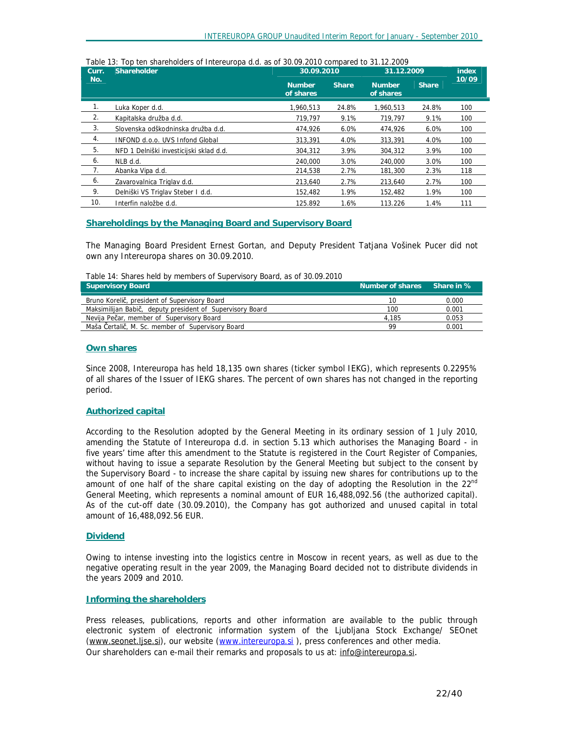Table 13: Top ten shareholders of Intereuropa d.d. as of 30.09.2010 compared to 31.12.2009

| Curr. No. | Shareholder | 30.09.2010 | | 31.12.2009 | | index 10/09 |
|---|---|---|---|---|---|---|
| | | Number of shares | Share | Number of shares | Share | |
| 1. | Luka Koper d.d. | 1,960,513 | 24.8% | 1,960,513 | 24.8% | 100 |
| 2. | Kapitalska družba d.d. | 719,797 | 9.1% | 719,797 | 9.1% | 100 |
| 3. | Slovenska odškodninska družba d.d. | 474,926 | 6.0% | 474,926 | 6.0% | 100 |
| 4. | INFOND d.o.o. UVS Infond Global | 313,391 | 4.0% | 313,391 | 4.0% | 100 |
| 5. | NFD 1 Delniški investicijski sklad d.d. | 304,312 | 3.9% | 304,312 | 3.9% | 100 |
| 6. | NLB d.d. | 240,000 | 3.0% | 240,000 | 3.0% | 100 |
| 7. | Abanka Vipa d.d. | 214,538 | 2.7% | 181,300 | 2.3% | 118 |
| 6. | Zavarovalnica Triglav d.d. | 213,640 | 2.7% | 213,640 | 2.7% | 100 |
| 9. | Delniški VS Triglav Steber I d.d. | 152,482 | 1.9% | 152,482 | 1.9% | 100 |
| 10. | Interfin naložbe d.d. | 125.892 | 1.6% | 113.226 | 1.4% | 111 |

## Shareholdings by the Managing Board and Supervisory Board

The Managing Board President Ernest Gortan, and Deputy President Tatjana Vošinek Pucer did not own any Intereuropa shares on 30.09.2010.

Table 14: Shares held by members of Supervisory Board, as of 30.09.2010

| Supervisory Board | Number of shares | Share in % |
|---|---|---|
| Bruno Korelič, president of Supervisory Board | 10 | 0.000 |
| Maksimilijan Babič, deputy president of Supervisory Board | 100 | 0.001 |
| Nevija Pečar, member of Supervisory Board | 4,185 | 0.053 |
| Maša Čertalič, M. Sc. member of Supervisory Board | 99 | 0.001 |

## Own shares

Since 2008, Intereuropa has held 18,135 own shares (ticker symbol IEKG), which represents 0.2295% of all shares of the Issuer of IEKG shares. The percent of own shares has not changed in the reporting period.

## Authorized capital

According to the Resolution adopted by the General Meeting in its ordinary session of 1 July 2010, amending the Statute of Intereuropa d.d. in section 5.13 which authorises the Managing Board - in five years' time after this amendment to the Statute is registered in the Court Register of Companies, without having to issue a separate Resolution by the General Meeting but subject to the consent by the Supervisory Board - to increase the share capital by issuing new shares for contributions up to the amount of one half of the share capital existing on the day of adopting the Resolution in the 22nd General Meeting, which represents a nominal amount of EUR 16,488,092.56 (the authorized capital). As of the cut-off date (30.09.2010), the Company has got authorized and unused capital in total amount of 16,488,092.56 EUR.

## Dividend

Owing to intense investing into the logistics centre in Moscow in recent years, as well as due to the negative operating result in the year 2009, the Managing Board decided not to distribute dividends in the years 2009 and 2010.

## Informing the shareholders

Press releases, publications, reports and other information are available to the public through electronic system of electronic information system of the Ljubljana Stock Exchange/ SEOnet (www.seonet.ljse.si), our website (www.intereuropa.si ), press conferences and other media.
Our shareholders can e-mail their remarks and proposals to us at: info@intereuropa.si.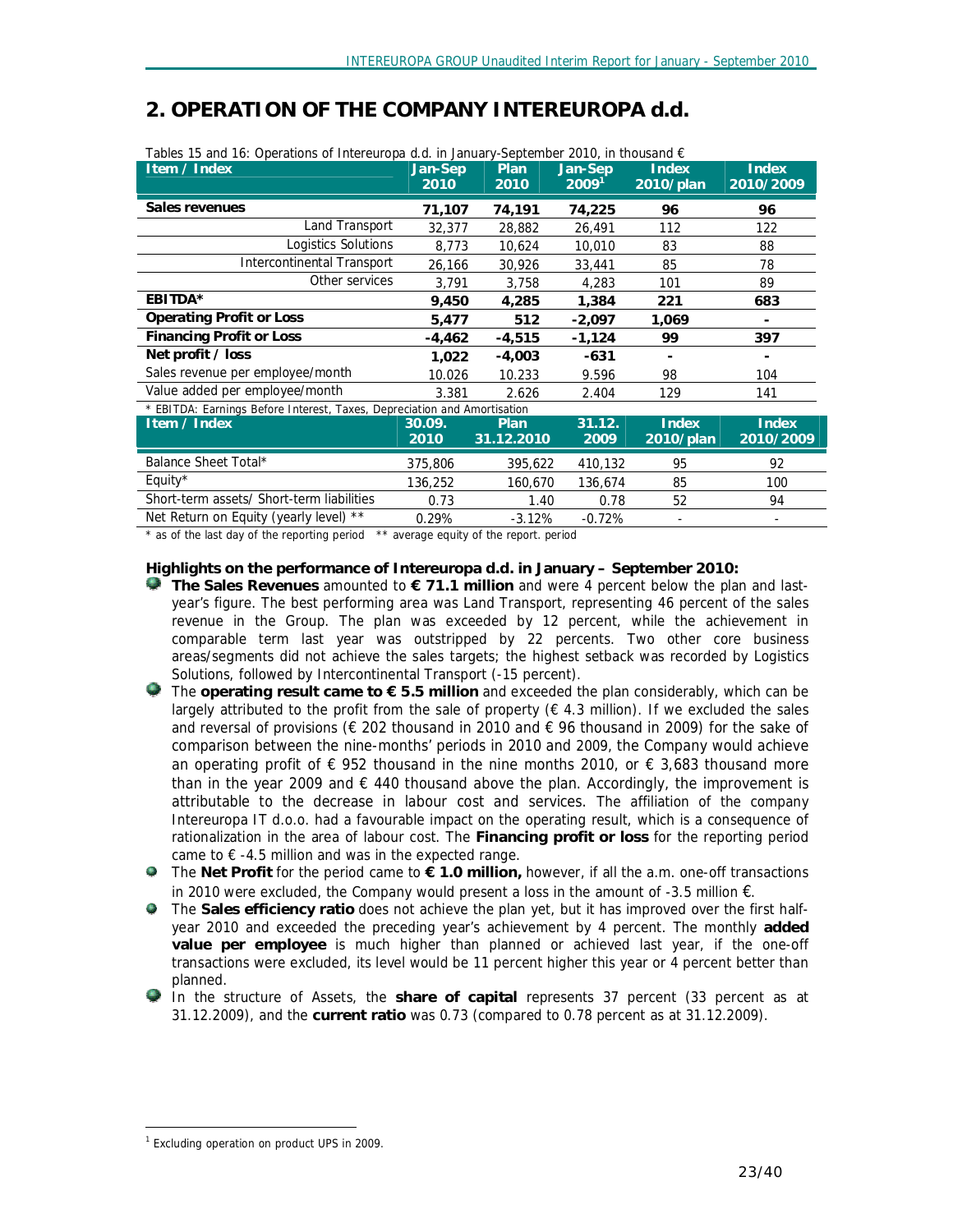# 2. OPERATION OF THE COMPANY INTEREUROPA d.d.

Tables 15 and 16: Operations of Intereuropa d.d. in January-September 2010, in thousand €

| Item / Index | Jan-Sep 2010 | Plan 2010 | Jan-Sep 2009[1] | Index 2010/plan | Index 2010/2009 |
|---|---|---|---|---|---|
| **Sales revenues** | **71,107** | **74,191** | **74,225** | **96** | **96** |
| Land Transport | 32,377 | 28,882 | 26,491 | 112 | 122 |
| Logistics Solutions | 8,773 | 10,624 | 10,010 | 83 | 88 |
| Intercontinental Transport | 26,166 | 30,926 | 33,441 | 85 | 78 |
| Other services | 3,791 | 3,758 | 4,283 | 101 | 89 |
| **EBITDA*** | **9,450** | **4,285** | **1,384** | **221** | **683** |
| **Operating Profit or Loss** | **5,477** | **512** | **-2,097** | **1,069** | **-** |
| **Financing Profit or Loss** | **-4,462** | **-4,515** | **-1,124** | **99** | **397** |
| **Net profit / loss** | **1,022** | **-4,003** | **-631** | **-** | **-** |
| Sales revenue per employee/month | 10.026 | 10.233 | 9.596 | 98 | 104 |
| Value added per employee/month | 3.381 | 2.626 | 2.404 | 129 | 141 |

* EBITDA: Earnings Before Interest, Taxes, Depreciation and Amortisation

| Item / Index | 30.09. 2010 | Plan 31.12.2010 | 31.12. 2009 | Index 2010/plan | Index 2010/2009 |
|---|---|---|---|---|---|
| Balance Sheet Total* | 375,806 | 395,622 | 410,132 | 95 | 92 |
| Equity* | 136,252 | 160,670 | 136,674 | 85 | 100 |
| Short-term assets/ Short-term liabilities | 0.73 | 1.40 | 0.78 | 52 | 94 |
| Net Return on Equity (yearly level) ** | 0.29% | -3.12% | -0.72% | - | - |

* as of the last day of the reporting period ** average equity of the report. period

**Highlights on the performance of Intereuropa d.d. in January – September 2010:**

- **The Sales Revenues** amounted to **€ 71.1 million** and were 4 percent below the plan and last-year's figure. The best performing area was Land Transport, representing 46 percent of the sales revenue in the Group. The plan was exceeded by 12 percent, while the achievement in comparable term last year was outstripped by 22 percents. Two other core business areas/segments did not achieve the sales targets; the highest setback was recorded by Logistics Solutions, followed by Intercontinental Transport (-15 percent).
- The **operating result came to € 5.5 million** and exceeded the plan considerably, which can be largely attributed to the profit from the sale of property (€ 4.3 million). If we excluded the sales and reversal of provisions (€ 202 thousand in 2010 and € 96 thousand in 2009) for the sake of comparison between the nine-months' periods in 2010 and 2009, the Company would achieve an operating profit of € 952 thousand in the nine months 2010, or € 3,683 thousand more than in the year 2009 and € 440 thousand above the plan. Accordingly, the improvement is attributable to the decrease in labour cost and services. The affiliation of the company Intereuropa IT d.o.o. had a favourable impact on the operating result, which is a consequence of rationalization in the area of labour cost. The **Financing profit or loss** for the reporting period came to € -4.5 million and was in the expected range.
- The **Net Profit** for the period came to **€ 1.0 million,** however, if all the a.m. one-off transactions in 2010 were excluded, the Company would present a loss in the amount of -3.5 million €.
- The **Sales efficiency ratio** does not achieve the plan yet, but it has improved over the first half-year 2010 and exceeded the preceding year's achievement by 4 percent. The monthly **added value per employee** is much higher than planned or achieved last year, if the one-off transactions were excluded, its level would be 11 percent higher this year or 4 percent better than planned.
- In the structure of Assets, the **share of capital** represents 37 percent (33 percent as at 31.12.2009), and the **current ratio** was 0.73 (compared to 0.78 percent as at 31.12.2009).

[1] Excluding operation on product UPS in 2009.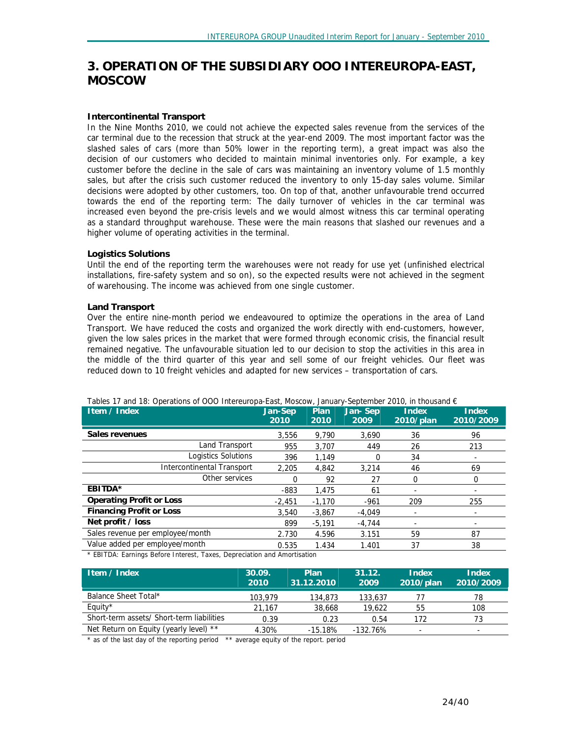# 3. OPERATION OF THE SUBSIDIARY OOO INTEREUROPA-EAST, MOSCOW

### Intercontinental Transport

In the Nine Months 2010, we could not achieve the expected sales revenue from the services of the car terminal due to the recession that struck at the year-end 2009. The most important factor was the slashed sales of cars (more than 50% lower in the reporting term), a great impact was also the decision of our customers who decided to maintain minimal inventories only. For example, a key customer before the decline in the sale of cars was maintaining an inventory volume of 1.5 monthly sales, but after the crisis such customer reduced the inventory to only 15-day sales volume. Similar decisions were adopted by other customers, too. On top of that, another unfavourable trend occurred towards the end of the reporting term: The daily turnover of vehicles in the car terminal was increased even beyond the pre-crisis levels and we would almost witness this car terminal operating as a standard throughput warehouse. These were the main reasons that slashed our revenues and a higher volume of operating activities in the terminal.

### Logistics Solutions

Until the end of the reporting term the warehouses were not ready for use yet (unfinished electrical installations, fire-safety system and so on), so the expected results were not achieved in the segment of warehousing. The income was achieved from one single customer.

### Land Transport

Over the entire nine-month period we endeavoured to optimize the operations in the area of Land Transport. We have reduced the costs and organized the work directly with end-customers, however, given the low sales prices in the market that were formed through economic crisis, the financial result remained negative. The unfavourable situation led to our decision to stop the activities in this area in the middle of the third quarter of this year and sell some of our freight vehicles. Our fleet was reduced down to 10 freight vehicles and adapted for new services – transportation of cars.

Tables 17 and 18: Operations of OOO Intereuropa-East, Moscow, January-September 2010, in thousand €

| Item / Index | Jan-Sep 2010 | Plan 2010 | Jan- Sep 2009 | Index 2010/plan | Index 2010/2009 |
|---|---|---|---|---|---|
| **Sales revenues** | 3,556 | 9,790 | 3,690 | 36 | 96 |
| Land Transport | 955 | 3,707 | 449 | 26 | 213 |
| Logistics Solutions | 396 | 1,149 | 0 | 34 | - |
| Intercontinental Transport | 2,205 | 4,842 | 3,214 | 46 | 69 |
| Other services | 0 | 92 | 27 | 0 | 0 |
| **EBITDA*** | -883 | 1,475 | 61 | - | - |
| **Operating Profit or Loss** | -2,451 | -1,170 | -961 | 209 | 255 |
| **Financing Profit or Loss** | 3,540 | -3,867 | -4,049 | - | - |
| **Net profit / loss** | 899 | -5,191 | -4,744 | - | - |
| Sales revenue per employee/month | 2.730 | 4.596 | 3.151 | 59 | 87 |
| Value added per employee/month | 0.535 | 1.434 | 1.401 | 37 | 38 |

* EBITDA: Earnings Before Interest, Taxes, Depreciation and Amortisation

| Item / Index | 30.09. 2010 | Plan 31.12.2010 | 31.12. 2009 | Index 2010/plan | Index 2010/2009 |
|---|---|---|---|---|---|
| Balance Sheet Total* | 103,979 | 134,873 | 133,637 | 77 | 78 |
| Equity* | 21,167 | 38,668 | 19,622 | 55 | 108 |
| Short-term assets/ Short-term liabilities | 0.39 | 0.23 | 0.54 | 172 | 73 |
| Net Return on Equity (yearly level) ** | 4.30% | -15.18% | -132.76% | - | - |

* as of the last day of the reporting period ** average equity of the report. period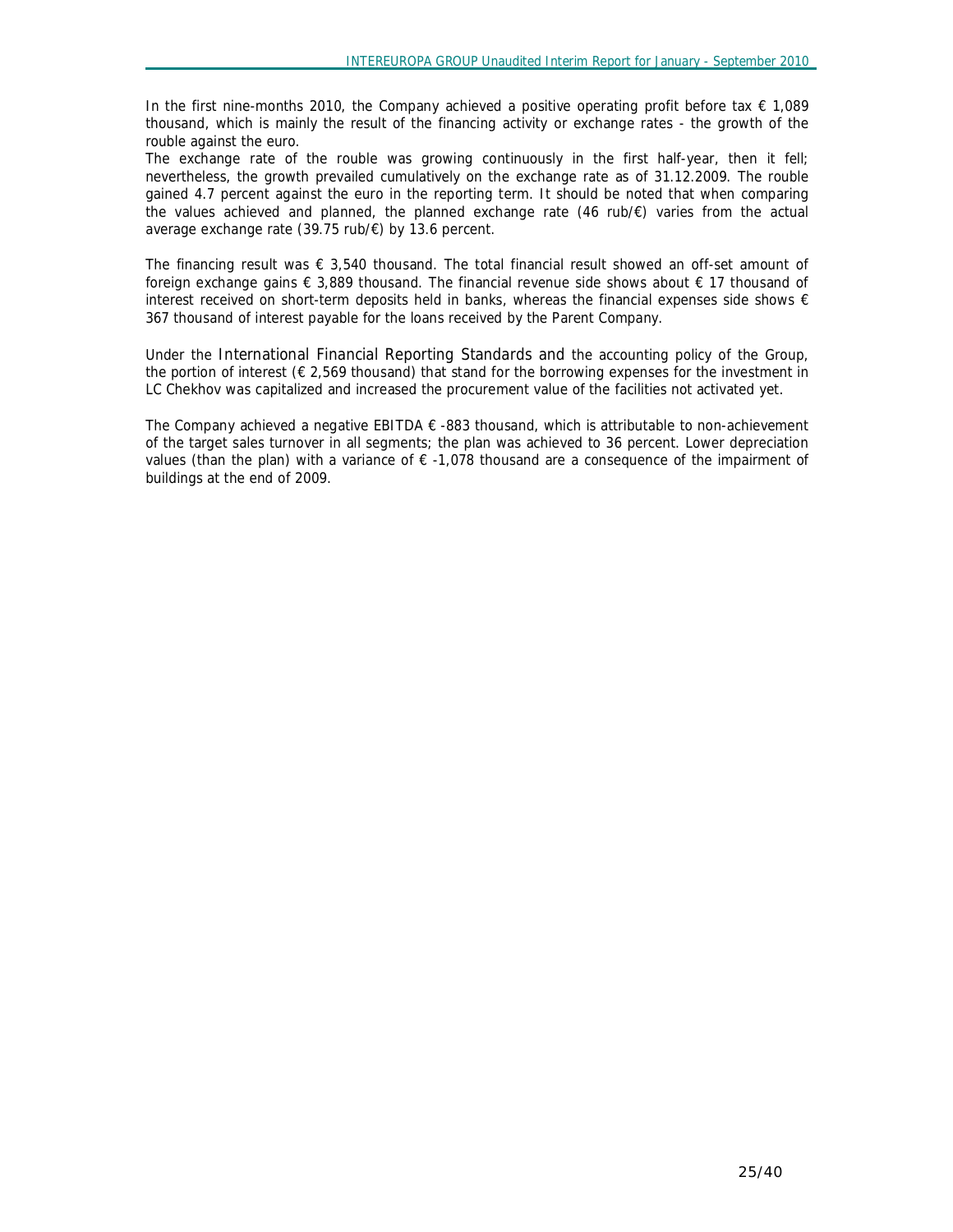In the first nine-months 2010, the Company achieved a positive operating profit before tax € 1,089 thousand, which is mainly the result of the financing activity or exchange rates - the growth of the rouble against the euro.
The exchange rate of the rouble was growing continuously in the first half-year, then it fell; nevertheless, the growth prevailed cumulatively on the exchange rate as of 31.12.2009. The rouble gained 4.7 percent against the euro in the reporting term. It should be noted that when comparing the values achieved and planned, the planned exchange rate (46 rub/€) varies from the actual average exchange rate (39.75 rub/€) by 13.6 percent.

The financing result was € 3,540 thousand. The total financial result showed an off-set amount of foreign exchange gains € 3,889 thousand. The financial revenue side shows about € 17 thousand of interest received on short-term deposits held in banks, whereas the financial expenses side shows € 367 thousand of interest payable for the loans received by the Parent Company.

Under the International Financial Reporting Standards and the accounting policy of the Group, the portion of interest (€ 2,569 thousand) that stand for the borrowing expenses for the investment in LC Chekhov was capitalized and increased the procurement value of the facilities not activated yet.

The Company achieved a negative EBITDA € -883 thousand, which is attributable to non-achievement of the target sales turnover in all segments; the plan was achieved to 36 percent. Lower depreciation values (than the plan) with a variance of € -1,078 thousand are a consequence of the impairment of buildings at the end of 2009.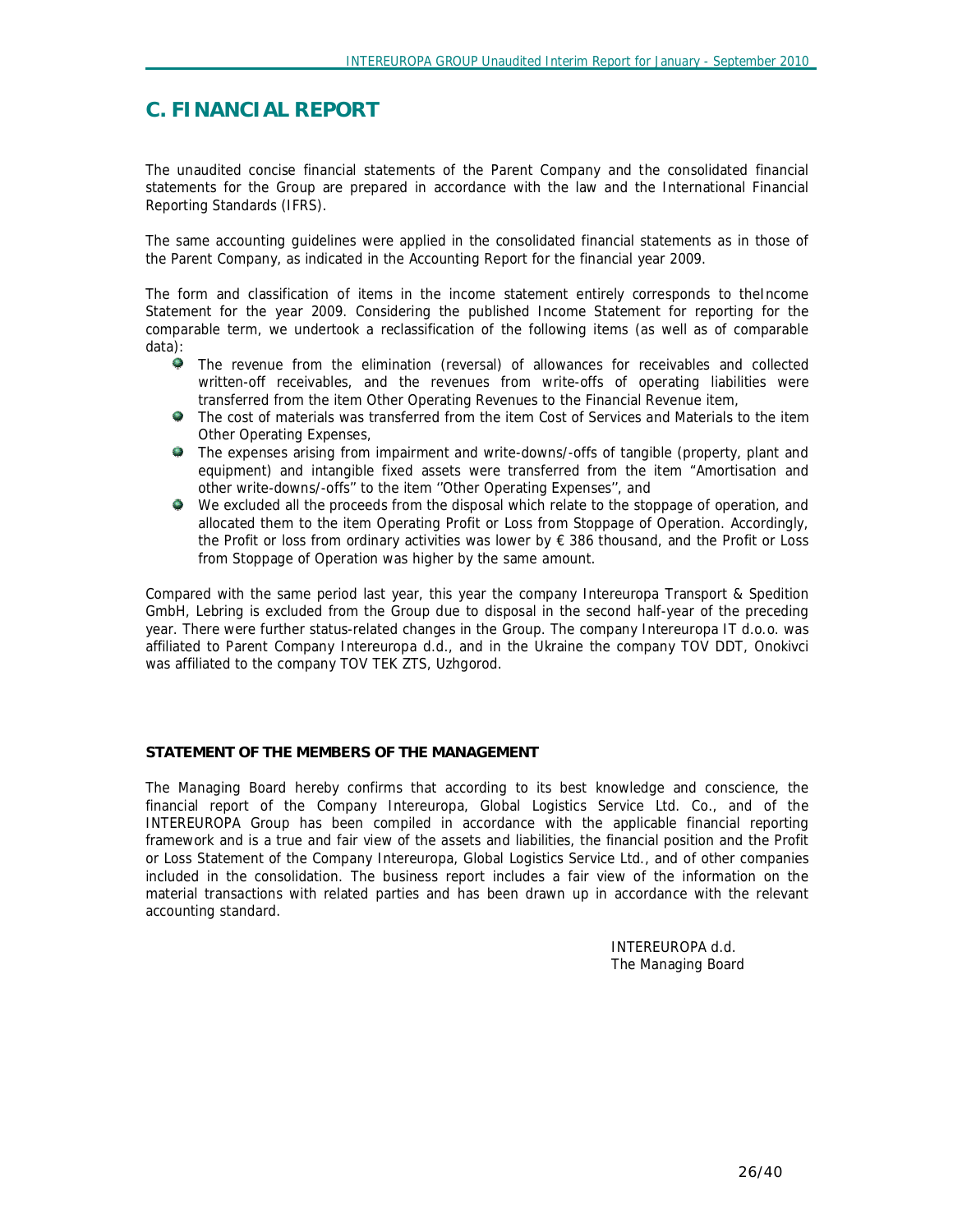# C. FINANCIAL REPORT

The unaudited concise financial statements of the Parent Company and the consolidated financial statements for the Group are prepared in accordance with the law and the International Financial Reporting Standards (IFRS).

The same accounting guidelines were applied in the consolidated financial statements as in those of the Parent Company, as indicated in the Accounting Report for the financial year 2009.

The form and classification of items in the income statement entirely corresponds to theIncome Statement for the year 2009. Considering the published Income Statement for reporting for the comparable term, we undertook a reclassification of the following items (as well as of comparable data):

- The revenue from the elimination (reversal) of allowances for receivables and collected written-off receivables, and the revenues from write-offs of operating liabilities were transferred from the item Other Operating Revenues to the Financial Revenue item,
- The cost of materials was transferred from the item Cost of Services and Materials to the item Other Operating Expenses,
- The expenses arising from impairment and write-downs/-offs of tangible (property, plant and equipment) and intangible fixed assets were transferred from the item "Amortisation and other write-downs/-offs" to the item ''Other Operating Expenses'', and
- We excluded all the proceeds from the disposal which relate to the stoppage of operation, and allocated them to the item Operating Profit or Loss from Stoppage of Operation. Accordingly, the Profit or loss from ordinary activities was lower by € 386 thousand, and the Profit or Loss from Stoppage of Operation was higher by the same amount.

Compared with the same period last year, this year the company Intereuropa Transport & Spedition GmbH, Lebring is excluded from the Group due to disposal in the second half-year of the preceding year. There were further status-related changes in the Group. The company Intereuropa IT d.o.o. was affiliated to Parent Company Intereuropa d.d., and in the Ukraine the company TOV DDT, Onokivci was affiliated to the company TOV TEK ZTS, Uzhgorod.

**STATEMENT OF THE MEMBERS OF THE MANAGEMENT**

The Managing Board hereby confirms that according to its best knowledge and conscience, the financial report of the Company Intereuropa, Global Logistics Service Ltd. Co., and of the INTEREUROPA Group has been compiled in accordance with the applicable financial reporting framework and is a true and fair view of the assets and liabilities, the financial position and the Profit or Loss Statement of the Company Intereuropa, Global Logistics Service Ltd., and of other companies included in the consolidation. The business report includes a fair view of the information on the material transactions with related parties and has been drawn up in accordance with the relevant accounting standard.

INTEREUROPA d.d.
The Managing Board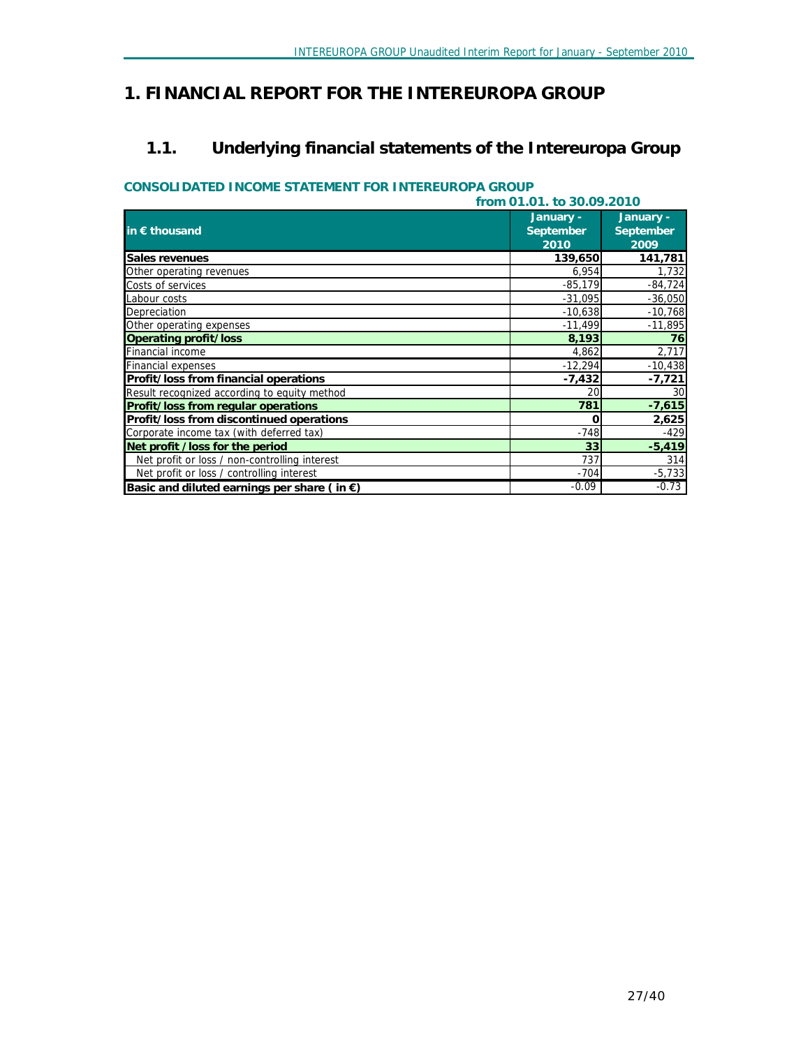# 1. FINANCIAL REPORT FOR THE INTEREUROPA GROUP

## 1.1. Underlying financial statements of the Intereuropa Group

### CONSOLIDATED INCOME STATEMENT FOR INTEREUROPA GROUP

**from 01.01. to 30.09.2010**

| in € thousand | January - September 2010 | January - September 2009 |
|---|---|---|
| **Sales revenues** | **139,650** | **141,781** |
| Other operating revenues | 6,954 | 1,732 |
| Costs of services | -85,179 | -84,724 |
| Labour costs | -31,095 | -36,050 |
| Depreciation | -10,638 | -10,768 |
| Other operating expenses | -11,499 | -11,895 |
| **Operating profit/loss** | **8,193** | **76** |
| Financial income | 4,862 | 2,717 |
| Financial expenses | -12,294 | -10,438 |
| **Profit/loss from financial operations** | **-7,432** | **-7,721** |
| Result recognized according to equity method | 20 | 30 |
| **Profit/loss from regular operations** | **781** | **-7,615** |
| **Profit/loss from discontinued operations** | **0** | **2,625** |
| Corporate income tax (with deferred tax) | -748 | -429 |
| **Net profit /loss for the period** | **33** | **-5,419** |
| Net profit or loss / non-controlling interest | 737 | 314 |
| Net profit or loss / controlling interest | -704 | -5,733 |
| **Basic and diluted earnings per share ( in €)** | -0.09 | -0.73 |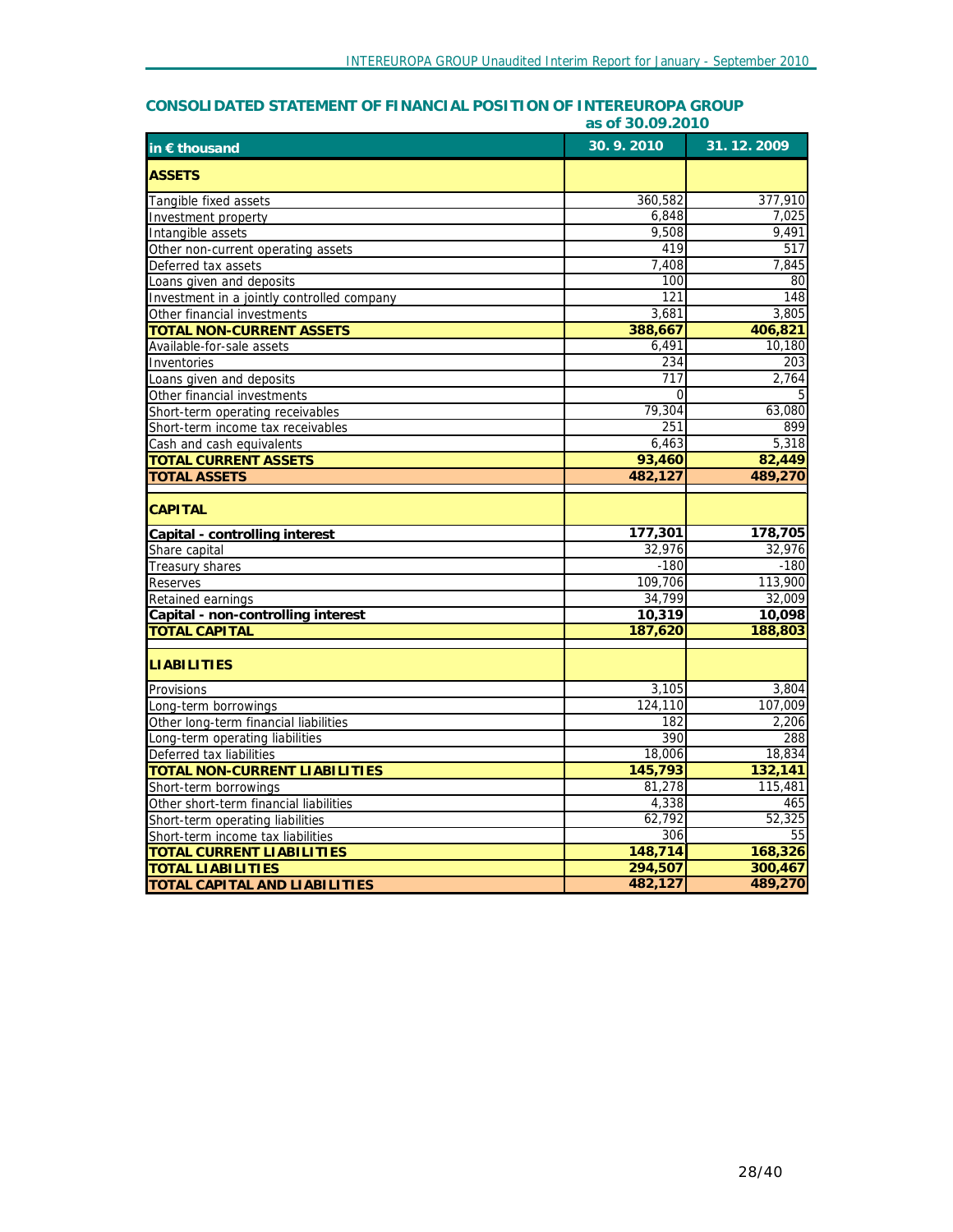## CONSOLIDATED STATEMENT OF FINANCIAL POSITION OF INTEREUROPA GROUP as of 30.09.2010

| in € thousand | 30. 9. 2010 | 31. 12. 2009 |
|---|---|---|
| **ASSETS** | | |
| Tangible fixed assets | 360,582 | 377,910 |
| Investment property | 6,848 | 7,025 |
| Intangible assets | 9,508 | 9,491 |
| Other non-current operating assets | 419 | 517 |
| Deferred tax assets | 7,408 | 7,845 |
| Loans given and deposits | 100 | 80 |
| Investment in a jointly controlled company | 121 | 148 |
| Other financial investments | 3,681 | 3,805 |
| **TOTAL NON-CURRENT ASSETS** | **388,667** | **406,821** |
| Available-for-sale assets | 6,491 | 10,180 |
| Inventories | 234 | 203 |
| Loans given and deposits | 717 | 2,764 |
| Other financial investments | 0 | 5 |
| Short-term operating receivables | 79,304 | 63,080 |
| Short-term income tax receivables | 251 | 899 |
| Cash and cash equivalents | 6,463 | 5,318 |
| **TOTAL CURRENT ASSETS** | **93,460** | **82,449** |
| **TOTAL ASSETS** | **482,127** | **489,270** |
| **CAPITAL** | | |
| **Capital - controlling interest** | **177,301** | **178,705** |
| Share capital | 32,976 | 32,976 |
| Treasury shares | -180 | -180 |
| Reserves | 109,706 | 113,900 |
| Retained earnings | 34,799 | 32,009 |
| **Capital - non-controlling interest** | **10,319** | **10,098** |
| **TOTAL CAPITAL** | **187,620** | **188,803** |
| **LIABILITIES** | | |
| Provisions | 3,105 | 3,804 |
| Long-term borrowings | 124,110 | 107,009 |
| Other long-term financial liabilities | 182 | 2,206 |
| Long-term operating liabilities | 390 | 288 |
| Deferred tax liabilities | 18,006 | 18,834 |
| **TOTAL NON-CURRENT LIABILITIES** | **145,793** | **132,141** |
| Short-term borrowings | 81,278 | 115,481 |
| Other short-term financial liabilities | 4,338 | 465 |
| Short-term operating liabilities | 62,792 | 52,325 |
| Short-term income tax liabilities | 306 | 55 |
| **TOTAL CURRENT LIABILITIES** | **148,714** | **168,326** |
| **TOTAL LIABILITIES** | **294,507** | **300,467** |
| **TOTAL CAPITAL AND LIABILITIES** | **482,127** | **489,270** |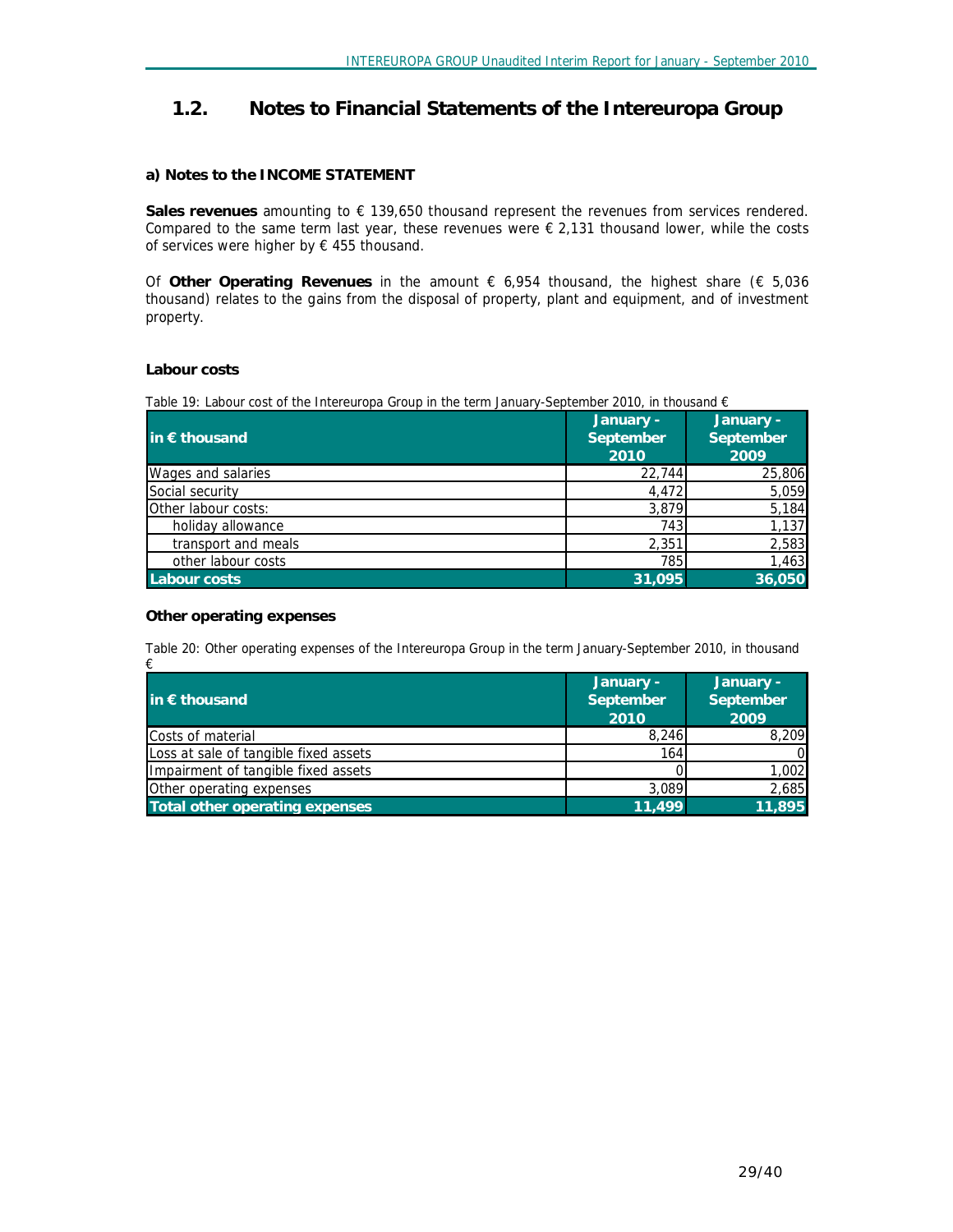## 1.2. Notes to Financial Statements of the Intereuropa Group

### a) Notes to the INCOME STATEMENT

**Sales revenues** amounting to € 139,650 thousand represent the revenues from services rendered. Compared to the same term last year, these revenues were € 2,131 thousand lower, while the costs of services were higher by € 455 thousand.

Of **Other Operating Revenues** in the amount € 6,954 thousand, the highest share (€ 5,036 thousand) relates to the gains from the disposal of property, plant and equipment, and of investment property.

#### Labour costs

Table 19: Labour cost of the Intereuropa Group in the term January-September 2010, in thousand €

| in € thousand | January - September 2010 | January - September 2009 |
|---|---:|---:|
| Wages and salaries | 22,744 | 25,806 |
| Social security | 4,472 | 5,059 |
| Other labour costs: | 3,879 | 5,184 |
| holiday allowance | 743 | 1,137 |
| transport and meals | 2,351 | 2,583 |
| other labour costs | 785 | 1,463 |
| **Labour costs** | **31,095** | **36,050** |

#### Other operating expenses

Table 20: Other operating expenses of the Intereuropa Group in the term January-September 2010, in thousand €

| in € thousand | January - September 2010 | January - September 2009 |
|---|---:|---:|
| Costs of material | 8,246 | 8,209 |
| Loss at sale of tangible fixed assets | 164 | 0 |
| Impairment of tangible fixed assets | 0 | 1,002 |
| Other operating expenses | 3,089 | 2,685 |
| **Total other operating expenses** | **11,499** | **11,895** |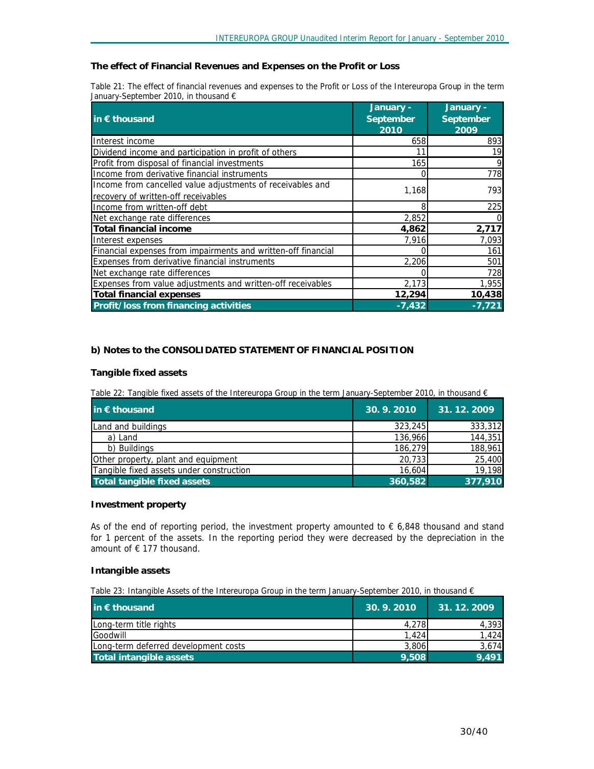### The effect of Financial Revenues and Expenses on the Profit or Loss

Table 21: The effect of financial revenues and expenses to the Profit or Loss of the Intereuropa Group in the term January-September 2010, in thousand €

| in € thousand | January - September 2010 | January - September 2009 |
|---|---|---|
| Interest income | 658 | 893 |
| Dividend income and participation in profit of others | 11 | 19 |
| Profit from disposal of financial investments | 165 | 9 |
| Income from derivative financial instruments | 0 | 778 |
| Income from cancelled value adjustments of receivables and recovery of written-off receivables | 1,168 | 793 |
| Income from written-off debt | 8 | 225 |
| Net exchange rate differences | 2,852 | 0 |
| **Total financial income** | **4,862** | **2,717** |
| Interest expenses | 7,916 | 7,093 |
| Financial expenses from impairments and written-off financial | 0 | 161 |
| Expenses from derivative financial instruments | 2,206 | 501 |
| Net exchange rate differences | 0 | 728 |
| Expenses from value adjustments and written-off receivables | 2,173 | 1,955 |
| **Total financial expenses** | **12,294** | **10,438** |
| **Profit/loss from financing activities** | **-7,432** | **-7,721** |

### b) Notes to the CONSOLIDATED STATEMENT OF FINANCIAL POSITION

#### Tangible fixed assets

Table 22: Tangible fixed assets of the Intereuropa Group in the term January-September 2010, in thousand €

| in € thousand | 30. 9. 2010 | 31. 12. 2009 |
|---|---|---|
| Land and buildings | 323,245 | 333,312 |
| a) Land | 136,966 | 144,351 |
| b) Buildings | 186,279 | 188,961 |
| Other property, plant and equipment | 20,733 | 25,400 |
| Tangible fixed assets under construction | 16,604 | 19,198 |
| **Total tangible fixed assets** | **360,582** | **377,910** |

#### Investment property

As of the end of reporting period, the investment property amounted to € 6,848 thousand and stand for 1 percent of the assets. In the reporting period they were decreased by the depreciation in the amount of € 177 thousand.

#### Intangible assets

Table 23: Intangible Assets of the Intereuropa Group in the term January-September 2010, in thousand €

| in € thousand | 30. 9. 2010 | 31. 12. 2009 |
|---|---|---|
| Long-term title rights | 4,278 | 4,393 |
| Goodwill | 1,424 | 1,424 |
| Long-term deferred development costs | 3,806 | 3,674 |
| **Total intangible assets** | **9,508** | **9,491** |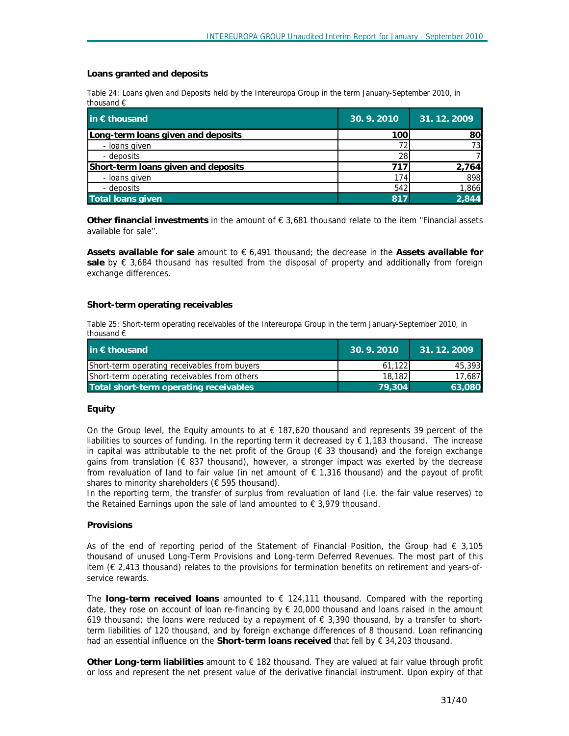### Loans granted and deposits

Table 24: Loans given and Deposits held by the Intereuropa Group in the term January-September 2010, in thousand €

| in € thousand | 30. 9. 2010 | 31. 12. 2009 |
|---|---|---|
| **Long-term loans given and deposits** | **100** | **80** |
| - loans given | 72 | 73 |
| - deposits | 28 | 7 |
| **Short-term loans given and deposits** | **717** | **2,764** |
| - loans given | 174 | 898 |
| - deposits | 542 | 1,866 |
| **Total loans given** | **817** | **2,844** |

**Other financial investments** in the amount of € 3,681 thousand relate to the item ''Financial assets available for sale''.

**Assets available for sale** amount to € 6,491 thousand; the decrease in the **Assets available for sale** by € 3,684 thousand has resulted from the disposal of property and additionally from foreign exchange differences.

### Short-term operating receivables

Table 25: Short-term operating receivables of the Intereuropa Group in the term January-September 2010, in thousand €

| in € thousand | 30. 9. 2010 | 31. 12. 2009 |
|---|---|---|
| Short-term operating receivables from buyers | 61,122 | 45,393 |
| Short-term operating receivables from others | 18,182 | 17,687 |
| **Total short-term operating receivables** | **79,304** | **63,080** |

### Equity

On the Group level, the Equity amounts to at € 187,620 thousand and represents 39 percent of the liabilities to sources of funding. In the reporting term it decreased by € 1,183 thousand. The increase in capital was attributable to the net profit of the Group (€ 33 thousand) and the foreign exchange gains from translation (€ 837 thousand), however, a stronger impact was exerted by the decrease from revaluation of land to fair value (in net amount of € 1,316 thousand) and the payout of profit shares to minority shareholders (€ 595 thousand).
In the reporting term, the transfer of surplus from revaluation of land (i.e. the fair value reserves) to the Retained Earnings upon the sale of land amounted to € 3,979 thousand.

### Provisions

As of the end of reporting period of the Statement of Financial Position, the Group had € 3,105 thousand of unused Long-Term Provisions and Long-term Deferred Revenues. The most part of this item (€ 2,413 thousand) relates to the provisions for termination benefits on retirement and years-of-service rewards.

The **long-term received loans** amounted to € 124,111 thousand. Compared with the reporting date, they rose on account of loan re-financing by € 20,000 thousand and loans raised in the amount 619 thousand; the loans were reduced by a repayment of € 3,390 thousand, by a transfer to short-term liabilities of 120 thousand, and by foreign exchange differences of 8 thousand. Loan refinancing had an essential influence on the **Short-term loans received** that fell by € 34,203 thousand.

**Other Long-term liabilities** amount to € 182 thousand. They are valued at fair value through profit or loss and represent the net present value of the derivative financial instrument. Upon expiry of that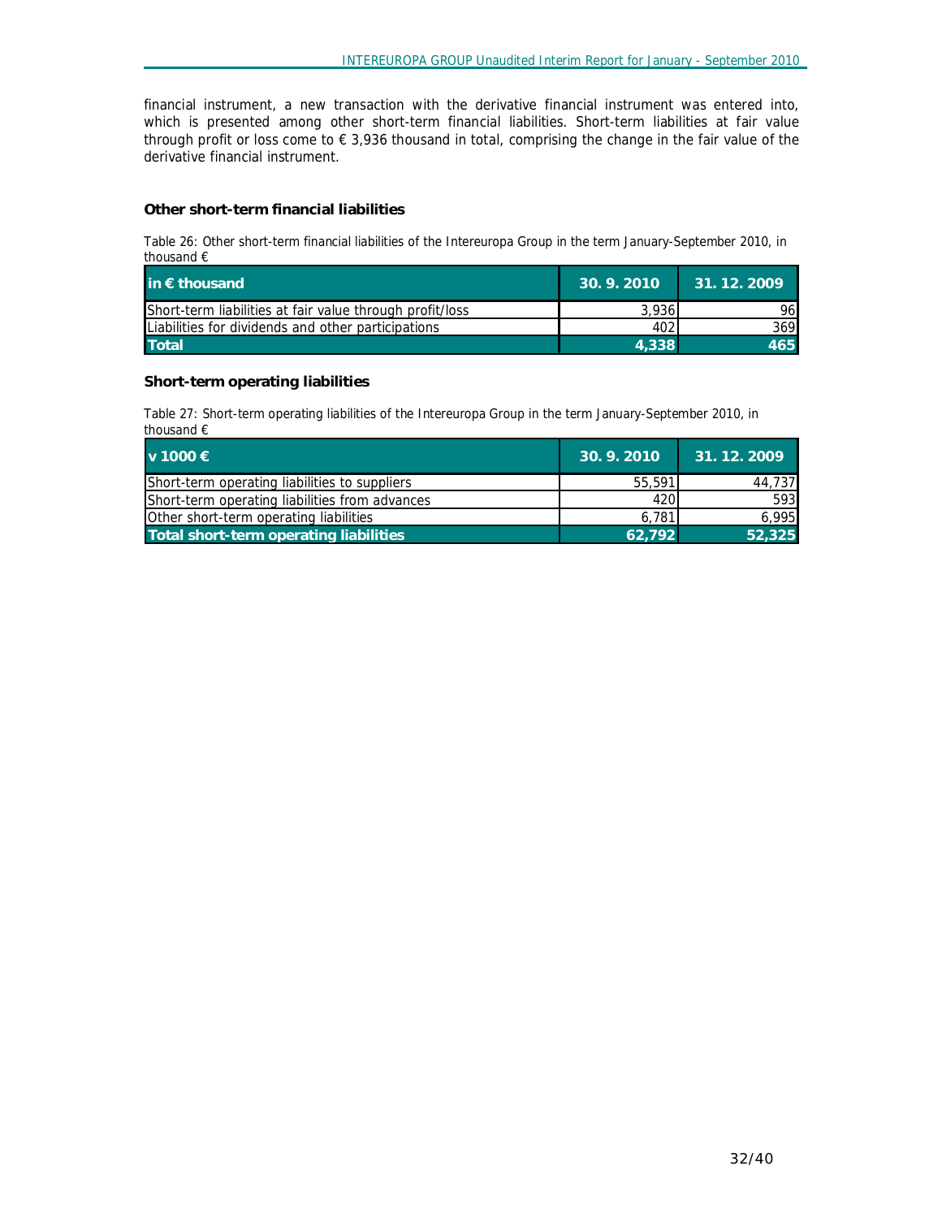financial instrument, a new transaction with the derivative financial instrument was entered into, which is presented among other short-term financial liabilities. Short-term liabilities at fair value through profit or loss come to € 3,936 thousand in total, comprising the change in the fair value of the derivative financial instrument.

### Other short-term financial liabilities

Table 26: Other short-term financial liabilities of the Intereuropa Group in the term January-September 2010, in thousand €

| in € thousand | 30. 9. 2010 | 31. 12. 2009 |
|---|---|---|
| Short-term liabilities at fair value through profit/loss | 3,936 | 96 |
| Liabilities for dividends and other participations | 402 | 369 |
| **Total** | **4,338** | **465** |

### Short-term operating liabilities

Table 27: Short-term operating liabilities of the Intereuropa Group in the term January-September 2010, in thousand €

| v 1000 € | 30. 9. 2010 | 31. 12. 2009 |
|---|---|---|
| Short-term operating liabilities to suppliers | 55,591 | 44,737 |
| Short-term operating liabilities from advances | 420 | 593 |
| Other short-term operating liabilities | 6,781 | 6,995 |
| **Total short-term operating liabilities** | **62,792** | **52,325** |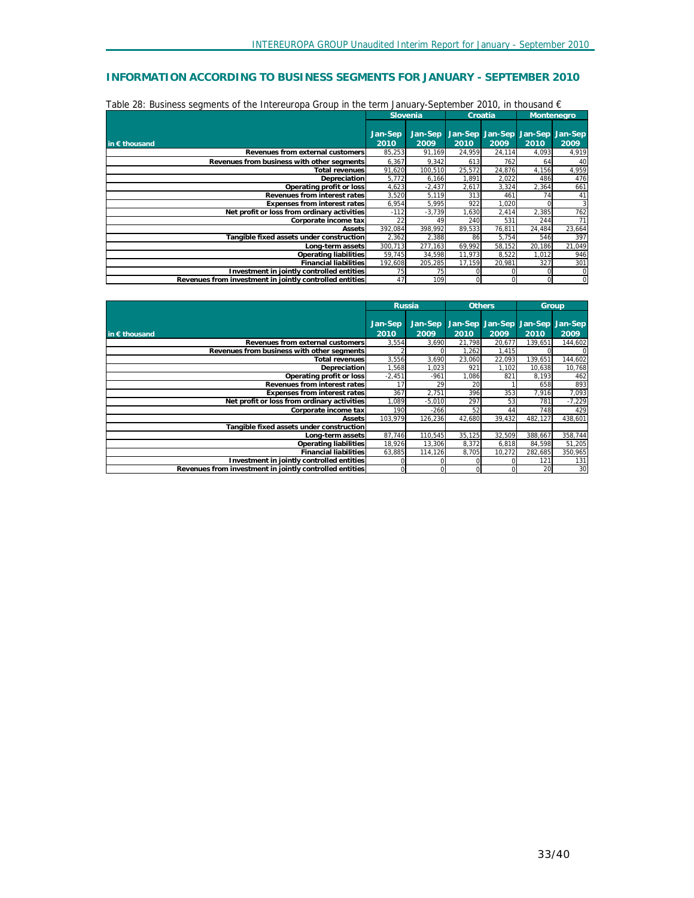## INFORMATION ACCORDING TO BUSINESS SEGMENTS FOR JANUARY - SEPTEMBER 2010

Table 28: Business segments of the Intereuropa Group in the term January-September 2010, in thousand €

| in € thousand | Slovenia | | Croatia | | Montenegro | |
|---|---|---|---|---|---|---|
| | Jan-Sep 2010 | Jan-Sep 2009 | Jan-Sep 2010 | Jan-Sep 2009 | Jan-Sep 2010 | Jan-Sep 2009 |
| Revenues from external customers | 85,253 | 91,169 | 24,959 | 24,114 | 4,093 | 4,919 |
| Revenues from business with other segments | 6,367 | 9,342 | 613 | 762 | 64 | 40 |
| Total revenues | 91,620 | 100,510 | 25,572 | 24,876 | 4,156 | 4,959 |
| Depreciation | 5,772 | 6,166 | 1,891 | 2,022 | 486 | 476 |
| Operating profit or loss | 4,623 | -2,437 | 2,617 | 3,324 | 2,364 | 661 |
| Revenues from interest rates | 3,520 | 5,119 | 313 | 461 | 74 | 41 |
| Expenses from interest rates | 6,954 | 5,995 | 922 | 1,020 | 0 | 3 |
| Net profit or loss from ordinary activities | -112 | -3,739 | 1,630 | 2,414 | 2,385 | 762 |
| Corporate income tax | 22 | 49 | 240 | 531 | 244 | 71 |
| Assets | 392,084 | 398,992 | 89,533 | 76,811 | 24,484 | 23,664 |
| Tangible fixed assets under construction | 2,362 | 2,388 | 86 | 5,754 | 546 | 397 |
| Long-term assets | 300,713 | 277,163 | 69,992 | 58,152 | 20,186 | 21,049 |
| Operating liabilities | 59,745 | 34,598 | 11,973 | 8,522 | 1,012 | 946 |
| Financial liabilities | 192,608 | 205,285 | 17,159 | 20,981 | 327 | 301 |
| Investment in jointly controlled entities | 75 | 75 | 0 | 0 | 0 | 0 |
| Revenues from investment in jointly controlled entities | 47 | 109 | 0 | 0 | 0 | 0 |

| in € thousand | Russia | | Others | | Group | |
|---|---|---|---|---|---|---|
| | Jan-Sep 2010 | Jan-Sep 2009 | Jan-Sep 2010 | Jan-Sep 2009 | Jan-Sep 2010 | Jan-Sep 2009 |
| Revenues from external customers | 3,554 | 3,690 | 21,798 | 20,677 | 139,651 | 144,602 |
| Revenues from business with other segments | 2 | 0 | 1,262 | 1,415 | 0 | 0 |
| Total revenues | 3,556 | 3,690 | 23,060 | 22,093 | 139,651 | 144,602 |
| Depreciation | 1,568 | 1,023 | 921 | 1,102 | 10,638 | 10,768 |
| Operating profit or loss | -2,451 | -961 | 1,086 | 821 | 8,193 | 462 |
| Revenues from interest rates | 17 | 29 | 20 | 1 | 658 | 893 |
| Expenses from interest rates | 367 | 2,751 | 396 | 353 | 7,916 | 7,093 |
| Net profit or loss from ordinary activities | 1,089 | -5,010 | 297 | 53 | 781 | -7,229 |
| Corporate income tax | 190 | -266 | 52 | 44 | 748 | 429 |
| Assets | 103,979 | 126,236 | 42,680 | 39,432 | 482,127 | 438,601 |
| Tangible fixed assets under construction | | | | | | |
| Long-term assets | 87,746 | 110,545 | 35,125 | 32,509 | 388,667 | 358,744 |
| Operating liabilities | 18,926 | 13,306 | 8,372 | 6,818 | 84,598 | 51,205 |
| Financial liabilities | 63,885 | 114,126 | 8,705 | 10,272 | 282,685 | 350,965 |
| Investment in jointly controlled entities | 0 | 0 | 0 | 0 | 121 | 131 |
| Revenues from investment in jointly controlled entities | 0 | 0 | 0 | 0 | 20 | 30 |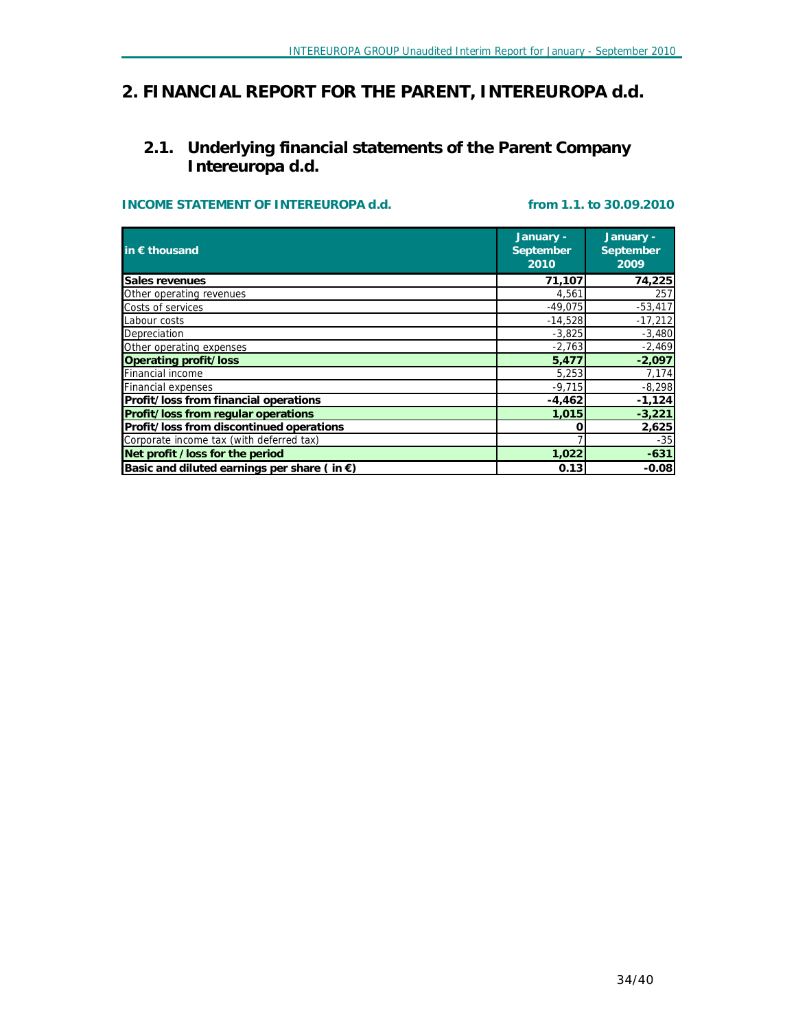# 2. FINANCIAL REPORT FOR THE PARENT, INTEREUROPA d.d.

## 2.1. Underlying financial statements of the Parent Company Intereuropa d.d.

**INCOME STATEMENT OF INTEREUROPA d.d.** **from 1.1. to 30.09.2010**

| in € thousand | January - September 2010 | January - September 2009 |
|---|---|---|
| **Sales revenues** | **71,107** | **74,225** |
| Other operating revenues | 4,561 | 257 |
| Costs of services | -49,075 | -53,417 |
| Labour costs | -14,528 | -17,212 |
| Depreciation | -3,825 | -3,480 |
| Other operating expenses | -2,763 | -2,469 |
| **Operating profit/loss** | **5,477** | **-2,097** |
| Financial income | 5,253 | 7,174 |
| Financial expenses | -9,715 | -8,298 |
| **Profit/loss from financial operations** | **-4,462** | **-1,124** |
| **Profit/loss from regular operations** | **1,015** | **-3,221** |
| **Profit/loss from discontinued operations** | **0** | **2,625** |
| Corporate income tax (with deferred tax) | 7 | -35 |
| **Net profit /loss for the period** | **1,022** | **-631** |
| **Basic and diluted earnings per share ( in €)** | **0.13** | **-0.08** |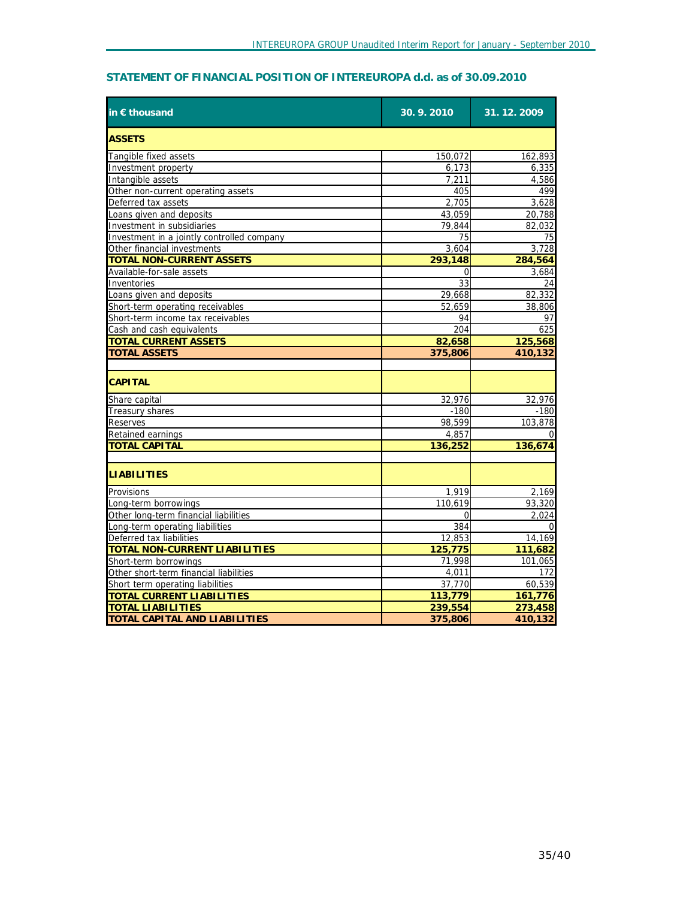## STATEMENT OF FINANCIAL POSITION OF INTEREUROPA d.d. as of 30.09.2010

| in € thousand | 30. 9. 2010 | 31. 12. 2009 |
|---|---|---|
| **ASSETS** | | |
| Tangible fixed assets | 150,072 | 162,893 |
| Investment property | 6,173 | 6,335 |
| Intangible assets | 7,211 | 4,586 |
| Other non-current operating assets | 405 | 499 |
| Deferred tax assets | 2,705 | 3,628 |
| Loans given and deposits | 43,059 | 20,788 |
| Investment in subsidiaries | 79,844 | 82,032 |
| Investment in a jointly controlled company | 75 | 75 |
| Other financial investments | 3,604 | 3,728 |
| **TOTAL NON-CURRENT ASSETS** | **293,148** | **284,564** |
| Available-for-sale assets | 0 | 3,684 |
| Inventories | 33 | 24 |
| Loans given and deposits | 29,668 | 82,332 |
| Short-term operating receivables | 52,659 | 38,806 |
| Short-term income tax receivables | 94 | 97 |
| Cash and cash equivalents | 204 | 625 |
| **TOTAL CURRENT ASSETS** | **82,658** | **125,568** |
| **TOTAL ASSETS** | **375,806** | **410,132** |
| | | |
| **CAPITAL** | | |
| Share capital | 32,976 | 32,976 |
| Treasury shares | -180 | -180 |
| Reserves | 98,599 | 103,878 |
| Retained earnings | 4,857 | 0 |
| **TOTAL CAPITAL** | **136,252** | **136,674** |
| | | |
| **LIABILITIES** | | |
| Provisions | 1,919 | 2,169 |
| Long-term borrowings | 110,619 | 93,320 |
| Other long-term financial liabilities | 0 | 2,024 |
| Long-term operating liabilities | 384 | 0 |
| Deferred tax liabilities | 12,853 | 14,169 |
| **TOTAL NON-CURRENT LIABILITIES** | **125,775** | **111,682** |
| Short-term borrowings | 71,998 | 101,065 |
| Other short-term financial liabilities | 4,011 | 172 |
| Short term operating liabilities | 37,770 | 60,539 |
| **TOTAL CURRENT LIABILITIES** | **113,779** | **161,776** |
| **TOTAL LIABILITIES** | **239,554** | **273,458** |
| **TOTAL CAPITAL AND LIABILITIES** | **375,806** | **410,132** |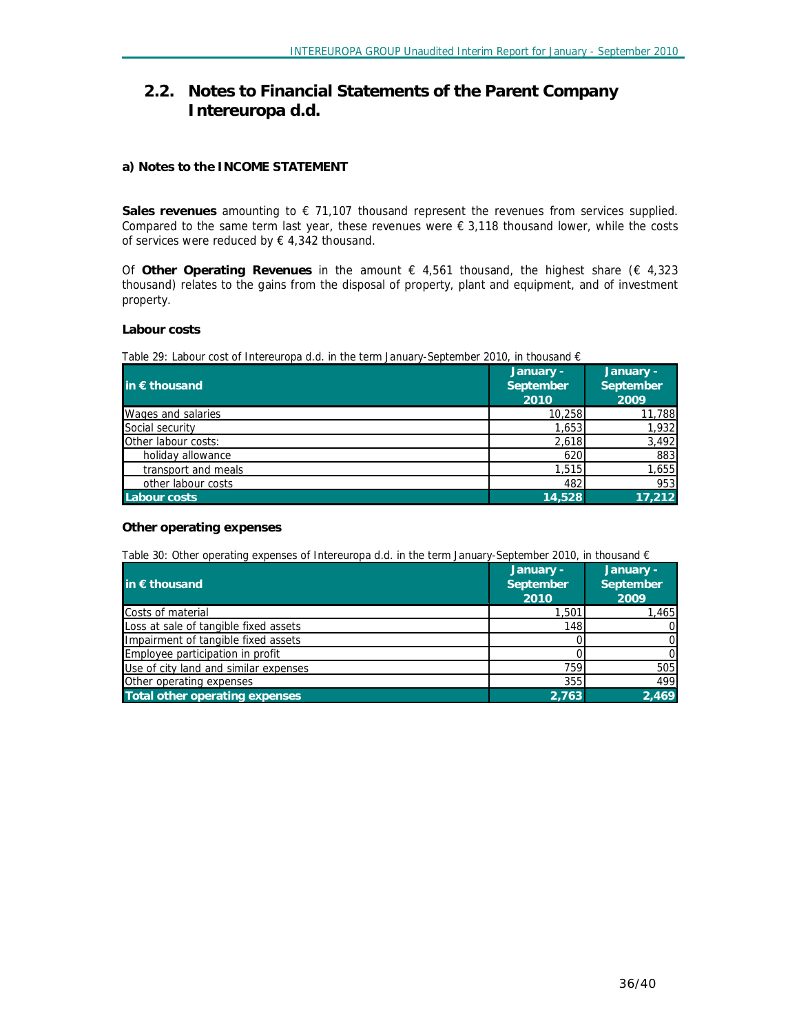## 2.2. Notes to Financial Statements of the Parent Company Intereuropa d.d.

### a) Notes to the INCOME STATEMENT

**Sales revenues** amounting to € 71,107 thousand represent the revenues from services supplied. Compared to the same term last year, these revenues were € 3,118 thousand lower, while the costs of services were reduced by € 4,342 thousand.

Of **Other Operating Revenues** in the amount € 4,561 thousand, the highest share (€ 4,323 thousand) relates to the gains from the disposal of property, plant and equipment, and of investment property.

#### Labour costs

Table 29: Labour cost of Intereuropa d.d. in the term January-September 2010, in thousand €

| in € thousand | January - September 2010 | January - September 2009 |
|---|---|---|
| Wages and salaries | 10,258 | 11,788 |
| Social security | 1,653 | 1,932 |
| Other labour costs: | 2,618 | 3,492 |
| holiday allowance | 620 | 883 |
| transport and meals | 1,515 | 1,655 |
| other labour costs | 482 | 953 |
| **Labour costs** | **14,528** | **17,212** |

#### Other operating expenses

Table 30: Other operating expenses of Intereuropa d.d. in the term January-September 2010, in thousand €

| in € thousand | January - September 2010 | January - September 2009 |
|---|---|---|
| Costs of material | 1,501 | 1,465 |
| Loss at sale of tangible fixed assets | 148 | 0 |
| Impairment of tangible fixed assets | 0 | 0 |
| Employee participation in profit | 0 | 0 |
| Use of city land and similar expenses | 759 | 505 |
| Other operating expenses | 355 | 499 |
| **Total other operating expenses** | **2,763** | **2,469** |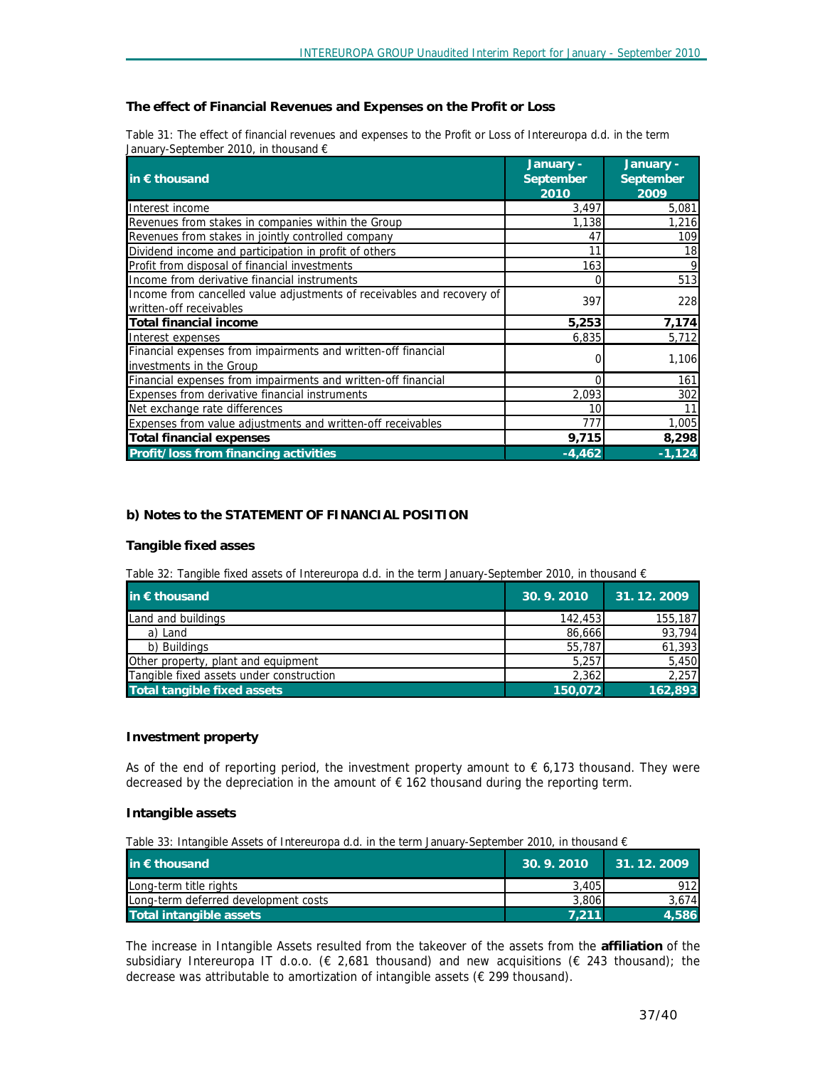### The effect of Financial Revenues and Expenses on the Profit or Loss

Table 31: The effect of financial revenues and expenses to the Profit or Loss of Intereuropa d.d. in the term January-September 2010, in thousand €

| in € thousand | January - September 2010 | January - September 2009 |
|---|---|---|
| Interest income | 3,497 | 5,081 |
| Revenues from stakes in companies within the Group | 1,138 | 1,216 |
| Revenues from stakes in jointly controlled company | 47 | 109 |
| Dividend income and participation in profit of others | 11 | 18 |
| Profit from disposal of financial investments | 163 | 9 |
| Income from derivative financial instruments | 0 | 513 |
| Income from cancelled value adjustments of receivables and recovery of written-off receivables | 397 | 228 |
| **Total financial income** | **5,253** | **7,174** |
| Interest expenses | 6,835 | 5,712 |
| Financial expenses from impairments and written-off financial investments in the Group | 0 | 1,106 |
| Financial expenses from impairments and written-off financial | 0 | 161 |
| Expenses from derivative financial instruments | 2,093 | 302 |
| Net exchange rate differences | 10 | 11 |
| Expenses from value adjustments and written-off receivables | 777 | 1,005 |
| **Total financial expenses** | **9,715** | **8,298** |
| **Profit/loss from financing activities** | **-4,462** | **-1,124** |

### b) Notes to the STATEMENT OF FINANCIAL POSITION

#### Tangible fixed asses

Table 32: Tangible fixed assets of Intereuropa d.d. in the term January-September 2010, in thousand €

| in € thousand | 30. 9. 2010 | 31. 12. 2009 |
|---|---|---|
| Land and buildings | 142,453 | 155,187 |
| a) Land | 86,666 | 93,794 |
| b) Buildings | 55,787 | 61,393 |
| Other property, plant and equipment | 5,257 | 5,450 |
| Tangible fixed assets under construction | 2,362 | 2,257 |
| **Total tangible fixed assets** | **150,072** | **162,893** |

#### Investment property

As of the end of reporting period, the investment property amount to € 6,173 thousand. They were decreased by the depreciation in the amount of € 162 thousand during the reporting term.

#### Intangible assets

Table 33: Intangible Assets of Intereuropa d.d. in the term January-September 2010, in thousand €

| in € thousand | 30. 9. 2010 | 31. 12. 2009 |
|---|---|---|
| Long-term title rights | 3,405 | 912 |
| Long-term deferred development costs | 3,806 | 3,674 |
| **Total intangible assets** | **7,211** | **4,586** |

The increase in Intangible Assets resulted from the takeover of the assets from the **affiliation** of the subsidiary Intereuropa IT d.o.o. (€ 2,681 thousand) and new acquisitions (€ 243 thousand); the decrease was attributable to amortization of intangible assets (€ 299 thousand).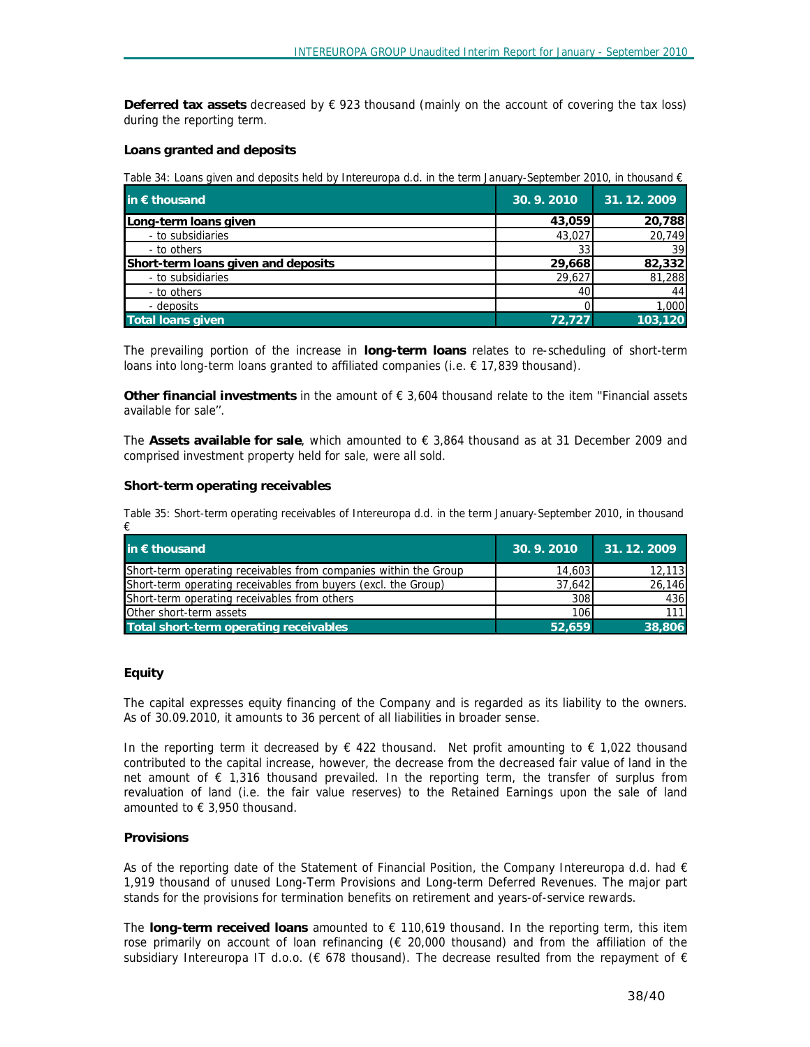**Deferred tax assets** decreased by € 923 thousand (mainly on the account of covering the tax loss) during the reporting term.

**Loans granted and deposits**

Table 34: Loans given and deposits held by Intereuropa d.d. in the term January-September 2010, in thousand €

| in € thousand | 30. 9. 2010 | 31. 12. 2009 |
|---|---|---|
| **Long-term loans given** | **43,059** | **20,788** |
| - to subsidiaries | 43,027 | 20,749 |
| - to others | 33 | 39 |
| **Short-term loans given and deposits** | **29,668** | **82,332** |
| - to subsidiaries | 29,627 | 81,288 |
| - to others | 40 | 44 |
| - deposits | 0 | 1,000 |
| **Total loans given** | **72,727** | **103,120** |

The prevailing portion of the increase in **long-term loans** relates to re-scheduling of short-term loans into long-term loans granted to affiliated companies (i.e. € 17,839 thousand).

**Other financial investments** in the amount of € 3,604 thousand relate to the item ''Financial assets available for sale''.

The **Assets available for sale**, which amounted to € 3,864 thousand as at 31 December 2009 and comprised investment property held for sale, were all sold.

**Short-term operating receivables**

Table 35: Short-term operating receivables of Intereuropa d.d. in the term January-September 2010, in thousand €

| in € thousand | 30. 9. 2010 | 31. 12. 2009 |
|---|---|---|
| Short-term operating receivables from companies within the Group | 14,603 | 12,113 |
| Short-term operating receivables from buyers (excl. the Group) | 37,642 | 26,146 |
| Short-term operating receivables from others | 308 | 436 |
| Other short-term assets | 106 | 111 |
| **Total short-term operating receivables** | **52,659** | **38,806** |

**Equity**

The capital expresses equity financing of the Company and is regarded as its liability to the owners. As of 30.09.2010, it amounts to 36 percent of all liabilities in broader sense.

In the reporting term it decreased by € 422 thousand. Net profit amounting to € 1,022 thousand contributed to the capital increase, however, the decrease from the decreased fair value of land in the net amount of € 1,316 thousand prevailed. In the reporting term, the transfer of surplus from revaluation of land (i.e. the fair value reserves) to the Retained Earnings upon the sale of land amounted to € 3,950 thousand.

**Provisions**

As of the reporting date of the Statement of Financial Position, the Company Intereuropa d.d. had € 1,919 thousand of unused Long-Term Provisions and Long-term Deferred Revenues. The major part stands for the provisions for termination benefits on retirement and years-of-service rewards.

The **long-term received loans** amounted to € 110,619 thousand. In the reporting term, this item rose primarily on account of loan refinancing (€ 20,000 thousand) and from the affiliation of the subsidiary Intereuropa IT d.o.o. (€ 678 thousand). The decrease resulted from the repayment of €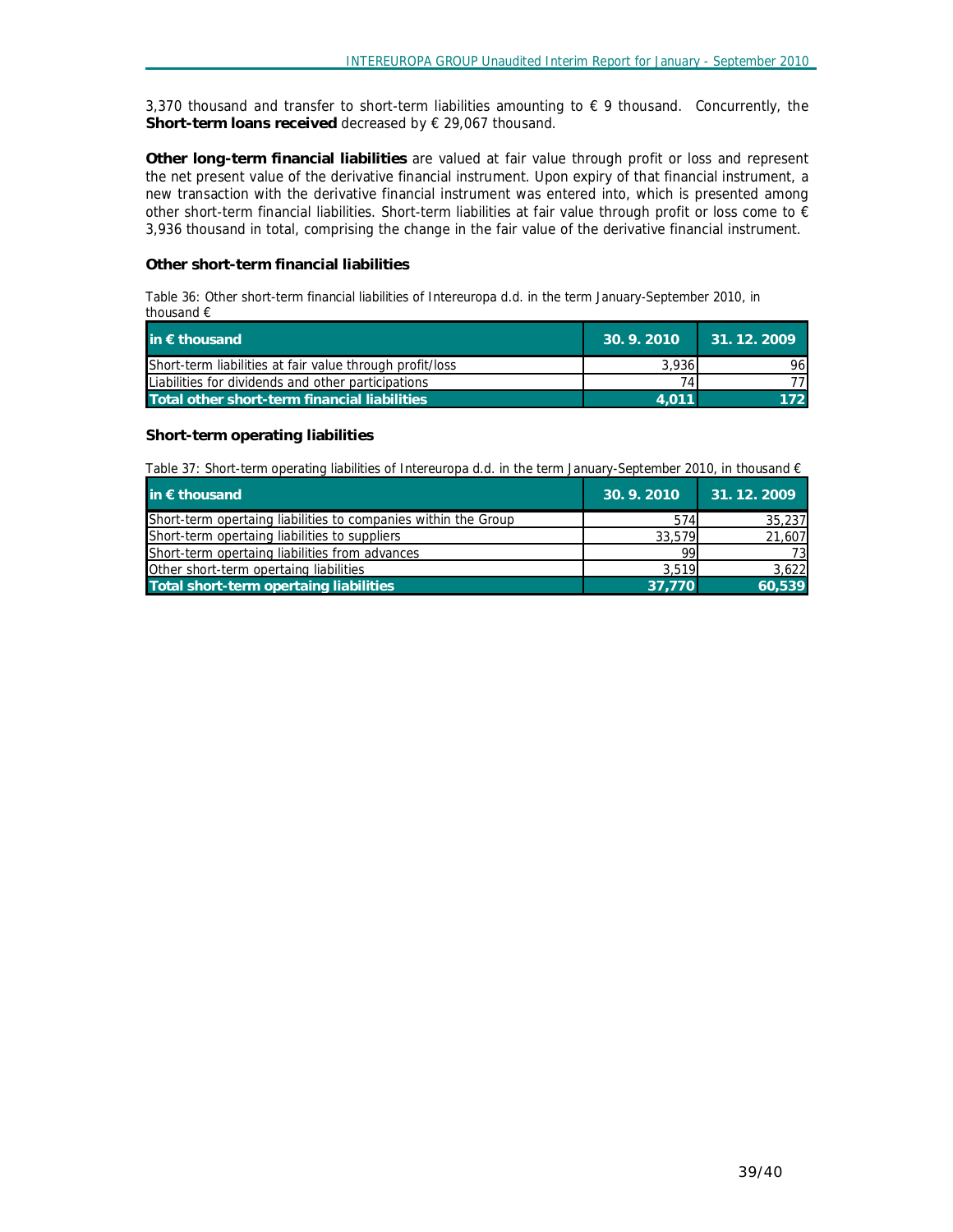3,370 thousand and transfer to short-term liabilities amounting to € 9 thousand. Concurrently, the **Short-term loans received** decreased by € 29,067 thousand.

**Other long-term financial liabilities** are valued at fair value through profit or loss and represent the net present value of the derivative financial instrument. Upon expiry of that financial instrument, a new transaction with the derivative financial instrument was entered into, which is presented among other short-term financial liabilities. Short-term liabilities at fair value through profit or loss come to € 3,936 thousand in total, comprising the change in the fair value of the derivative financial instrument.

### Other short-term financial liabilities

Table 36: Other short-term financial liabilities of Intereuropa d.d. in the term January-September 2010, in thousand €

| in € thousand | 30. 9. 2010 | 31. 12. 2009 |
|---|---|---|
| Short-term liabilities at fair value through profit/loss | 3,936 | 96 |
| Liabilities for dividends and other participations | 74 | 77 |
| **Total other short-term financial liabilities** | **4,011** | **172** |

### Short-term operating liabilities

Table 37: Short-term operating liabilities of Intereuropa d.d. in the term January-September 2010, in thousand €

| in € thousand | 30. 9. 2010 | 31. 12. 2009 |
|---|---|---|
| Short-term opertaing liabilities to companies within the Group | 574 | 35,237 |
| Short-term opertaing liabilities to suppliers | 33,579 | 21,607 |
| Short-term opertaing liabilities from advances | 99 | 73 |
| Other short-term opertaing liabilities | 3,519 | 3,622 |
| **Total short-term opertaing liabilities** | **37,770** | **60,539** |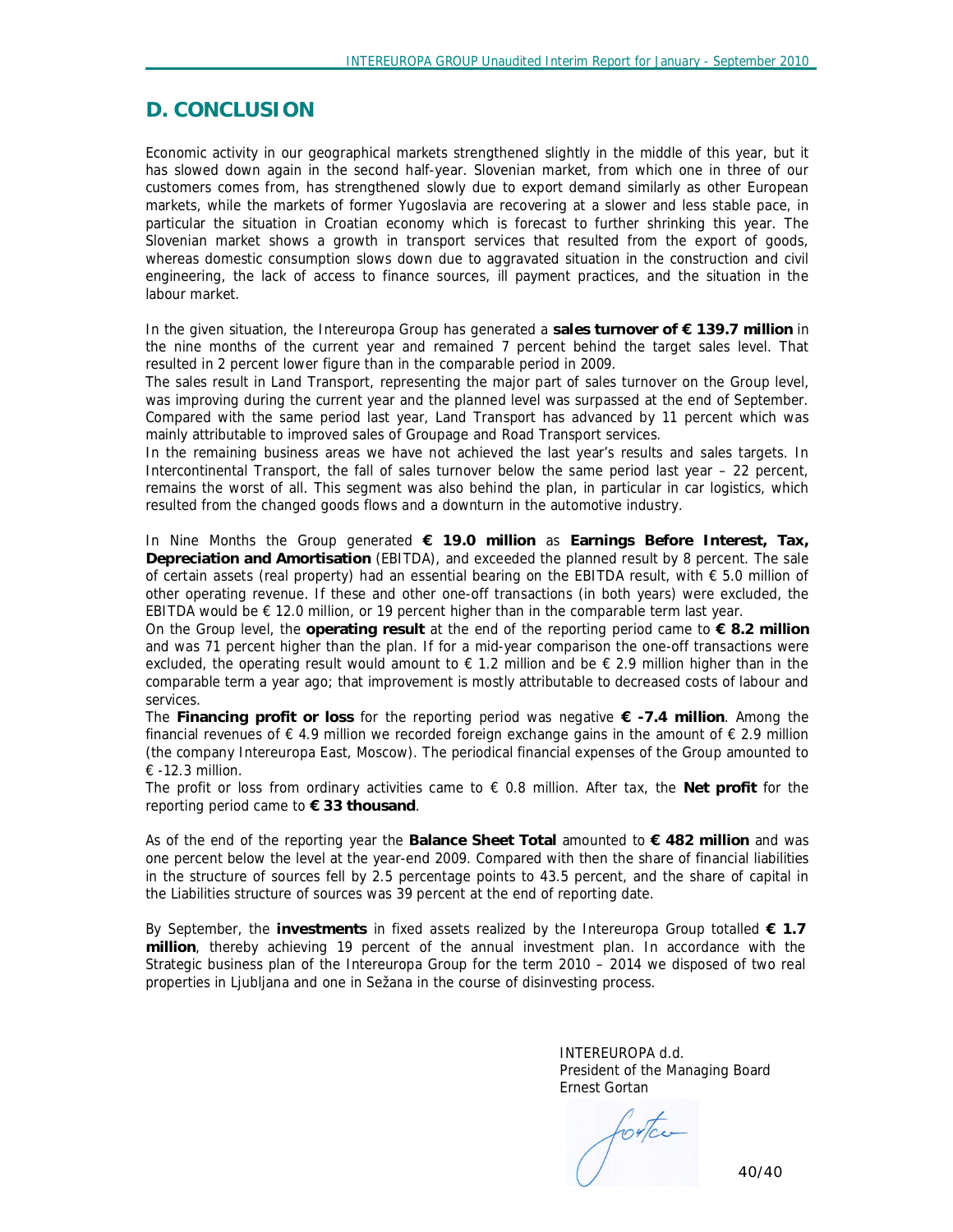## D. CONCLUSION

Economic activity in our geographical markets strengthened slightly in the middle of this year, but it has slowed down again in the second half-year. Slovenian market, from which one in three of our customers comes from, has strengthened slowly due to export demand similarly as other European markets, while the markets of former Yugoslavia are recovering at a slower and less stable pace, in particular the situation in Croatian economy which is forecast to further shrinking this year. The Slovenian market shows a growth in transport services that resulted from the export of goods, whereas domestic consumption slows down due to aggravated situation in the construction and civil engineering, the lack of access to finance sources, ill payment practices, and the situation in the labour market.

In the given situation, the Intereuropa Group has generated a **sales turnover of € 139.7 million** in the nine months of the current year and remained 7 percent behind the target sales level. That resulted in 2 percent lower figure than in the comparable period in 2009.
The sales result in Land Transport, representing the major part of sales turnover on the Group level, was improving during the current year and the planned level was surpassed at the end of September. Compared with the same period last year, Land Transport has advanced by 11 percent which was mainly attributable to improved sales of Groupage and Road Transport services.
In the remaining business areas we have not achieved the last year's results and sales targets. In Intercontinental Transport, the fall of sales turnover below the same period last year – 22 percent, remains the worst of all. This segment was also behind the plan, in particular in car logistics, which resulted from the changed goods flows and a downturn in the automotive industry.

In Nine Months the Group generated **€ 19.0 million** as **Earnings Before Interest, Tax, Depreciation and Amortisation** (EBITDA), and exceeded the planned result by 8 percent. The sale of certain assets (real property) had an essential bearing on the EBITDA result, with € 5.0 million of other operating revenue. If these and other one-off transactions (in both years) were excluded, the EBITDA would be € 12.0 million, or 19 percent higher than in the comparable term last year.
On the Group level, the **operating result** at the end of the reporting period came to **€ 8.2 million** and was 71 percent higher than the plan. If for a mid-year comparison the one-off transactions were excluded, the operating result would amount to € 1.2 million and be € 2.9 million higher than in the comparable term a year ago; that improvement is mostly attributable to decreased costs of labour and services.
The **Financing profit or loss** for the reporting period was negative **€ -7.4 million**. Among the financial revenues of € 4.9 million we recorded foreign exchange gains in the amount of € 2.9 million (the company Intereuropa East, Moscow). The periodical financial expenses of the Group amounted to € -12.3 million.
The profit or loss from ordinary activities came to € 0.8 million. After tax, the **Net profit** for the reporting period came to **€ 33 thousand**.

As of the end of the reporting year the **Balance Sheet Total** amounted to **€ 482 million** and was one percent below the level at the year-end 2009. Compared with then the share of financial liabilities in the structure of sources fell by 2.5 percentage points to 43.5 percent, and the share of capital in the Liabilities structure of sources was 39 percent at the end of reporting date.

By September, the **investments** in fixed assets realized by the Intereuropa Group totalled **€ 1.7 million**, thereby achieving 19 percent of the annual investment plan. In accordance with the Strategic business plan of the Intereuropa Group for the term 2010 – 2014 we disposed of two real properties in Ljubljana and one in Sežana in the course of disinvesting process.

INTEREUROPA d.d.
President of the Managing Board
Ernest Gortan